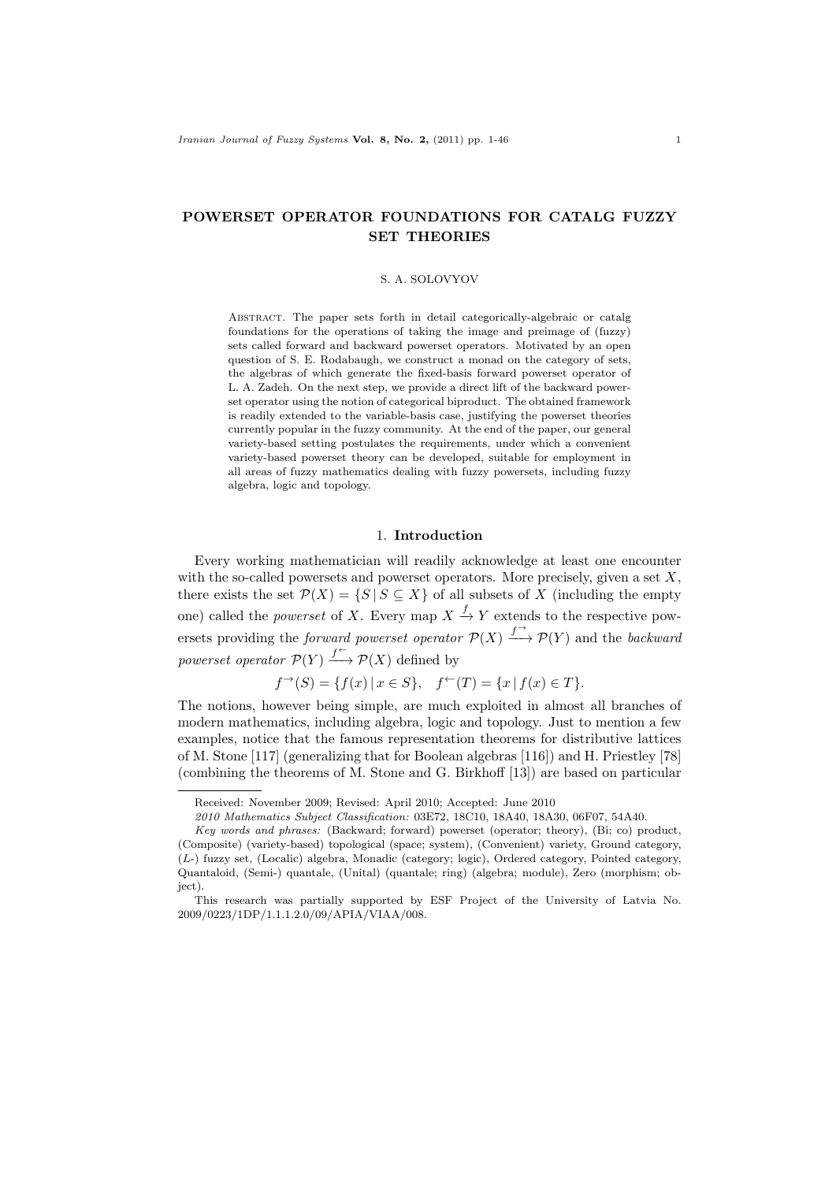# POWERSET OPERATOR FOUNDATIONS FOR CATALG FUZZY SET THEORIES

S. A. SOLOVYOV

Abstract. The paper sets forth in detail categorically-algebraic or catalg foundations for the operations of taking the image and preimage of (fuzzy) sets called forward and backward powerset operators. Motivated by an open question of S. E. Rodabaugh, we construct a monad on the category of sets, the algebras of which generate the fixed-basis forward powerset operator of L. A. Zadeh. On the next step, we provide a direct lift of the backward powerset operator using the notion of categorical biproduct. The obtained framework is readily extended to the variable-basis case, justifying the powerset theories currently popular in the fuzzy community. At the end of the paper, our general variety-based setting postulates the requirements, under which a convenient variety-based powerset theory can be developed, suitable for employment in all areas of fuzzy mathematics dealing with fuzzy powersets, including fuzzy algebra, logic and topology.

## 1. Introduction

Every working mathematician will readily acknowledge at least one encounter with the so-called powersets and powerset operators. More precisely, given a set $X$, there exists the set $\mathcal{P}(X) = \{S \mid S \subseteq X\}$ of all subsets of $X$ (including the empty one) called the *powerset* of $X$. Every map $X \xrightarrow{f} Y$ extends to the respective powersets providing the *forward powerset operator* $\mathcal{P}(X) \xrightarrow{f^{\rightarrow}} \mathcal{P}(Y)$ and the *backward powerset operator* $\mathcal{P}(Y) \xrightarrow{f^{\leftarrow}} \mathcal{P}(X)$ defined by

$$f^{\rightarrow}(S) = \{f(x) \mid x \in S\}, \quad f^{\leftarrow}(T) = \{x \mid f(x) \in T\}.$$

The notions, however being simple, are much exploited in almost all branches of modern mathematics, including algebra, logic and topology. Just to mention a few examples, notice that the famous representation theorems for distributive lattices of M. Stone [117] (generalizing that for Boolean algebras [116]) and H. Priestley [78] (combining the theorems of M. Stone and G. Birkhoff [13]) are based on particular

---

Received: November 2009; Revised: April 2010; Accepted: June 2010

*2010 Mathematics Subject Classification:* 03E72, 18C10, 18A40, 18A30, 06F07, 54A40.

*Key words and phrases:* (Backward; forward) powerset (operator; theory), (Bi; co) product, (Composite) (variety-based) topological (space; system), (Convenient) variety, Ground category, ($L$-) fuzzy set, (Localic) algebra, Monadic (category; logic), Ordered category, Pointed category, Quantaloid, (Semi-) quantale, (Unital) (quantale; ring) (algebra; module), Zero (morphism; object).

This research was partially supported by ESF Project of the University of Latvia No. 2009/0223/1DP/1.1.1.2.0/09/APIA/VIAA/008.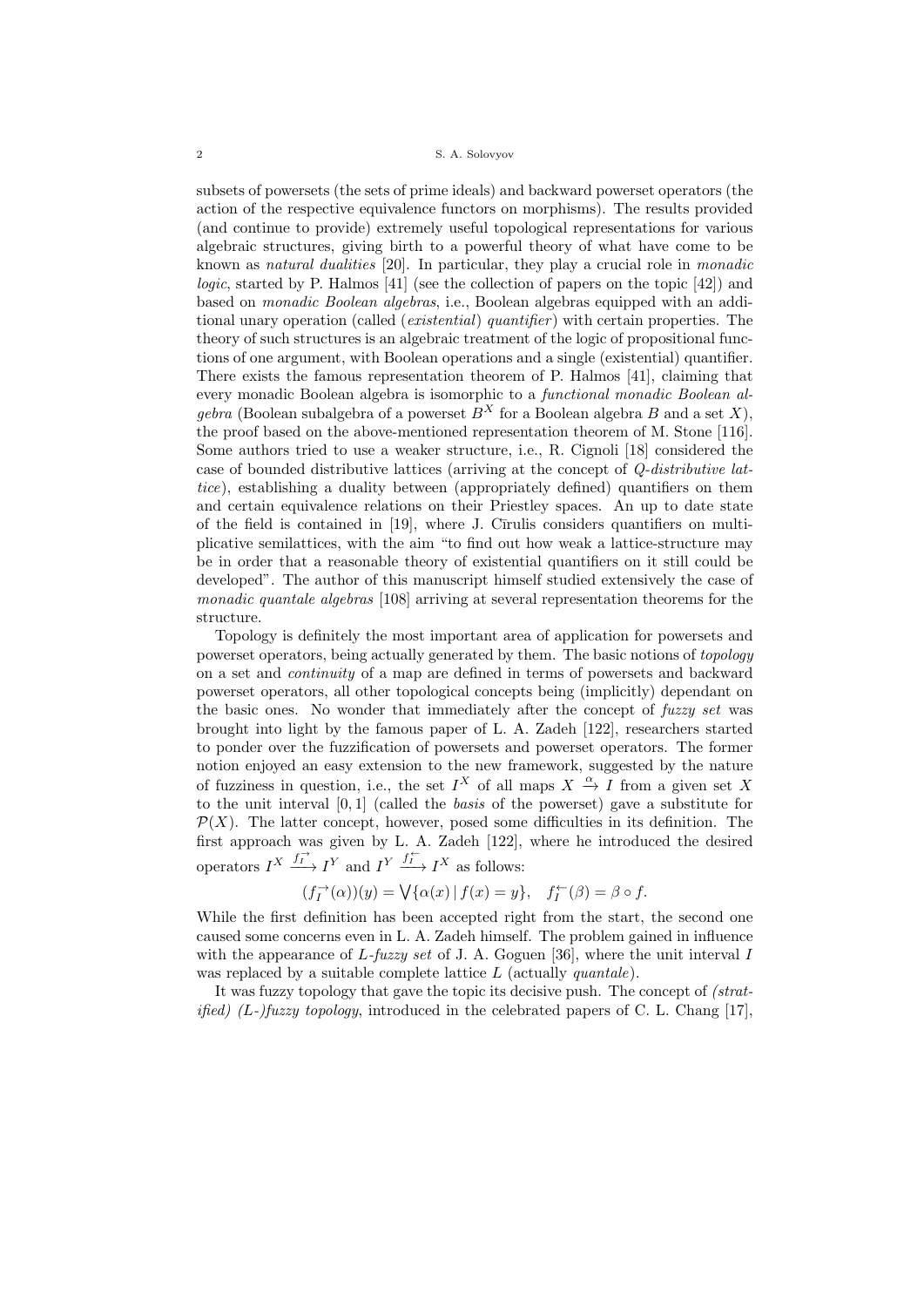subsets of powersets (the sets of prime ideals) and backward powerset operators (the action of the respective equivalence functors on morphisms). The results provided (and continue to provide) extremely useful topological representations for various algebraic structures, giving birth to a powerful theory of what have come to be known as *natural dualities* [20]. In particular, they play a crucial role in *monadic logic*, started by P. Halmos [41] (see the collection of papers on the topic [42]) and based on *monadic Boolean algebras*, i.e., Boolean algebras equipped with an additional unary operation (called (*existential*) *quantifier*) with certain properties. The theory of such structures is an algebraic treatment of the logic of propositional functions of one argument, with Boolean operations and a single (existential) quantifier. There exists the famous representation theorem of P. Halmos [41], claiming that every monadic Boolean algebra is isomorphic to a *functional monadic Boolean algebra* (Boolean subalgebra of a powerset $B^X$ for a Boolean algebra $B$ and a set $X$), the proof based on the above-mentioned representation theorem of M. Stone [116]. Some authors tried to use a weaker structure, i.e., R. Cignoli [18] considered the case of bounded distributive lattices (arriving at the concept of *Q-distributive lattice*), establishing a duality between (appropriately defined) quantifiers on them and certain equivalence relations on their Priestley spaces. An up to date state of the field is contained in [19], where J. Cīrulis considers quantifiers on multiplicative semilattices, with the aim "to find out how weak a lattice-structure may be in order that a reasonable theory of existential quantifiers on it still could be developed". The author of this manuscript himself studied extensively the case of *monadic quantale algebras* [108] arriving at several representation theorems for the structure.

Topology is definitely the most important area of application for powersets and powerset operators, being actually generated by them. The basic notions of *topology* on a set and *continuity* of a map are defined in terms of powersets and backward powerset operators, all other topological concepts being (implicitly) dependant on the basic ones. No wonder that immediately after the concept of *fuzzy set* was brought into light by the famous paper of L. A. Zadeh [122], researchers started to ponder over the fuzzification of powersets and powerset operators. The former notion enjoyed an easy extension to the new framework, suggested by the nature of fuzziness in question, i.e., the set $I^X$ of all maps $X \xrightarrow{\alpha} I$ from a given set $X$ to the unit interval $[0,1]$ (called the *basis* of the powerset) gave a substitute for $\mathcal{P}(X)$. The latter concept, however, posed some difficulties in its definition. The first approach was given by L. A. Zadeh [122], where he introduced the desired operators $I^X \xrightarrow{f_I^{\rightarrow}} I^Y$ and $I^Y \xrightarrow{f_I^{\leftarrow}} I^X$ as follows:

$$(f_I^{\rightarrow}(\alpha))(y) = \bigvee\{\alpha(x) \mid f(x) = y\}, \quad f_I^{\leftarrow}(\beta) = \beta \circ f.$$

While the first definition has been accepted right from the start, the second one caused some concerns even in L. A. Zadeh himself. The problem gained in influence with the appearance of *L-fuzzy set* of J. A. Goguen [36], where the unit interval $I$ was replaced by a suitable complete lattice $L$ (actually *quantale*).

It was fuzzy topology that gave the topic its decisive push. The concept of *(stratified) (L-)fuzzy topology*, introduced in the celebrated papers of C. L. Chang [17],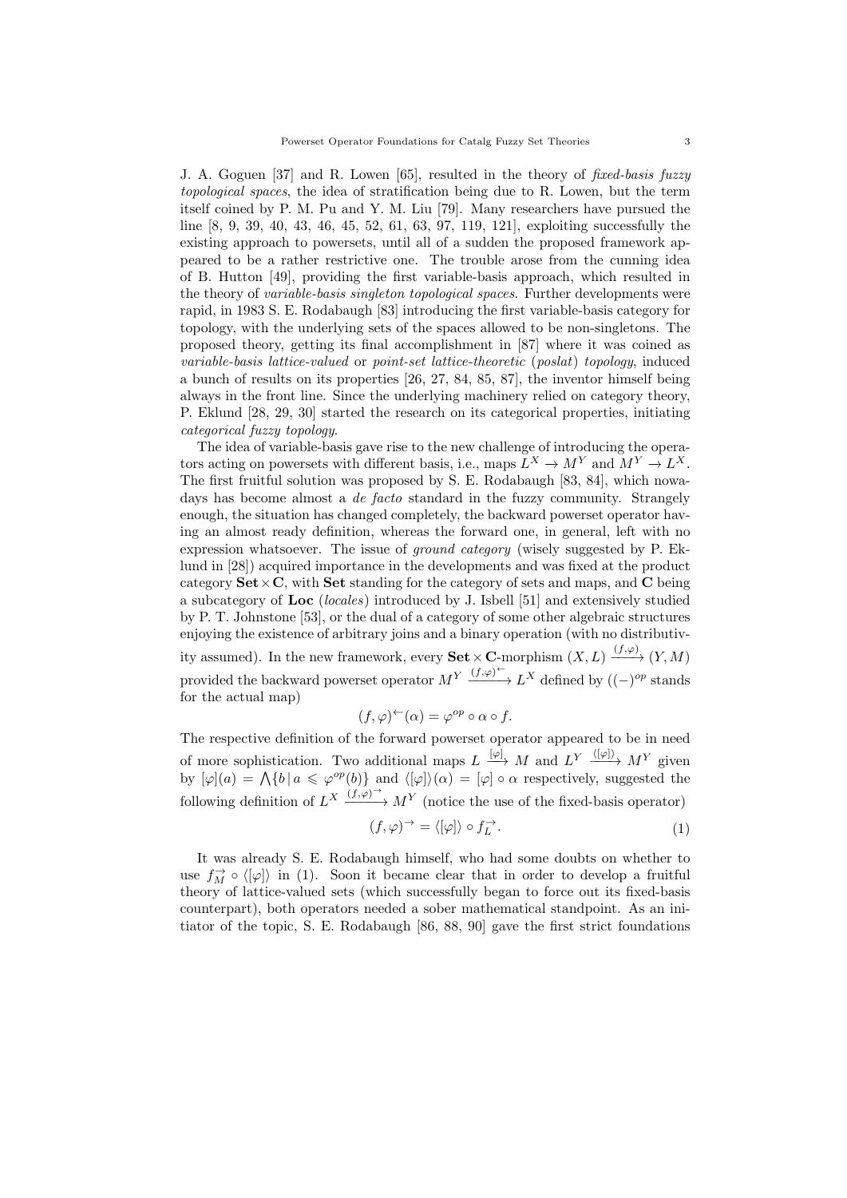J. A. Goguen [37] and R. Lowen [65], resulted in the theory of *fixed-basis fuzzy topological spaces*, the idea of stratification being due to R. Lowen, but the term itself coined by P. M. Pu and Y. M. Liu [79]. Many researchers have pursued the line [8, 9, 39, 40, 43, 46, 45, 52, 61, 63, 97, 119, 121], exploiting successfully the existing approach to powersets, until all of a sudden the proposed framework appeared to be a rather restrictive one. The trouble arose from the cunning idea of B. Hutton [49], providing the first variable-basis approach, which resulted in the theory of *variable-basis singleton topological spaces*. Further developments were rapid, in 1983 S. E. Rodabaugh [83] introducing the first variable-basis category for topology, with the underlying sets of the spaces allowed to be non-singletons. The proposed theory, getting its final accomplishment in [87] where it was coined as *variable-basis lattice-valued* or *point-set lattice-theoretic* (*poslat*) *topology*, induced a bunch of results on its properties [26, 27, 84, 85, 87], the inventor himself being always in the front line. Since the underlying machinery relied on category theory, P. Eklund [28, 29, 30] started the research on its categorical properties, initiating *categorical fuzzy topology*.

The idea of variable-basis gave rise to the new challenge of introducing the operators acting on powersets with different basis, i.e., maps $L^X \to M^Y$ and $M^Y \to L^X$. The first fruitful solution was proposed by S. E. Rodabaugh [83, 84], which nowadays has become almost a *de facto* standard in the fuzzy community. Strangely enough, the situation has changed completely, the backward powerset operator having an almost ready definition, whereas the forward one, in general, left with no expression whatsoever. The issue of *ground category* (wisely suggested by P. Eklund in [28]) acquired importance in the developments and was fixed at the product category $\mathbf{Set} \times \mathbf{C}$, with $\mathbf{Set}$ standing for the category of sets and maps, and $\mathbf{C}$ being a subcategory of $\mathbf{Loc}$ (*locales*) introduced by J. Isbell [51] and extensively studied by P. T. Johnstone [53], or the dual of a category of some other algebraic structures enjoying the existence of arbitrary joins and a binary operation (with no distributivity assumed). In the new framework, every $\mathbf{Set} \times \mathbf{C}$-morphism $(X, L) \xrightarrow{(f,\varphi)} (Y, M)$ provided the backward powerset operator $M^Y \xrightarrow{(f,\varphi)^{\leftarrow}} L^X$ defined by ($(-)^{op}$ stands for the actual map)

$$(f, \varphi)^{\leftarrow}(\alpha) = \varphi^{op} \circ \alpha \circ f.$$

The respective definition of the forward powerset operator appeared to be in need of more sophistication. Two additional maps $L \xrightarrow{[\varphi]} M$ and $L^Y \xrightarrow{\langle[\varphi]\rangle} M^Y$ given by $[\varphi](a) = \bigwedge\{b \,|\, a \leqslant \varphi^{op}(b)\}$ and $\langle[\varphi]\rangle(\alpha) = [\varphi] \circ \alpha$ respectively, suggested the following definition of $L^X \xrightarrow{(f,\varphi)^{\rightarrow}} M^Y$ (notice the use of the fixed-basis operator)

$$(f, \varphi)^{\rightarrow} = \langle[\varphi]\rangle \circ f_L^{\rightarrow}. \tag{1}$$

It was already S. E. Rodabaugh himself, who had some doubts on whether to use $f_M^{\rightarrow} \circ \langle[\varphi]\rangle$ in (1). Soon it became clear that in order to develop a fruitful theory of lattice-valued sets (which successfully began to force out its fixed-basis counterpart), both operators needed a sober mathematical standpoint. As an initiator of the topic, S. E. Rodabaugh [86, 88, 90] gave the first strict foundations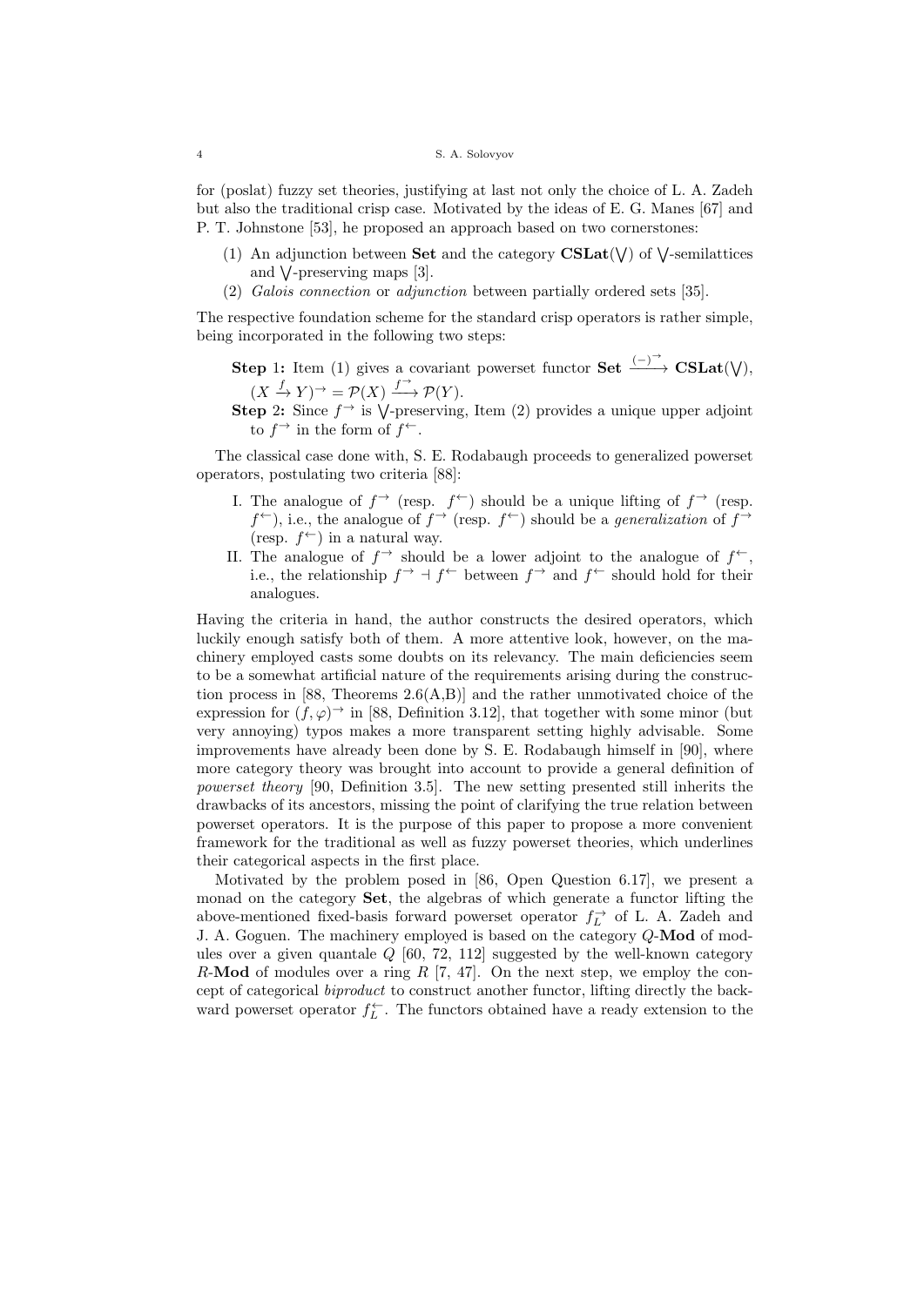for (poslat) fuzzy set theories, justifying at last not only the choice of L. A. Zadeh but also the traditional crisp case. Motivated by the ideas of E. G. Manes [67] and P. T. Johnstone [53], he proposed an approach based on two cornerstones:

(1) An adjunction between **Set** and the category $\mathbf{CSLat}(\bigvee)$ of $\bigvee$-semilattices and $\bigvee$-preserving maps [3].
(2) *Galois connection* or *adjunction* between partially ordered sets [35].

The respective foundation scheme for the standard crisp operators is rather simple, being incorporated in the following two steps:

**Step 1:** Item (1) gives a covariant powerset functor $\mathbf{Set} \xrightarrow{(-)^{\rightarrow}} \mathbf{CSLat}(\bigvee)$, $(X \xrightarrow{f} Y)^{\rightarrow} = \mathcal{P}(X) \xrightarrow{f^{\rightarrow}} \mathcal{P}(Y)$.

**Step 2:** Since $f^{\rightarrow}$ is $\bigvee$-preserving, Item (2) provides a unique upper adjoint to $f^{\rightarrow}$ in the form of $f^{\leftarrow}$.

The classical case done with, S. E. Rodabaugh proceeds to generalized powerset operators, postulating two criteria [88]:

I. The analogue of $f^{\rightarrow}$ (resp. $f^{\leftarrow}$) should be a unique lifting of $f^{\rightarrow}$ (resp. $f^{\leftarrow}$), i.e., the analogue of $f^{\rightarrow}$ (resp. $f^{\leftarrow}$) should be a *generalization* of $f^{\rightarrow}$ (resp. $f^{\leftarrow}$) in a natural way.
II. The analogue of $f^{\rightarrow}$ should be a lower adjoint to the analogue of $f^{\leftarrow}$, i.e., the relationship $f^{\rightarrow} \dashv f^{\leftarrow}$ between $f^{\rightarrow}$ and $f^{\leftarrow}$ should hold for their analogues.

Having the criteria in hand, the author constructs the desired operators, which luckily enough satisfy both of them. A more attentive look, however, on the machinery employed casts some doubts on its relevancy. The main deficiencies seem to be a somewhat artificial nature of the requirements arising during the construction process in [88, Theorems 2.6(A,B)] and the rather unmotivated choice of the expression for $(f,\varphi)^{\rightarrow}$ in [88, Definition 3.12], that together with some minor (but very annoying) typos makes a more transparent setting highly advisable. Some improvements have already been done by S. E. Rodabaugh himself in [90], where more category theory was brought into account to provide a general definition of *powerset theory* [90, Definition 3.5]. The new setting presented still inherits the drawbacks of its ancestors, missing the point of clarifying the true relation between powerset operators. It is the purpose of this paper to propose a more convenient framework for the traditional as well as fuzzy powerset theories, which underlines their categorical aspects in the first place.

Motivated by the problem posed in [86, Open Question 6.17], we present a monad on the category **Set**, the algebras of which generate a functor lifting the above-mentioned fixed-basis forward powerset operator $f_L^{\rightarrow}$ of L. A. Zadeh and J. A. Goguen. The machinery employed is based on the category $Q$-**Mod** of modules over a given quantale $Q$ [60, 72, 112] suggested by the well-known category $R$-**Mod** of modules over a ring $R$ [7, 47]. On the next step, we employ the concept of categorical *biproduct* to construct another functor, lifting directly the backward powerset operator $f_L^{\leftarrow}$. The functors obtained have a ready extension to the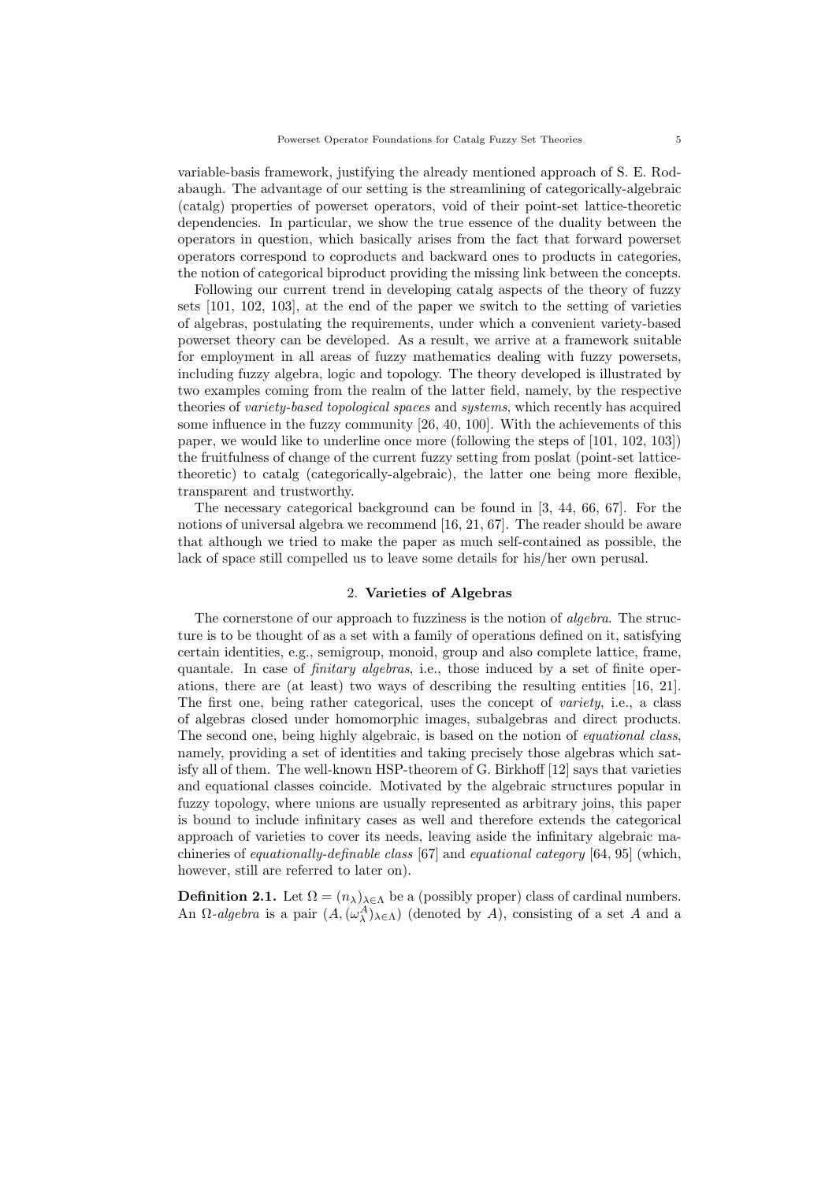variable-basis framework, justifying the already mentioned approach of S. E. Rodabaugh. The advantage of our setting is the streamlining of categorically-algebraic (catalg) properties of powerset operators, void of their point-set lattice-theoretic dependencies. In particular, we show the true essence of the duality between the operators in question, which basically arises from the fact that forward powerset operators correspond to coproducts and backward ones to products in categories, the notion of categorical biproduct providing the missing link between the concepts.

Following our current trend in developing catalg aspects of the theory of fuzzy sets [101, 102, 103], at the end of the paper we switch to the setting of varieties of algebras, postulating the requirements, under which a convenient variety-based powerset theory can be developed. As a result, we arrive at a framework suitable for employment in all areas of fuzzy mathematics dealing with fuzzy powersets, including fuzzy algebra, logic and topology. The theory developed is illustrated by two examples coming from the realm of the latter field, namely, by the respective theories of *variety-based topological spaces* and *systems*, which recently has acquired some influence in the fuzzy community [26, 40, 100]. With the achievements of this paper, we would like to underline once more (following the steps of [101, 102, 103]) the fruitfulness of change of the current fuzzy setting from poslat (point-set lattice-theoretic) to catalg (categorically-algebraic), the latter one being more flexible, transparent and trustworthy.

The necessary categorical background can be found in [3, 44, 66, 67]. For the notions of universal algebra we recommend [16, 21, 67]. The reader should be aware that although we tried to make the paper as much self-contained as possible, the lack of space still compelled us to leave some details for his/her own perusal.

## 2. **Varieties of Algebras**

The cornerstone of our approach to fuzziness is the notion of *algebra*. The structure is to be thought of as a set with a family of operations defined on it, satisfying certain identities, e.g., semigroup, monoid, group and also complete lattice, frame, quantale. In case of *finitary algebras*, i.e., those induced by a set of finite operations, there are (at least) two ways of describing the resulting entities [16, 21]. The first one, being rather categorical, uses the concept of *variety*, i.e., a class of algebras closed under homomorphic images, subalgebras and direct products. The second one, being highly algebraic, is based on the notion of *equational class*, namely, providing a set of identities and taking precisely those algebras which satisfy all of them. The well-known HSP-theorem of G. Birkhoff [12] says that varieties and equational classes coincide. Motivated by the algebraic structures popular in fuzzy topology, where unions are usually represented as arbitrary joins, this paper is bound to include infinitary cases as well and therefore extends the categorical approach of varieties to cover its needs, leaving aside the infinitary algebraic machineries of *equationally-definable class* [67] and *equational category* [64, 95] (which, however, still are referred to later on).

**Definition 2.1.** Let $\Omega = (n_\lambda)_{\lambda\in\Lambda}$ be a (possibly proper) class of cardinal numbers. An $\Omega$-*algebra* is a pair $(A, (\omega_\lambda^A)_{\lambda\in\Lambda})$ (denoted by $A$), consisting of a set $A$ and a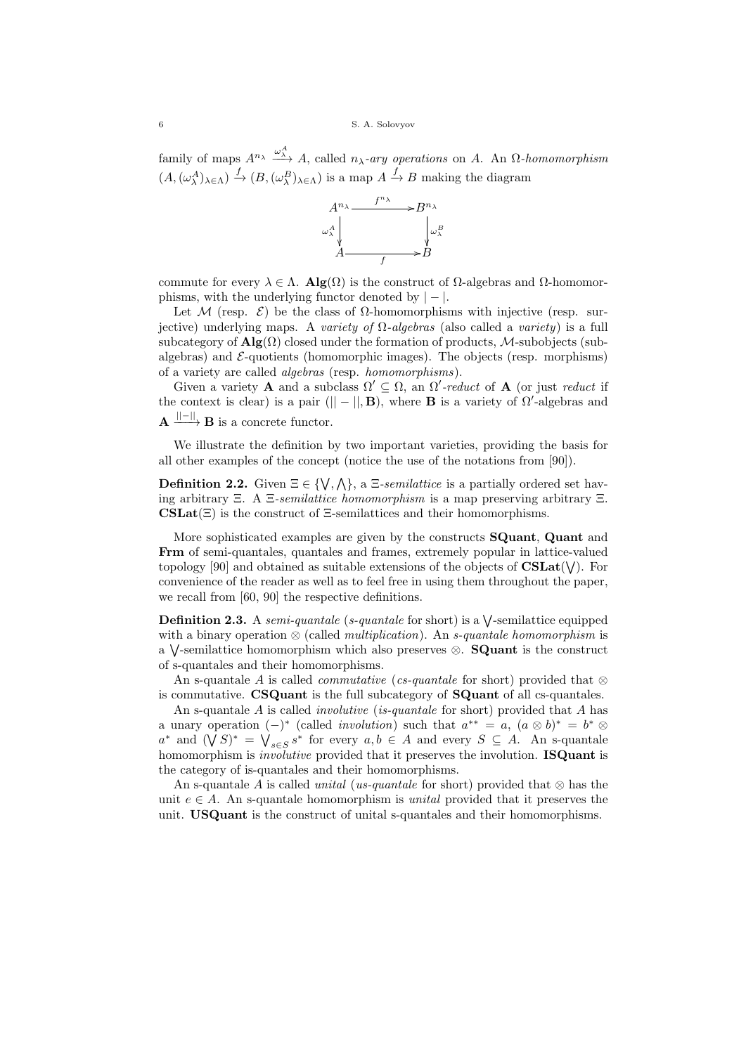family of maps $A^{n_\lambda} \xrightarrow{\omega_\lambda^A} A$, called *$n_\lambda$-ary operations* on $A$. An *$\Omega$-homomorphism* $(A, (\omega_\lambda^A)_{\lambda\in\Lambda}) \xrightarrow{f} (B, (\omega_\lambda^B)_{\lambda\in\Lambda})$ is a map $A \xrightarrow{f} B$ making the diagram

$$\begin{array}{ccc} A^{n_\lambda} & \xrightarrow{f^{n_\lambda}} & B^{n_\lambda} \\ {\scriptstyle \omega_\lambda^A}\downarrow & & \downarrow{\scriptstyle \omega_\lambda^B} \\ A & \xrightarrow[f]{} & B \end{array}$$

commute for every $\lambda \in \Lambda$. $\mathbf{Alg}(\Omega)$ is the construct of $\Omega$-algebras and $\Omega$-homomorphisms, with the underlying functor denoted by $|-|$.

Let $\mathcal{M}$ (resp. $\mathcal{E}$) be the class of $\Omega$-homomorphisms with injective (resp. surjective) underlying maps. A *variety of $\Omega$-algebras* (also called a *variety*) is a full subcategory of $\mathbf{Alg}(\Omega)$ closed under the formation of products, $\mathcal{M}$-subobjects (subalgebras) and $\mathcal{E}$-quotients (homomorphic images). The objects (resp. morphisms) of a variety are called *algebras* (resp. *homomorphisms*).

Given a variety $\mathbf{A}$ and a subclass $\Omega' \subseteq \Omega$, an *$\Omega'$-reduct* of $\mathbf{A}$ (or just *reduct* if the context is clear) is a pair $(||-||, \mathbf{B})$, where $\mathbf{B}$ is a variety of $\Omega'$-algebras and $\mathbf{A} \xrightarrow{||-||} \mathbf{B}$ is a concrete functor.

We illustrate the definition by two important varieties, providing the basis for all other examples of the concept (notice the use of the notations from [90]).

**Definition 2.2.** Given $\Xi \in \{\bigvee, \bigwedge\}$, a *$\Xi$-semilattice* is a partially ordered set having arbitrary $\Xi$. A *$\Xi$-semilattice homomorphism* is a map preserving arbitrary $\Xi$. $\mathbf{CSLat}(\Xi)$ is the construct of $\Xi$-semilattices and their homomorphisms.

More sophisticated examples are given by the constructs **SQuant**, **Quant** and **Frm** of semi-quantales, quantales and frames, extremely popular in lattice-valued topology [90] and obtained as suitable extensions of the objects of $\mathbf{CSLat}(\bigvee)$. For convenience of the reader as well as to feel free in using them throughout the paper, we recall from [60, 90] the respective definitions.

**Definition 2.3.** A *semi-quantale* (*s-quantale* for short) is a $\bigvee$-semilattice equipped with a binary operation $\otimes$ (called *multiplication*). An *s-quantale homomorphism* is a $\bigvee$-semilattice homomorphism which also preserves $\otimes$. **SQuant** is the construct of s-quantales and their homomorphisms.

An s-quantale $A$ is called *commutative* (*cs-quantale* for short) provided that $\otimes$ is commutative. **CSQuant** is the full subcategory of **SQuant** of all cs-quantales.

An s-quantale $A$ is called *involutive* (*is-quantale* for short) provided that $A$ has a unary operation $(-)^*$ (called *involution*) such that $a^{**} = a$, $(a \otimes b)^* = b^* \otimes a^*$ and $(\bigvee S)^* = \bigvee_{s\in S} s^*$ for every $a, b \in A$ and every $S \subseteq A$. An s-quantale homomorphism is *involutive* provided that it preserves the involution. **ISQuant** is the category of is-quantales and their homomorphisms.

An s-quantale $A$ is called *unital* (*us-quantale* for short) provided that $\otimes$ has the unit $e \in A$. An s-quantale homomorphism is *unital* provided that it preserves the unit. **USQuant** is the construct of unital s-quantales and their homomorphisms.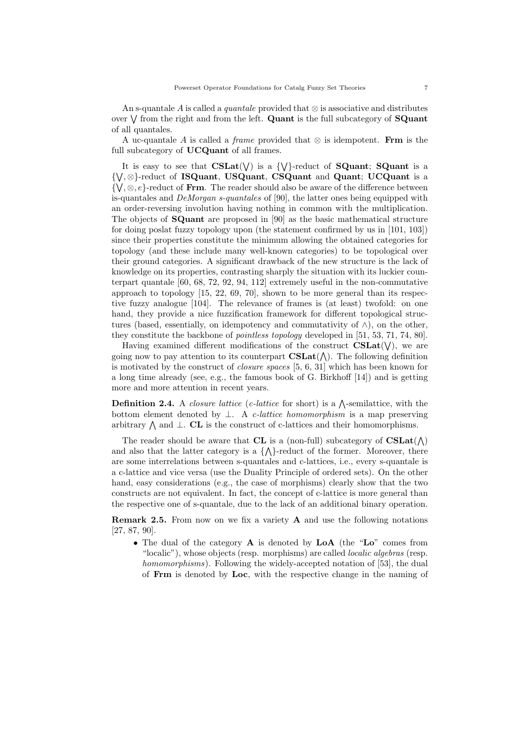An s-quantale $A$ is called a *quantale* provided that $\otimes$ is associative and distributes over $\bigvee$ from the right and from the left. **Quant** is the full subcategory of **SQuant** of all quantales.

A uc-quantale $A$ is called a *frame* provided that $\otimes$ is idempotent. **Frm** is the full subcategory of **UCQuant** of all frames.

It is easy to see that $\mathbf{CSLat}(\bigvee)$ is a $\{\bigvee\}$-reduct of **SQuant**; **SQuant** is a $\{\bigvee, \otimes\}$-reduct of **ISQuant**, **USQuant**, **CSQuant** and **Quant**; **UCQuant** is a $\{\bigvee, \otimes, e\}$-reduct of **Frm**. The reader should also be aware of the difference between is-quantales and *DeMorgan s-quantales* of [90], the latter ones being equipped with an order-reversing involution having nothing in common with the multiplication. The objects of **SQuant** are proposed in [90] as the basic mathematical structure for doing poslat fuzzy topology upon (the statement confirmed by us in [101, 103]) since their properties constitute the minimum allowing the obtained categories for topology (and these include many well-known categories) to be topological over their ground categories. A significant drawback of the new structure is the lack of knowledge on its properties, contrasting sharply the situation with its luckier counterpart quantale [60, 68, 72, 92, 94, 112] extremely useful in the non-commutative approach to topology [15, 22, 69, 70], shown to be more general than its respective fuzzy analogue [104]. The relevance of frames is (at least) twofold: on one hand, they provide a nice fuzzification framework for different topological structures (based, essentially, on idempotency and commutativity of $\wedge$), on the other, they constitute the backbone of *pointless topology* developed in [51, 53, 71, 74, 80].

Having examined different modifications of the construct $\mathbf{CSLat}(\bigvee)$, we are going now to pay attention to its counterpart $\mathbf{CSLat}(\bigwedge)$. The following definition is motivated by the construct of *closure spaces* [5, 6, 31] which has been known for a long time already (see, e.g., the famous book of G. Birkhoff [14]) and is getting more and more attention in recent years.

**Definition 2.4.** A *closure lattice* (*c-lattice* for short) is a $\bigwedge$-semilattice, with the bottom element denoted by $\bot$. A *c-lattice homomorphism* is a map preserving arbitrary $\bigwedge$ and $\bot$. **CL** is the construct of c-lattices and their homomorphisms.

The reader should be aware that **CL** is a (non-full) subcategory of $\mathbf{CSLat}(\bigwedge)$ and also that the latter category is a $\{\bigwedge\}$-reduct of the former. Moreover, there are some interrelations between s-quantales and c-lattices, i.e., every s-quantale is a c-lattice and vice versa (use the Duality Principle of ordered sets). On the other hand, easy considerations (e.g., the case of morphisms) clearly show that the two constructs are not equivalent. In fact, the concept of c-lattice is more general than the respective one of s-quantale, due to the lack of an additional binary operation.

**Remark 2.5.** From now on we fix a variety **A** and use the following notations [27, 87, 90].

- The dual of the category **A** is denoted by **LoA** (the "**Lo**" comes from "localic"), whose objects (resp. morphisms) are called *localic algebras* (resp. *homomorphisms*). Following the widely-accepted notation of [53], the dual of **Frm** is denoted by **Loc**, with the respective change in the naming of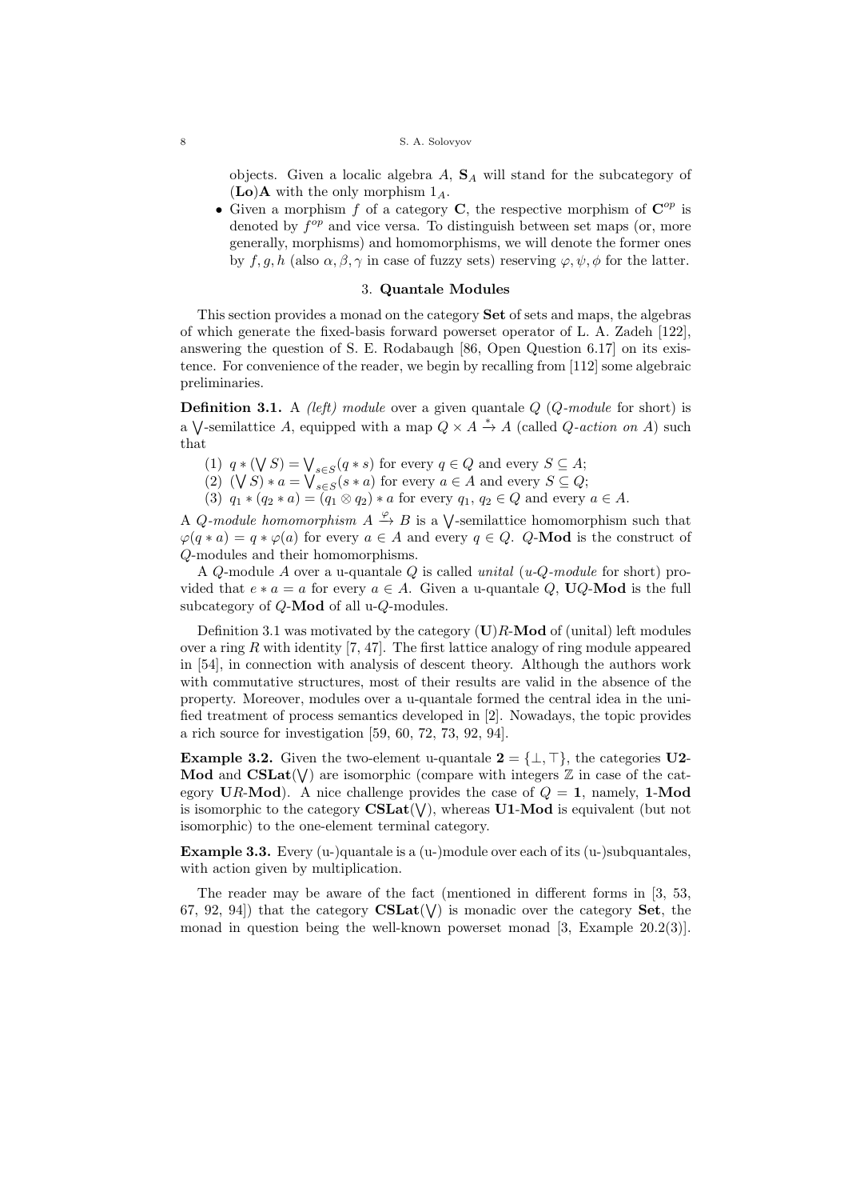objects. Given a localic algebra $A$, $\mathbf{S}_A$ will stand for the subcategory of $(\mathbf{Lo})\mathbf{A}$ with the only morphism $1_A$.

- Given a morphism $f$ of a category $\mathbf{C}$, the respective morphism of $\mathbf{C}^{op}$ is denoted by $f^{op}$ and vice versa. To distinguish between set maps (or, more generally, morphisms) and homomorphisms, we will denote the former ones by $f, g, h$ (also $\alpha, \beta, \gamma$ in case of fuzzy sets) reserving $\varphi, \psi, \phi$ for the latter.

## 3. Quantale Modules

This section provides a monad on the category **Set** of sets and maps, the algebras of which generate the fixed-basis forward powerset operator of L. A. Zadeh [122], answering the question of S. E. Rodabaugh [86, Open Question 6.17] on its existence. For convenience of the reader, we begin by recalling from [112] some algebraic preliminaries.

**Definition 3.1.** A *(left) module* over a given quantale $Q$ ($Q$*-module* for short) is a $\bigvee$-semilattice $A$, equipped with a map $Q \times A \xrightarrow{*} A$ (called $Q$*-action on* $A$) such that

(1) $q * (\bigvee S) = \bigvee_{s \in S}(q * s)$ for every $q \in Q$ and every $S \subseteq A$;
(2) $(\bigvee S) * a = \bigvee_{s \in S}(s * a)$ for every $a \in A$ and every $S \subseteq Q$;
(3) $q_1 * (q_2 * a) = (q_1 \otimes q_2) * a$ for every $q_1$, $q_2 \in Q$ and every $a \in A$.

A $Q$*-module homomorphism* $A \xrightarrow{\varphi} B$ is a $\bigvee$-semilattice homomorphism such that $\varphi(q * a) = q * \varphi(a)$ for every $a \in A$ and every $q \in Q$. $Q$-**Mod** is the construct of $Q$-modules and their homomorphisms.

A $Q$-module $A$ over a u-quantale $Q$ is called *unital* (*u-$Q$-module* for short) provided that $e * a = a$ for every $a \in A$. Given a u-quantale $Q$, $\mathbf{U}Q$-**Mod** is the full subcategory of $Q$-**Mod** of all u-$Q$-modules.

Definition 3.1 was motivated by the category $(\mathbf{U})R$-**Mod** of (unital) left modules over a ring $R$ with identity [7, 47]. The first lattice analogy of ring module appeared in [54], in connection with analysis of descent theory. Although the authors work with commutative structures, most of their results are valid in the absence of the property. Moreover, modules over a u-quantale formed the central idea in the unified treatment of process semantics developed in [2]. Nowadays, the topic provides a rich source for investigation [59, 60, 72, 73, 92, 94].

**Example 3.2.** Given the two-element u-quantale $\mathbf{2} = \{\bot, \top\}$, the categories **U2-Mod** and $\mathbf{CSLat}(\bigvee)$ are isomorphic (compare with integers $\mathbb{Z}$ in case of the category $\mathbf{U}R$-**Mod**). A nice challenge provides the case of $Q = \mathbf{1}$, namely, **1-Mod** is isomorphic to the category $\mathbf{CSLat}(\bigvee)$, whereas **U1-Mod** is equivalent (but not isomorphic) to the one-element terminal category.

**Example 3.3.** Every (u-)quantale is a (u-)module over each of its (u-)subquantales, with action given by multiplication.

The reader may be aware of the fact (mentioned in different forms in [3, 53, 67, 92, 94]) that the category $\mathbf{CSLat}(\bigvee)$ is monadic over the category **Set**, the monad in question being the well-known powerset monad [3, Example 20.2(3)].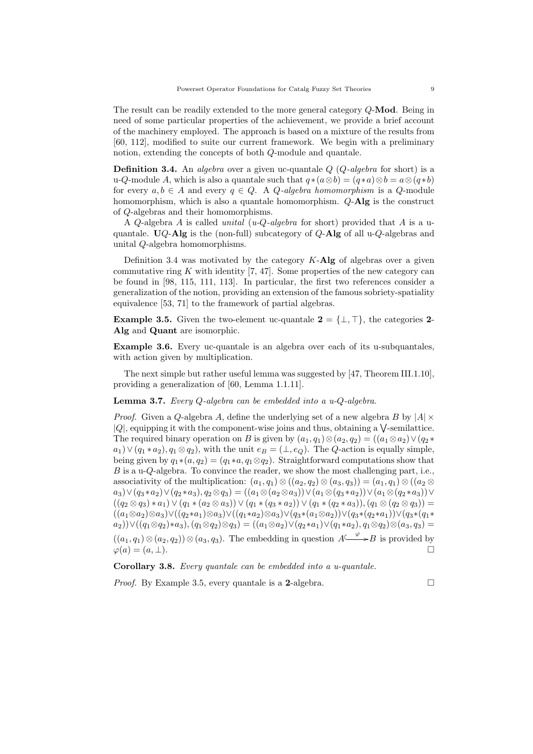The result can be readily extended to the more general category $Q$-**Mod**. Being in need of some particular properties of the achievement, we provide a brief account of the machinery employed. The approach is based on a mixture of the results from [60, 112], modified to suite our current framework. We begin with a preliminary notion, extending the concepts of both $Q$-module and quantale.

**Definition 3.4.** An *algebra* over a given uc-quantale $Q$ ($Q$*-algebra* for short) is a u-$Q$-module $A$, which is also a quantale such that $q*(a\otimes b) = (q*a)\otimes b = a\otimes(q*b)$ for every $a, b \in A$ and every $q \in Q$. A $Q$*-algebra homomorphism* is a $Q$-module homomorphism, which is also a quantale homomorphism. $Q$-**Alg** is the construct of $Q$-algebras and their homomorphisms.

A $Q$-algebra $A$ is called *unital* (*u-$Q$-algebra* for short) provided that $A$ is a u-quantale. **U**$Q$-**Alg** is the (non-full) subcategory of $Q$-**Alg** of all u-$Q$-algebras and unital $Q$-algebra homomorphisms.

Definition 3.4 was motivated by the category $K$-**Alg** of algebras over a given commutative ring $K$ with identity [7, 47]. Some properties of the new category can be found in [98, 115, 111, 113]. In particular, the first two references consider a generalization of the notion, providing an extension of the famous sobriety-spatiality equivalence [53, 71] to the framework of partial algebras.

**Example 3.5.** Given the two-element uc-quantale $\mathbf{2} = \{\bot, \top\}$, the categories **2**-**Alg** and **Quant** are isomorphic.

**Example 3.6.** Every uc-quantale is an algebra over each of its u-subquantales, with action given by multiplication.

The next simple but rather useful lemma was suggested by [47, Theorem III.1.10], providing a generalization of [60, Lemma 1.1.11].

**Lemma 3.7.** *Every $Q$-algebra can be embedded into a u-$Q$-algebra.*

*Proof.* Given a $Q$-algebra $A$, define the underlying set of a new algebra $B$ by $|A| \times |Q|$, equipping it with the component-wise joins and thus, obtaining a $\bigvee$-semilattice. The required binary operation on $B$ is given by $(a_1, q_1)\otimes(a_2, q_2) = ((a_1\otimes a_2)\vee(q_2 * a_1)\vee(q_1 * a_2), q_1\otimes q_2)$, with the unit $e_B = (\bot, e_Q)$. The $Q$-action is equally simple, being given by $q_1*(a, q_2) = (q_1*a, q_1\otimes q_2)$. Straightforward computations show that $B$ is a u-$Q$-algebra. To convince the reader, we show the most challenging part, i.e., associativity of the multiplication: $(a_1, q_1)\otimes((a_2, q_2)\otimes(a_3, q_3)) = (a_1, q_1)\otimes((a_2\otimes a_3)\vee(q_3*a_2)\vee(q_2*a_3), q_2\otimes q_3) = ((a_1\otimes(a_2\otimes a_3))\vee(a_1\otimes(q_3*a_2))\vee(a_1\otimes(q_2*a_3))\vee((q_2\otimes q_3)*a_1)\vee(q_1*(a_2\otimes a_3))\vee(q_1*(q_3*a_2))\vee(q_1*(q_2*a_3)), (q_1\otimes(q_2\otimes q_3)) = ((a_1\otimes a_2)\otimes a_3)\vee((q_2*a_1)\otimes a_3)\vee((q_1*a_2)\otimes a_3)\vee(q_3*(a_1\otimes a_2))\vee(q_3*(q_2*a_1))\vee(q_3*(q_1*a_2))\vee((q_1\otimes q_2)*a_3), (q_1\otimes q_2)\otimes q_3) = ((a_1\otimes a_2)\vee(q_2*a_1)\vee(q_1*a_2), q_1\otimes q_2)\otimes(a_3, q_3) = ((a_1, q_1)\otimes(a_2, q_2))\otimes(a_3, q_3)$. The embedding in question $A \overset{\varphi}{\hookrightarrow} B$ is provided by $\varphi(a) = (a, \bot)$. $\square$

**Corollary 3.8.** *Every quantale can be embedded into a u-quantale.*

*Proof.* By Example 3.5, every quantale is a **2**-algebra. $\square$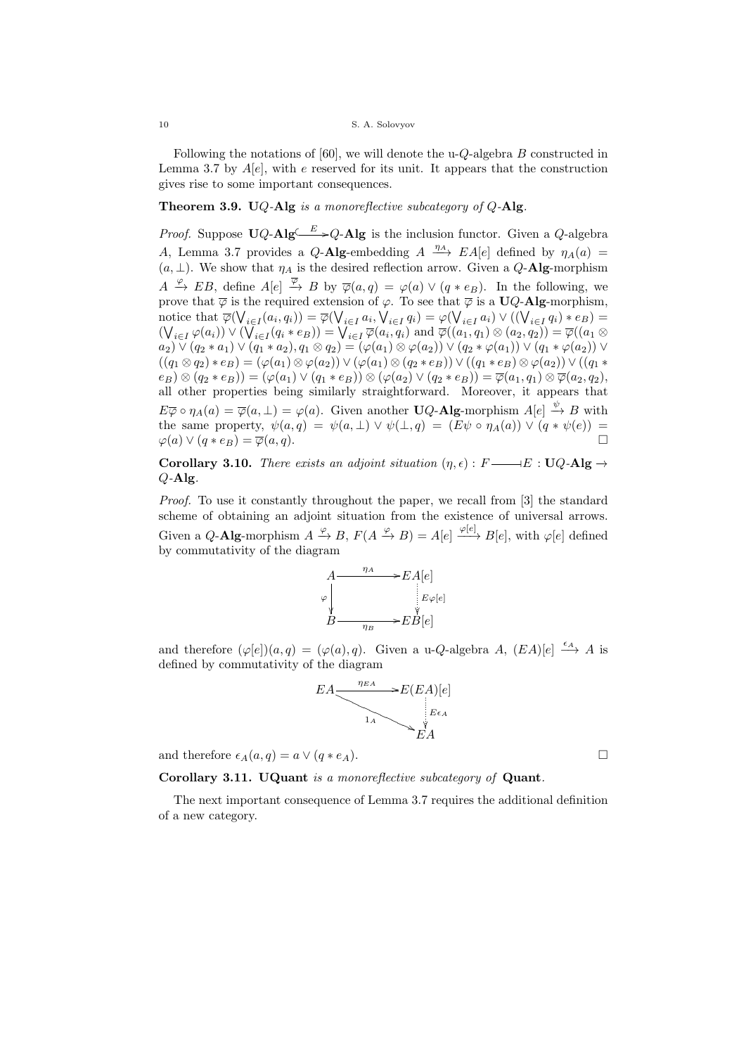Following the notations of [60], we will denote the u-$Q$-algebra $B$ constructed in Lemma 3.7 by $A[e]$, with $e$ reserved for its unit. It appears that the construction gives rise to some important consequences.

**Theorem 3.9.** *$\mathbf{U}Q$-$\mathbf{Alg}$ is a monoreflective subcategory of $Q$-$\mathbf{Alg}$.*

*Proof.* Suppose $\mathbf{U}Q\text{-}\mathbf{Alg} \overset{E}{\hookrightarrow} Q\text{-}\mathbf{Alg}$ is the inclusion functor. Given a $Q$-algebra $A$, Lemma 3.7 provides a $Q$-$\mathbf{Alg}$-embedding $A \xrightarrow{\eta_A} EA[e]$ defined by $\eta_A(a) = (a, \bot)$. We show that $\eta_A$ is the desired reflection arrow. Given a $Q$-$\mathbf{Alg}$-morphism $A \xrightarrow{\varphi} EB$, define $A[e] \xrightarrow{\overline{\varphi}} B$ by $\overline{\varphi}(a, q) = \varphi(a) \vee (q * e_B)$. In the following, we prove that $\overline{\varphi}$ is the required extension of $\varphi$. To see that $\overline{\varphi}$ is a $\mathbf{U}Q$-$\mathbf{Alg}$-morphism, notice that $\overline{\varphi}(\bigvee_{i\in I}(a_i, q_i)) = \overline{\varphi}(\bigvee_{i\in I} a_i, \bigvee_{i\in I} q_i) = \varphi(\bigvee_{i\in I} a_i) \vee ((\bigvee_{i\in I} q_i) * e_B) = (\bigvee_{i\in I} \varphi(a_i)) \vee (\bigvee_{i\in I}(q_i * e_B)) = \bigvee_{i\in I} \overline{\varphi}(a_i, q_i)$ and $\overline{\varphi}((a_1, q_1) \otimes (a_2, q_2)) = \overline{\varphi}((a_1 \otimes a_2) \vee (q_2 * a_1) \vee (q_1 * a_2), q_1 \otimes q_2) = (\varphi(a_1) \otimes \varphi(a_2)) \vee (q_2 * \varphi(a_1)) \vee (q_1 * \varphi(a_2)) \vee ((q_1 \otimes q_2) * e_B) = (\varphi(a_1) \otimes \varphi(a_2)) \vee (\varphi(a_1) \otimes (q_2 * e_B)) \vee ((q_1 * e_B) \otimes \varphi(a_2)) \vee ((q_1 * e_B) \otimes (q_2 * e_B)) = (\varphi(a_1) \vee (q_1 * e_B)) \otimes (\varphi(a_2) \vee (q_2 * e_B)) = \overline{\varphi}(a_1, q_1) \otimes \overline{\varphi}(a_2, q_2)$, all other properties being similarly straightforward. Moreover, it appears that $E\overline{\varphi} \circ \eta_A(a) = \overline{\varphi}(a, \bot) = \varphi(a)$. Given another $\mathbf{U}Q$-$\mathbf{Alg}$-morphism $A[e] \xrightarrow{\psi} B$ with the same property, $\psi(a, q) = \psi(a, \bot) \vee \psi(\bot, q) = (E\psi \circ \eta_A(a)) \vee (q * \psi(e)) = \varphi(a) \vee (q * e_B) = \overline{\varphi}(a, q)$. $\square$

**Corollary 3.10.** *There exists an adjoint situation $(\eta, \epsilon) : F \dashv E : \mathbf{U}Q\text{-}\mathbf{Alg} \to Q\text{-}\mathbf{Alg}$.*

*Proof.* To use it constantly throughout the paper, we recall from [3] the standard scheme of obtaining an adjoint situation from the existence of universal arrows. Given a $Q$-$\mathbf{Alg}$-morphism $A \xrightarrow{\varphi} B$, $F(A \xrightarrow{\varphi} B) = A[e] \xrightarrow{\varphi[e]} B[e]$, with $\varphi[e]$ defined by commutativity of the diagram

$$\begin{array}{ccc} A & \xrightarrow{\eta_A} & EA[e] \\ {\scriptstyle\varphi}\downarrow & & \downarrow{\scriptstyle E\varphi[e]} \\ B & \xrightarrow{\eta_B} & EB[e] \end{array}$$

and therefore $(\varphi[e])(a, q) = (\varphi(a), q)$. Given a u-$Q$-algebra $A$, $(EA)[e] \xrightarrow{\epsilon_A} A$ is defined by commutativity of the diagram

$$\begin{array}{ccc} EA & \xrightarrow{\eta_{EA}} & E(EA)[e] \\ & {\scriptstyle 1_A}\searrow & \downarrow{\scriptstyle E\epsilon_A} \\ & & EA \end{array}$$

and therefore $\epsilon_A(a, q) = a \vee (q * e_A)$. $\square$

**Corollary 3.11.** *$\mathbf{UQuant}$ is a monoreflective subcategory of $\mathbf{Quant}$.*

The next important consequence of Lemma 3.7 requires the additional definition of a new category.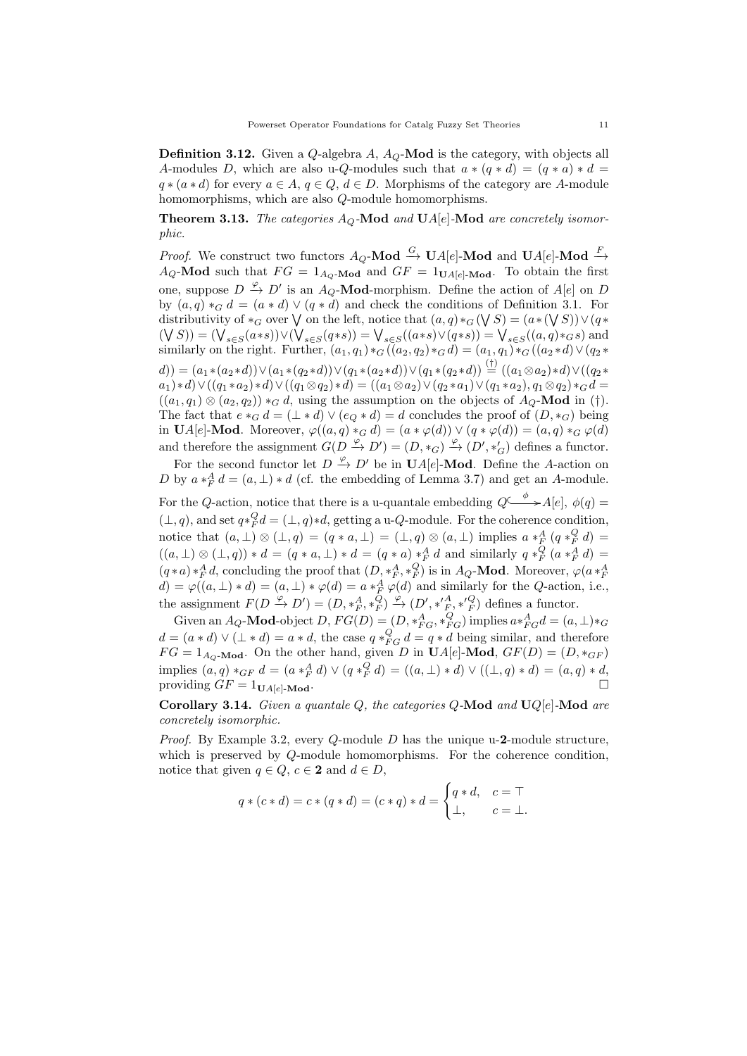**Definition 3.12.** Given a $Q$-algebra $A$, $A_Q$-**Mod** is the category, with objects all $A$-modules $D$, which are also u-$Q$-modules such that $a * (q * d) = (q * a) * d = q * (a * d)$ for every $a \in A$, $q \in Q$, $d \in D$. Morphisms of the category are $A$-module homomorphisms, which are also $Q$-module homomorphisms.

**Theorem 3.13.** *The categories $A_Q$-**Mod** and $\mathbf{U}A[e]$-**Mod** are concretely isomorphic.*

*Proof.* We construct two functors $A_Q\text{-}\mathbf{Mod} \xrightarrow{G} \mathbf{U}A[e]\text{-}\mathbf{Mod}$ and $\mathbf{U}A[e]\text{-}\mathbf{Mod} \xrightarrow{F} A_Q\text{-}\mathbf{Mod}$ such that $FG = 1_{A_Q\text{-}\mathbf{Mod}}$ and $GF = 1_{\mathbf{U}A[e]\text{-}\mathbf{Mod}}$. To obtain the first one, suppose $D \xrightarrow{\varphi} D'$ is an $A_Q$-**Mod**-morphism. Define the action of $A[e]$ on $D$ by $(a,q) *_G d = (a * d) \vee (q * d)$ and check the conditions of Definition 3.1. For distributivity of $*_G$ over $\bigvee$ on the left, notice that $(a,q) *_G (\bigvee S) = (a * (\bigvee S)) \vee (q * (\bigvee S)) = (\bigvee_{s \in S}(a * s)) \vee (\bigvee_{s \in S}(q * s)) = \bigvee_{s \in S}((a * s) \vee (q * s)) = \bigvee_{s \in S}((a,q) *_G s)$ and similarly on the right. Further, $(a_1,q_1) *_G ((a_2,q_2) *_G d) = (a_1,q_1) *_G ((a_2 * d) \vee (q_2 * d)) = (a_1 * (a_2 * d)) \vee (a_1 * (q_2 * d)) \vee (q_1 * (a_2 * d)) \vee (q_1 * (q_2 * d)) \overset{(\dagger)}{=} ((a_1 \otimes a_2) * d) \vee ((q_2 * a_1) * d) \vee ((q_1 * a_2) * d) \vee ((q_1 \otimes q_2) * d) = ((a_1 \otimes a_2) \vee (q_2 * a_1) \vee (q_1 * a_2), q_1 \otimes q_2) *_G d = ((a_1,q_1) \otimes (a_2,q_2)) *_G d$, using the assumption on the objects of $A_Q$-**Mod** in $(\dagger)$. The fact that $e *_G d = (\bot * d) \vee (e_Q * d) = d$ concludes the proof of $(D, *_G)$ being in $\mathbf{U}A[e]$-**Mod**. Moreover, $\varphi((a,q) *_G d) = (a * \varphi(d)) \vee (q * \varphi(d)) = (a,q) *_G \varphi(d)$ and therefore the assignment $G(D \xrightarrow{\varphi} D') = (D, *_G) \xrightarrow{\varphi} (D', *'_G)$ defines a functor.

For the second functor let $D \xrightarrow{\varphi} D'$ be in $\mathbf{U}A[e]$-**Mod**. Define the $A$-action on $D$ by $a *_F^A d = (a, \bot) * d$ (cf. the embedding of Lemma 3.7) and get an $A$-module. For the $Q$-action, notice that there is a u-quantale embedding $Q \overset{\phi}{\hookrightarrow} A[e]$, $\phi(q) = (\bot, q)$, and set $q *_F^Q d = (\bot, q) * d$, getting a u-$Q$-module. For the coherence condition, notice that $(a, \bot) \otimes (\bot, q) = (q * a, \bot) = (\bot, q) \otimes (a, \bot)$ implies $a *_F^A (q *_F^Q d) = ((a, \bot) \otimes (\bot, q)) * d = (q * a, \bot) * d = (q * a) *_F^A d$ and similarly $q *_F^Q (a *_F^A d) = (q * a) *_F^A d$, concluding the proof that $(D, *_F^A, *_F^Q)$ is in $A_Q$-**Mod**. Moreover, $\varphi(a *_F^A d) = \varphi((a, \bot) * d) = (a, \bot) * \varphi(d) = a *_F^A \varphi(d)$ and similarly for the $Q$-action, i.e., the assignment $F(D \xrightarrow{\varphi} D') = (D, *_F^A, *_F^Q) \xrightarrow{\varphi} (D', *'^A_F, *'^Q_F)$ defines a functor.

Given an $A_Q$-**Mod**-object $D$, $FG(D) = (D, *_{FG}^A, *_{FG}^Q)$ implies $a *_{FG}^A d = (a, \bot) *_G d = (a * d) \vee (\bot * d) = a * d$, the case $q *_{FG}^Q d = q * d$ being similar, and therefore $FG = 1_{A_Q\text{-}\mathbf{Mod}}$. On the other hand, given $D$ in $\mathbf{U}A[e]$-**Mod**, $GF(D) = (D, *_{GF})$ implies $(a,q) *_{GF} d = (a *_F^A d) \vee (q *_F^Q d) = ((a, \bot) * d) \vee ((\bot, q) * d) = (a,q) * d$, providing $GF = 1_{\mathbf{U}A[e]\text{-}\mathbf{Mod}}$. $\square$

**Corollary 3.14.** *Given a quantale $Q$, the categories $Q$-**Mod** and $\mathbf{U}Q[e]$-**Mod** are concretely isomorphic.*

*Proof.* By Example 3.2, every $Q$-module $D$ has the unique u-$\mathbf{2}$-module structure, which is preserved by $Q$-module homomorphisms. For the coherence condition, notice that given $q \in Q$, $c \in \mathbf{2}$ and $d \in D$,

$$q * (c * d) = c * (q * d) = (c * q) * d = \begin{cases} q * d, & c = \top \\ \bot, & c = \bot. \end{cases}$$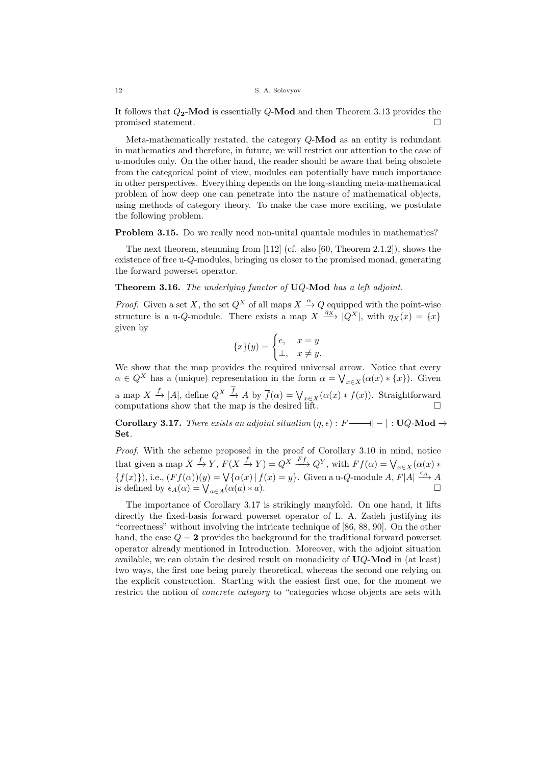It follows that $Q_{\mathbf{2}}$-**Mod** is essentially $Q$-**Mod** and then Theorem 3.13 provides the promised statement. $\square$

Meta-mathematically restated, the category $Q$-**Mod** as an entity is redundant in mathematics and therefore, in future, we will restrict our attention to the case of u-modules only. On the other hand, the reader should be aware that being obsolete from the categorical point of view, modules can potentially have much importance in other perspectives. Everything depends on the long-standing meta-mathematical problem of how deep one can penetrate into the nature of mathematical objects, using methods of category theory. To make the case more exciting, we postulate the following problem.

**Problem 3.15.** Do we really need non-unital quantale modules in mathematics?

The next theorem, stemming from [112] (cf. also [60, Theorem 2.1.2]), shows the existence of free u-$Q$-modules, bringing us closer to the promised monad, generating the forward powerset operator.

**Theorem 3.16.** *The underlying functor of* **U**$Q$-**Mod** *has a left adjoint.*

*Proof.* Given a set $X$, the set $Q^X$ of all maps $X \xrightarrow{\alpha} Q$ equipped with the point-wise structure is a u-$Q$-module. There exists a map $X \xrightarrow{\eta_X} |Q^X|$, with $\eta_X(x) = \{x\}$ given by

$$\{x\}(y) = \begin{cases} e, & x = y \\ \bot, & x \neq y. \end{cases}$$

We show that the map provides the required universal arrow. Notice that every $\alpha \in Q^X$ has a (unique) representation in the form $\alpha = \bigvee_{x \in X}(\alpha(x) * \{x\})$. Given a map $X \xrightarrow{f} |A|$, define $Q^X \xrightarrow{\overline{f}} A$ by $\overline{f}(\alpha) = \bigvee_{x \in X}(\alpha(x) * f(x))$. Straightforward computations show that the map is the desired lift. $\square$

**Corollary 3.17.** *There exists an adjoint situation* $(\eta, \epsilon) : F \dashv |-| : \mathbf{U}Q\text{-}\mathbf{Mod} \to \mathbf{Set}$.

*Proof.* With the scheme proposed in the proof of Corollary 3.10 in mind, notice that given a map $X \xrightarrow{f} Y$, $F(X \xrightarrow{f} Y) = Q^X \xrightarrow{Ff} Q^Y$, with $Ff(\alpha) = \bigvee_{x \in X}(\alpha(x) * \{f(x)\})$, i.e., $(Ff(\alpha))(y) = \bigvee\{\alpha(x) \mid f(x) = y\}$. Given a u-$Q$-module $A$, $F|A| \xrightarrow{\epsilon_A} A$ is defined by $\epsilon_A(\alpha) = \bigvee_{a \in A}(\alpha(a) * a)$. $\square$

The importance of Corollary 3.17 is strikingly manyfold. On one hand, it lifts directly the fixed-basis forward powerset operator of L. A. Zadeh justifying its "correctness" without involving the intricate technique of [86, 88, 90]. On the other hand, the case $Q = \mathbf{2}$ provides the background for the traditional forward powerset operator already mentioned in Introduction. Moreover, with the adjoint situation available, we can obtain the desired result on monadicity of **U**$Q$-**Mod** in (at least) two ways, the first one being purely theoretical, whereas the second one relying on the explicit construction. Starting with the easiest first one, for the moment we restrict the notion of *concrete category* to "categories whose objects are sets with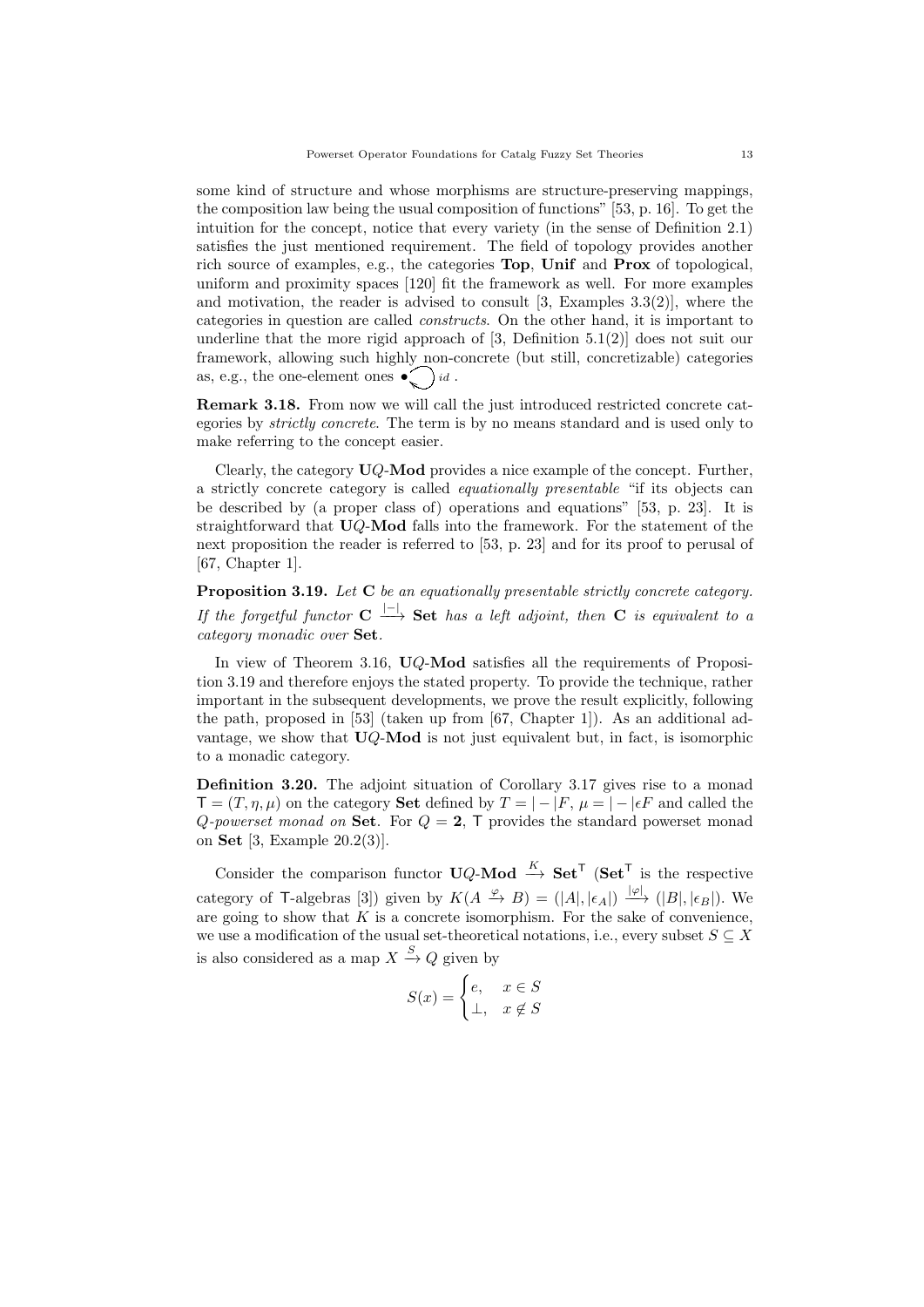some kind of structure and whose morphisms are structure-preserving mappings, the composition law being the usual composition of functions" [53, p. 16]. To get the intuition for the concept, notice that every variety (in the sense of Definition 2.1) satisfies the just mentioned requirement. The field of topology provides another rich source of examples, e.g., the categories **Top**, **Unif** and **Prox** of topological, uniform and proximity spaces [120] fit the framework as well. For more examples and motivation, the reader is advised to consult [3, Examples 3.3(2)], where the categories in question are called *constructs*. On the other hand, it is important to underline that the more rigid approach of [3, Definition 5.1(2)] does not suit our framework, allowing such highly non-concrete (but still, concretizable) categories as, e.g., the one-element ones $\bullet \circlearrowright id$ .

**Remark 3.18.** From now we will call the just introduced restricted concrete categories by *strictly concrete*. The term is by no means standard and is used only to make referring to the concept easier.

Clearly, the category $\mathbf{U}Q$-**Mod** provides a nice example of the concept. Further, a strictly concrete category is called *equationally presentable* "if its objects can be described by (a proper class of) operations and equations" [53, p. 23]. It is straightforward that $\mathbf{U}Q$-**Mod** falls into the framework. For the statement of the next proposition the reader is referred to [53, p. 23] and for its proof to perusal of [67, Chapter 1].

**Proposition 3.19.** *Let* $\mathbf{C}$ *be an equationally presentable strictly concrete category. If the forgetful functor* $\mathbf{C} \xrightarrow{|-|} \mathbf{Set}$ *has a left adjoint, then* $\mathbf{C}$ *is equivalent to a category monadic over* **Set**.

In view of Theorem 3.16, $\mathbf{U}Q$-**Mod** satisfies all the requirements of Proposition 3.19 and therefore enjoys the stated property. To provide the technique, rather important in the subsequent developments, we prove the result explicitly, following the path, proposed in [53] (taken up from [67, Chapter 1]). As an additional advantage, we show that $\mathbf{U}Q$-**Mod** is not just equivalent but, in fact, is isomorphic to a monadic category.

**Definition 3.20.** The adjoint situation of Corollary 3.17 gives rise to a monad $\mathsf{T} = (T, \eta, \mu)$ on the category **Set** defined by $T = |-|F$, $\mu = |-|\epsilon F$ and called the *$Q$-powerset monad on* **Set**. For $Q = \mathbf{2}$, $\mathsf{T}$ provides the standard powerset monad on **Set** [3, Example 20.2(3)].

Consider the comparison functor $\mathbf{U}Q\text{-}\mathbf{Mod} \xrightarrow{K} \mathbf{Set}^{\mathsf{T}}$ ($\mathbf{Set}^{\mathsf{T}}$ is the respective category of $\mathsf{T}$-algebras [3]) given by $K(A \xrightarrow{\varphi} B) = (|A|, |\epsilon_A|) \xrightarrow{|\varphi|} (|B|, |\epsilon_B|)$. We are going to show that $K$ is a concrete isomorphism. For the sake of convenience, we use a modification of the usual set-theoretical notations, i.e., every subset $S \subseteq X$ is also considered as a map $X \xrightarrow{S} Q$ given by

$$S(x) = \begin{cases} e, & x \in S \\ \perp, & x \notin S \end{cases}$$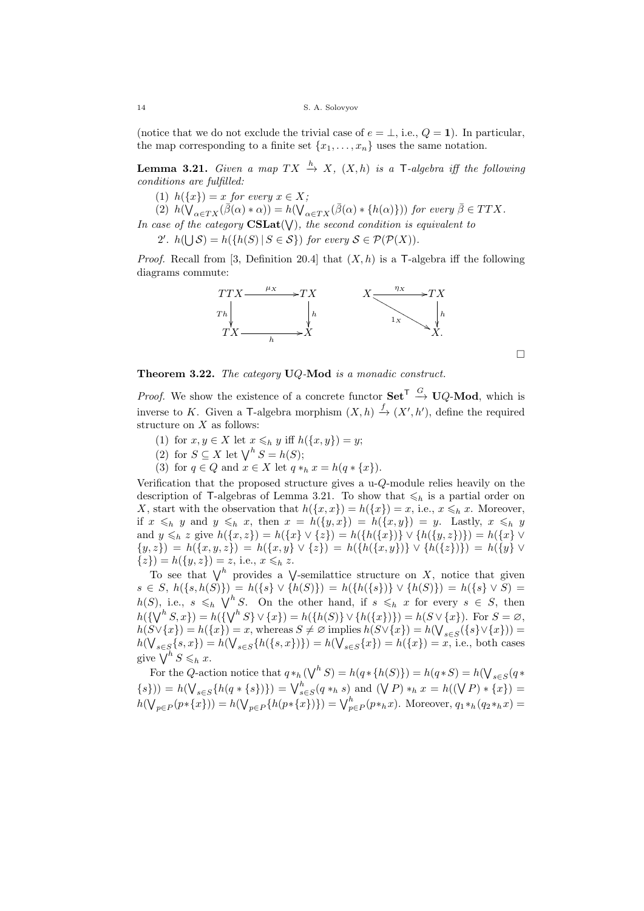(notice that we do not exclude the trivial case of $e = \bot$, i.e., $Q = \mathbf{1}$). In particular, the map corresponding to a finite set $\{x_1, \ldots, x_n\}$ uses the same notation.

**Lemma 3.21.** *Given a map $TX \xrightarrow{h} X$, $(X, h)$ is a $\mathsf{T}$-algebra iff the following conditions are fulfilled:*

1. *$h(\{x\}) = x$ for every $x \in X$;*
2. *$h(\bigvee_{\alpha \in TX}(\bar{\beta}(\alpha) * \alpha)) = h(\bigvee_{\alpha \in TX}(\bar{\beta}(\alpha) * \{h(\alpha)\}))$ for every $\bar{\beta} \in TTX$.*

*In case of the category $\mathbf{CSLat}(\bigvee)$, the second condition is equivalent to*

2′. *$h(\bigcup \mathcal{S}) = h(\{h(S) \mid S \in \mathcal{S}\})$ for every $\mathcal{S} \in \mathcal{P}(\mathcal{P}(X))$.*

*Proof.* Recall from [3, Definition 20.4] that $(X, h)$ is a $\mathsf{T}$-algebra iff the following diagrams commute:

$$
\begin{array}{ccc}
TTX & \xrightarrow{\mu_X} & TX \\
{\scriptstyle Th}\downarrow & & \downarrow{\scriptstyle h} \\
TX & \xrightarrow{h} & X
\end{array}
\qquad\qquad
\begin{array}{ccc}
X & \xrightarrow{\eta_X} & TX \\
& {\scriptstyle 1_X}\searrow & \downarrow{\scriptstyle h} \\
& & X.
\end{array}
$$

$\square$

**Theorem 3.22.** *The category $\mathbf{U}Q\text{-}\mathbf{Mod}$ is a monadic construct.*

*Proof.* We show the existence of a concrete functor $\mathbf{Set}^{\mathsf{T}} \xrightarrow{G} \mathbf{U}Q\text{-}\mathbf{Mod}$, which is inverse to $K$. Given a $\mathsf{T}$-algebra morphism $(X, h) \xrightarrow{f} (X', h')$, define the required structure on $X$ as follows:

1. for $x, y \in X$ let $x \leqslant_h y$ iff $h(\{x, y\}) = y$;
2. for $S \subseteq X$ let $\bigvee^h S = h(S)$;
3. for $q \in Q$ and $x \in X$ let $q *_h x = h(q * \{x\})$.

Verification that the proposed structure gives a u-$Q$-module relies heavily on the description of $\mathsf{T}$-algebras of Lemma 3.21. To show that $\leqslant_h$ is a partial order on $X$, start with the observation that $h(\{x, x\}) = h(\{x\}) = x$, i.e., $x \leqslant_h x$. Moreover, if $x \leqslant_h y$ and $y \leqslant_h x$, then $x = h(\{y, x\}) = h(\{x, y\}) = y$. Lastly, $x \leqslant_h y$ and $y \leqslant_h z$ give $h(\{x, z\}) = h(\{x\} \vee \{z\}) = h(\{h(\{x\})\} \vee \{h(\{y, z\})\}) = h(\{x\} \vee \{y, z\}) = h(\{x, y, z\}) = h(\{x, y\} \vee \{z\}) = h(\{h(\{x, y\})\} \vee \{h(\{z\})\}) = h(\{y\} \vee \{z\}) = h(\{y, z\}) = z$, i.e., $x \leqslant_h z$.

To see that $\bigvee^h$ provides a $\bigvee$-semilattice structure on $X$, notice that given $s \in S$, $h(\{s, h(S)\}) = h(\{s\} \vee \{h(S)\}) = h(\{h(\{s\})\} \vee \{h(S)\}) = h(\{s\} \vee S) = h(S)$, i.e., $s \leqslant_h \bigvee^h S$. On the other hand, if $s \leqslant_h x$ for every $s \in S$, then $h(\{\bigvee^h S, x\}) = h(\{\bigvee^h S\} \vee \{x\}) = h(\{h(S)\} \vee \{h(\{x\})\}) = h(S \vee \{x\})$. For $S = \varnothing$, $h(S \vee \{x\}) = h(\{x\}) = x$, whereas $S \neq \varnothing$ implies $h(S \vee \{x\}) = h(\bigvee_{s \in S}(\{s\} \vee \{x\})) = h(\bigvee_{s \in S}\{s, x\}) = h(\bigvee_{s \in S}\{h(\{s, x\})\}) = h(\bigvee_{s \in S}\{x\}) = h(\{x\}) = x$, i.e., both cases give $\bigvee^h S \leqslant_h x$.

For the $Q$-action notice that $q *_h (\bigvee^h S) = h(q * \{h(S)\}) = h(q * S) = h(\bigvee_{s \in S}(q * \{s\})) = h(\bigvee_{s \in S}\{h(q * \{s\})\}) = \bigvee^h_{s \in S}(q *_h s)$ and $(\bigvee P) *_h x = h((\bigvee P) * \{x\}) = h(\bigvee_{p \in P}(p * \{x\})) = h(\bigvee_{p \in P}\{h(p * \{x\})\}) = \bigvee^h_{p \in P}(p *_h x)$. Moreover, $q_1 *_h (q_2 *_h x) =$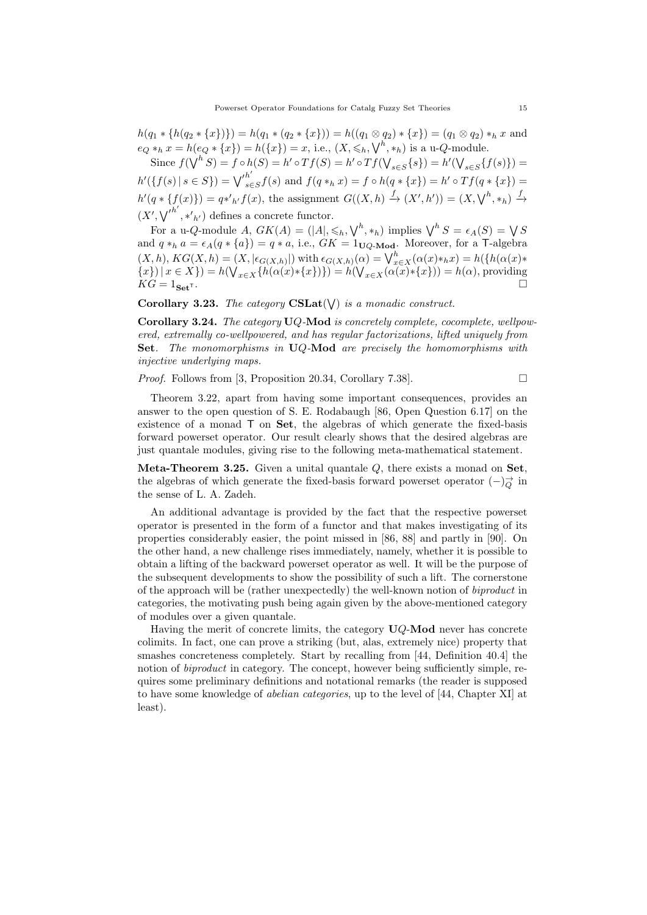$h(q_1 * \{h(q_2 * \{x\})\}) = h(q_1 * (q_2 * \{x\})) = h((q_1 \otimes q_2) * \{x\}) = (q_1 \otimes q_2) *_h x$ and $e_Q *_h x = h(e_Q * \{x\}) = h(\{x\}) = x$, i.e., $(X, \leqslant_h, \bigvee^h, *_h)$ is a u-$Q$-module.

Since $f(\bigvee^h S) = f \circ h(S) = h' \circ Tf(S) = h' \circ Tf(\bigvee_{s \in S}\{s\}) = h'(\bigvee_{s \in S}\{f(s)\}) = h'(\{f(s) \mid s \in S\}) = \bigvee'^{h'}_{s \in S} f(s)$ and $f(q *_h x) = f \circ h(q * \{x\}) = h' \circ Tf(q * \{x\}) = h'(q * \{f(x)\}) = q *'_{h'} f(x)$, the assignment $G((X, h) \xrightarrow{f} (X', h')) = (X, \bigvee^h, *_h) \xrightarrow{f} (X', \bigvee'^{h'}, *'_{h'})$ defines a concrete functor.

For a u-$Q$-module $A$, $GK(A) = (|A|, \leqslant_h, \bigvee^h, *_h)$ implies $\bigvee^h S = \epsilon_A(S) = \bigvee S$ and $q *_h a = \epsilon_A(q * \{a\}) = q * a$, i.e., $GK = 1_{\mathbf{U}Q\text{-}\mathbf{Mod}}$. Moreover, for a $\mathsf{T}$-algebra $(X, h)$, $KG(X, h) = (X, |\epsilon_{G(X,h)}|)$ with $\epsilon_{G(X,h)}(\alpha) = \bigvee^h_{x \in X}(\alpha(x) *_h x) = h(\{h(\alpha(x) * \{x\}) \mid x \in X\}) = h(\bigvee_{x \in X}\{h(\alpha(x) * \{x\})\}) = h(\bigvee_{x \in X}(\alpha(x) * \{x\})) = h(\alpha)$, providing $KG = 1_{\mathbf{Set}^{\mathsf{T}}}$. □

**Corollary 3.23.** *The category* $\mathbf{CSLat}(\bigvee)$ *is a monadic construct.*

**Corollary 3.24.** *The category* $\mathbf{U}Q$-$\mathbf{Mod}$ *is concretely complete, cocomplete, wellpowered, extremally co-wellpowered, and has regular factorizations, lifted uniquely from* $\mathbf{Set}$*. The monomorphisms in* $\mathbf{U}Q$-$\mathbf{Mod}$ *are precisely the homomorphisms with injective underlying maps.*

*Proof.* Follows from [3, Proposition 20.34, Corollary 7.38]. □

Theorem 3.22, apart from having some important consequences, provides an answer to the open question of S. E. Rodabaugh [86, Open Question 6.17] on the existence of a monad $\mathsf{T}$ on $\mathbf{Set}$, the algebras of which generate the fixed-basis forward powerset operator. Our result clearly shows that the desired algebras are just quantale modules, giving rise to the following meta-mathematical statement.

**Meta-Theorem 3.25.** Given a unital quantale $Q$, there exists a monad on $\mathbf{Set}$, the algebras of which generate the fixed-basis forward powerset operator $(-)^{\rightarrow}_{Q}$ in the sense of L. A. Zadeh.

An additional advantage is provided by the fact that the respective powerset operator is presented in the form of a functor and that makes investigating of its properties considerably easier, the point missed in [86, 88] and partly in [90]. On the other hand, a new challenge rises immediately, namely, whether it is possible to obtain a lifting of the backward powerset operator as well. It will be the purpose of the subsequent developments to show the possibility of such a lift. The cornerstone of the approach will be (rather unexpectedly) the well-known notion of *biproduct* in categories, the motivating push being again given by the above-mentioned category of modules over a given quantale.

Having the merit of concrete limits, the category $\mathbf{U}Q$-$\mathbf{Mod}$ never has concrete colimits. In fact, one can prove a striking (but, alas, extremely nice) property that smashes concreteness completely. Start by recalling from [44, Definition 40.4] the notion of *biproduct* in category. The concept, however being sufficiently simple, requires some preliminary definitions and notational remarks (the reader is supposed to have some knowledge of *abelian categories*, up to the level of [44, Chapter XI] at least).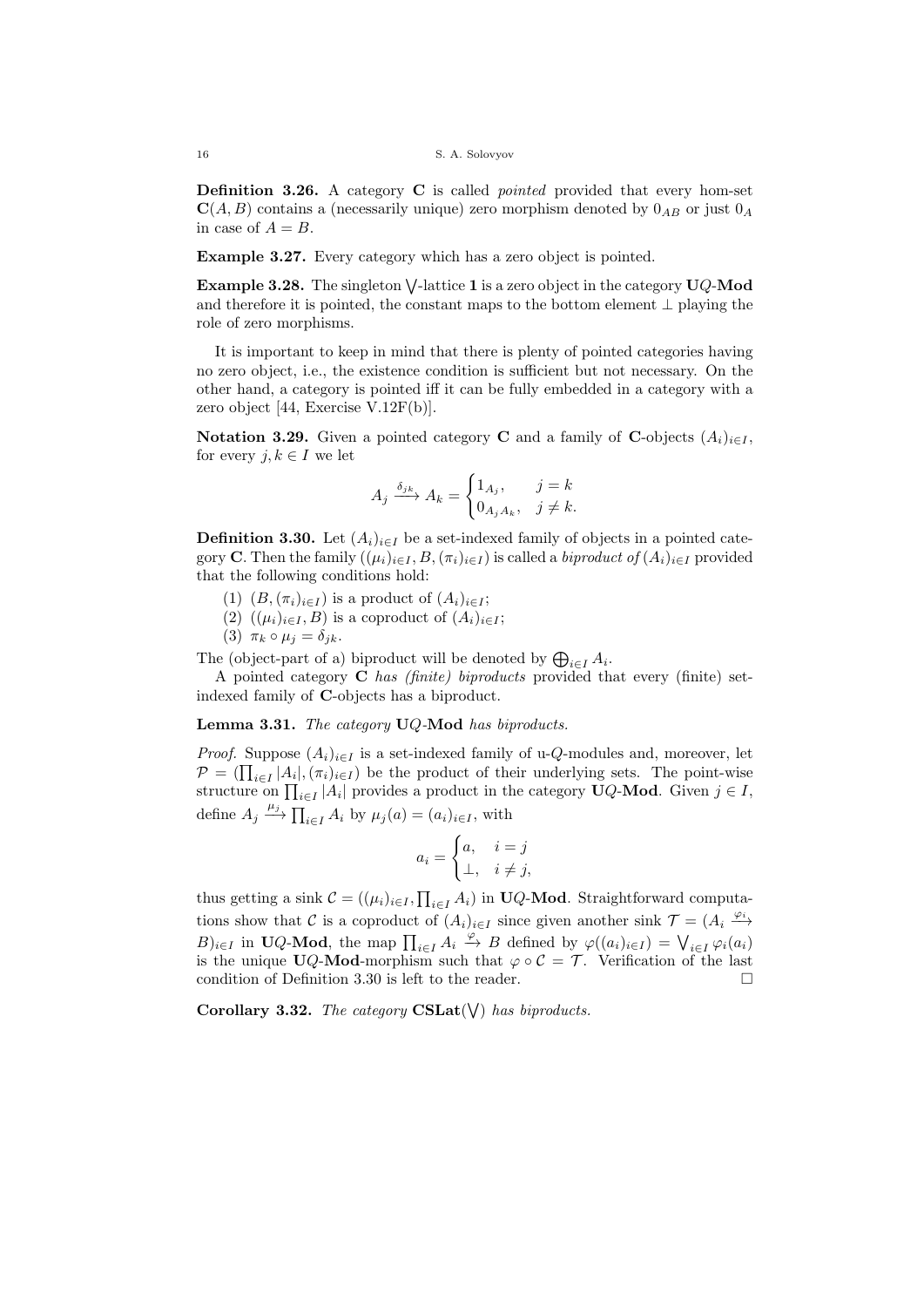**Definition 3.26.** A category $\mathbf{C}$ is called *pointed* provided that every hom-set $\mathbf{C}(A, B)$ contains a (necessarily unique) zero morphism denoted by $0_{AB}$ or just $0_A$ in case of $A = B$.

**Example 3.27.** Every category which has a zero object is pointed.

**Example 3.28.** The singleton $\bigvee$-lattice $\mathbf{1}$ is a zero object in the category $\mathbf{U}Q\text{-}\mathbf{Mod}$ and therefore it is pointed, the constant maps to the bottom element $\perp$ playing the role of zero morphisms.

It is important to keep in mind that there is plenty of pointed categories having no zero object, i.e., the existence condition is sufficient but not necessary. On the other hand, a category is pointed iff it can be fully embedded in a category with a zero object [44, Exercise V.12F(b)].

**Notation 3.29.** Given a pointed category $\mathbf{C}$ and a family of $\mathbf{C}$-objects $(A_i)_{i\in I}$, for every $j, k \in I$ we let

$$A_j \xrightarrow{\delta_{jk}} A_k = \begin{cases} 1_{A_j}, & j = k \\ 0_{A_j A_k}, & j \neq k. \end{cases}$$

**Definition 3.30.** Let $(A_i)_{i\in I}$ be a set-indexed family of objects in a pointed category $\mathbf{C}$. Then the family $((\mu_i)_{i\in I}, B, (\pi_i)_{i\in I})$ is called a *biproduct of* $(A_i)_{i\in I}$ provided that the following conditions hold:

(1) $(B, (\pi_i)_{i\in I})$ is a product of $(A_i)_{i\in I}$;
(2) $((\mu_i)_{i\in I}, B)$ is a coproduct of $(A_i)_{i\in I}$;
(3) $\pi_k \circ \mu_j = \delta_{jk}$.

The (object-part of a) biproduct will be denoted by $\bigoplus_{i\in I} A_i$.

A pointed category $\mathbf{C}$ *has (finite) biproducts* provided that every (finite) set-indexed family of $\mathbf{C}$-objects has a biproduct.

**Lemma 3.31.** *The category* $\mathbf{U}Q\text{-}\mathbf{Mod}$ *has biproducts.*

*Proof.* Suppose $(A_i)_{i\in I}$ is a set-indexed family of u-$Q$-modules and, moreover, let $\mathcal{P} = (\prod_{i\in I} |A_i|, (\pi_i)_{i\in I})$ be the product of their underlying sets. The point-wise structure on $\prod_{i\in I} |A_i|$ provides a product in the category $\mathbf{U}Q\text{-}\mathbf{Mod}$. Given $j \in I$, define $A_j \xrightarrow{\mu_j} \prod_{i\in I} A_i$ by $\mu_j(a) = (a_i)_{i\in I}$, with

$$a_i = \begin{cases} a, & i = j \\ \perp, & i \neq j, \end{cases}$$

thus getting a sink $\mathcal{C} = ((\mu_i)_{i\in I}, \prod_{i\in I} A_i)$ in $\mathbf{U}Q\text{-}\mathbf{Mod}$. Straightforward computations show that $\mathcal{C}$ is a coproduct of $(A_i)_{i\in I}$ since given another sink $\mathcal{T} = (A_i \xrightarrow{\varphi_i} B)_{i\in I}$ in $\mathbf{U}Q\text{-}\mathbf{Mod}$, the map $\prod_{i\in I} A_i \xrightarrow{\varphi} B$ defined by $\varphi((a_i)_{i\in I}) = \bigvee_{i\in I} \varphi_i(a_i)$ is the unique $\mathbf{U}Q\text{-}\mathbf{Mod}$-morphism such that $\varphi \circ \mathcal{C} = \mathcal{T}$. Verification of the last condition of Definition 3.30 is left to the reader. $\square$

**Corollary 3.32.** *The category* $\mathbf{CSLat}(\bigvee)$ *has biproducts.*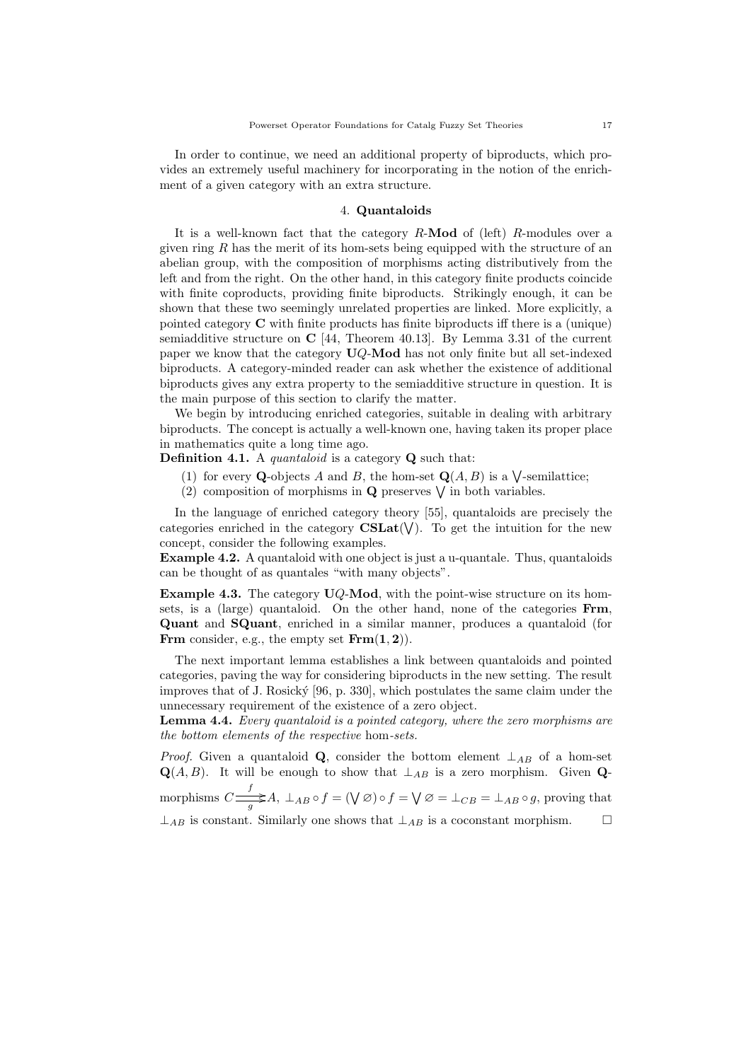In order to continue, we need an additional property of biproducts, which provides an extremely useful machinery for incorporating in the notion of the enrichment of a given category with an extra structure.

## 4. **Quantaloids**

It is a well-known fact that the category $R$-**Mod** of (left) $R$-modules over a given ring $R$ has the merit of its hom-sets being equipped with the structure of an abelian group, with the composition of morphisms acting distributively from the left and from the right. On the other hand, in this category finite products coincide with finite coproducts, providing finite biproducts. Strikingly enough, it can be shown that these two seemingly unrelated properties are linked. More explicitly, a pointed category $\mathbf{C}$ with finite products has finite biproducts iff there is a (unique) semiadditive structure on $\mathbf{C}$ [44, Theorem 40.13]. By Lemma 3.31 of the current paper we know that the category $\mathbf{U}Q$-**Mod** has not only finite but all set-indexed biproducts. A category-minded reader can ask whether the existence of additional biproducts gives any extra property to the semiadditive structure in question. It is the main purpose of this section to clarify the matter.

We begin by introducing enriched categories, suitable in dealing with arbitrary biproducts. The concept is actually a well-known one, having taken its proper place in mathematics quite a long time ago.

**Definition 4.1.** A *quantaloid* is a category $\mathbf{Q}$ such that:

1. for every $\mathbf{Q}$-objects $A$ and $B$, the hom-set $\mathbf{Q}(A, B)$ is a $\bigvee$-semilattice;
2. composition of morphisms in $\mathbf{Q}$ preserves $\bigvee$ in both variables.

In the language of enriched category theory [55], quantaloids are precisely the categories enriched in the category $\mathbf{CSLat}(\bigvee)$. To get the intuition for the new concept, consider the following examples.

**Example 4.2.** A quantaloid with one object is just a u-quantale. Thus, quantaloids can be thought of as quantales "with many objects".

**Example 4.3.** The category $\mathbf{U}Q$-**Mod**, with the point-wise structure on its hom-sets, is a (large) quantaloid. On the other hand, none of the categories **Frm**, **Quant** and **SQuant**, enriched in a similar manner, produces a quantaloid (for **Frm** consider, e.g., the empty set $\mathbf{Frm}(\mathbf{1}, \mathbf{2})$).

The next important lemma establishes a link between quantaloids and pointed categories, paving the way for considering biproducts in the new setting. The result improves that of J. Rosický [96, p. 330], which postulates the same claim under the unnecessary requirement of the existence of a zero object.

**Lemma 4.4.** *Every quantaloid is a pointed category, where the zero morphisms are the bottom elements of the respective* hom*-sets.*

*Proof.* Given a quantaloid $\mathbf{Q}$, consider the bottom element $\perp_{AB}$ of a hom-set $\mathbf{Q}(A, B)$. It will be enough to show that $\perp_{AB}$ is a zero morphism. Given $\mathbf{Q}$-morphisms $C \overset{f}{\underset{g}{\rightrightarrows}} A$, $\perp_{AB} \circ f = (\bigvee \varnothing) \circ f = \bigvee \varnothing = \perp_{CB} = \perp_{AB} \circ g$, proving that $\perp_{AB}$ is constant. Similarly one shows that $\perp_{AB}$ is a coconstant morphism. $\square$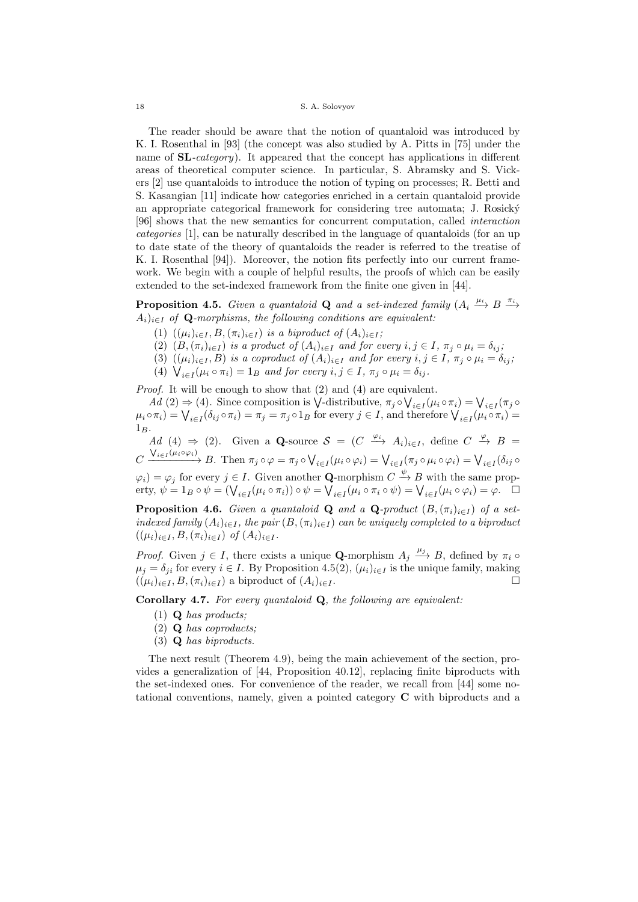The reader should be aware that the notion of quantaloid was introduced by K. I. Rosenthal in [93] (the concept was also studied by A. Pitts in [75] under the name of **SL**-*category*). It appeared that the concept has applications in different areas of theoretical computer science. In particular, S. Abramsky and S. Vickers [2] use quantaloids to introduce the notion of typing on processes; R. Betti and S. Kasangian [11] indicate how categories enriched in a certain quantaloid provide an appropriate categorical framework for considering tree automata; J. Rosický [96] shows that the new semantics for concurrent computation, called *interaction categories* [1], can be naturally described in the language of quantaloids (for an up to date state of the theory of quantaloids the reader is referred to the treatise of K. I. Rosenthal [94]). Moreover, the notion fits perfectly into our current framework. We begin with a couple of helpful results, the proofs of which can be easily extended to the set-indexed framework from the finite one given in [44].

**Proposition 4.5.** *Given a quantaloid* $\mathbf{Q}$ *and a set-indexed family* $(A_i \xrightarrow{\mu_i} B \xrightarrow{\pi_i} A_i)_{i\in I}$ *of* $\mathbf{Q}$*-morphisms, the following conditions are equivalent:*

1. $((\mu_i)_{i\in I}, B, (\pi_i)_{i\in I})$ *is a biproduct of* $(A_i)_{i\in I}$*;*
2. $(B, (\pi_i)_{i\in I})$ *is a product of* $(A_i)_{i\in I}$ *and for every* $i, j \in I$, $\pi_j \circ \mu_i = \delta_{ij}$*;*
3. $((\mu_i)_{i\in I}, B)$ *is a coproduct of* $(A_i)_{i\in I}$ *and for every* $i, j \in I$, $\pi_j \circ \mu_i = \delta_{ij}$*;*
4. $\bigvee_{i\in I}(\mu_i \circ \pi_i) = 1_B$ *and for every* $i, j \in I$, $\pi_j \circ \mu_i = \delta_{ij}$*.*

*Proof.* It will be enough to show that (2) and (4) are equivalent.

*Ad* (2) $\Rightarrow$ (4). Since composition is $\bigvee$-distributive, $\pi_j \circ \bigvee_{i\in I}(\mu_i \circ \pi_i) = \bigvee_{i\in I}(\pi_j \circ \mu_i \circ \pi_i) = \bigvee_{i\in I}(\delta_{ij} \circ \pi_i) = \pi_j = \pi_j \circ 1_B$ for every $j \in I$, and therefore $\bigvee_{i\in I}(\mu_i \circ \pi_i) = 1_B$.

*Ad* (4) $\Rightarrow$ (2). Given a $\mathbf{Q}$-source $\mathcal{S} = (C \xrightarrow{\varphi_i} A_i)_{i\in I}$, define $C \xrightarrow{\varphi} B = C \xrightarrow{\bigvee_{i\in I}(\mu_i\circ\varphi_i)} B$. Then $\pi_j \circ \varphi = \pi_j \circ \bigvee_{i\in I}(\mu_i \circ \varphi_i) = \bigvee_{i\in I}(\pi_j \circ \mu_i \circ \varphi_i) = \bigvee_{i\in I}(\delta_{ij} \circ \varphi_i) = \varphi_j$ for every $j \in I$. Given another $\mathbf{Q}$-morphism $C \xrightarrow{\psi} B$ with the same property, $\psi = 1_B \circ \psi = (\bigvee_{i\in I}(\mu_i \circ \pi_i)) \circ \psi = \bigvee_{i\in I}(\mu_i \circ \pi_i \circ \psi) = \bigvee_{i\in I}(\mu_i \circ \varphi_i) = \varphi$. $\square$

**Proposition 4.6.** *Given a quantaloid* $\mathbf{Q}$ *and a* $\mathbf{Q}$*-product* $(B, (\pi_i)_{i\in I})$ *of a set-indexed family* $(A_i)_{i\in I}$*, the pair* $(B, (\pi_i)_{i\in I})$ *can be uniquely completed to a biproduct* $((\mu_i)_{i\in I}, B, (\pi_i)_{i\in I})$ *of* $(A_i)_{i\in I}$*.*

*Proof.* Given $j \in I$, there exists a unique $\mathbf{Q}$-morphism $A_j \xrightarrow{\mu_j} B$, defined by $\pi_i \circ \mu_j = \delta_{ji}$ for every $i \in I$. By Proposition 4.5(2), $(\mu_i)_{i\in I}$ is the unique family, making $((\mu_i)_{i\in I}, B, (\pi_i)_{i\in I})$ a biproduct of $(A_i)_{i\in I}$. $\square$

**Corollary 4.7.** *For every quantaloid* $\mathbf{Q}$*, the following are equivalent:*

1. $\mathbf{Q}$ *has products;*
2. $\mathbf{Q}$ *has coproducts;*
3. $\mathbf{Q}$ *has biproducts.*

The next result (Theorem 4.9), being the main achievement of the section, provides a generalization of [44, Proposition 40.12], replacing finite biproducts with the set-indexed ones. For convenience of the reader, we recall from [44] some notational conventions, namely, given a pointed category $\mathbf{C}$ with biproducts and a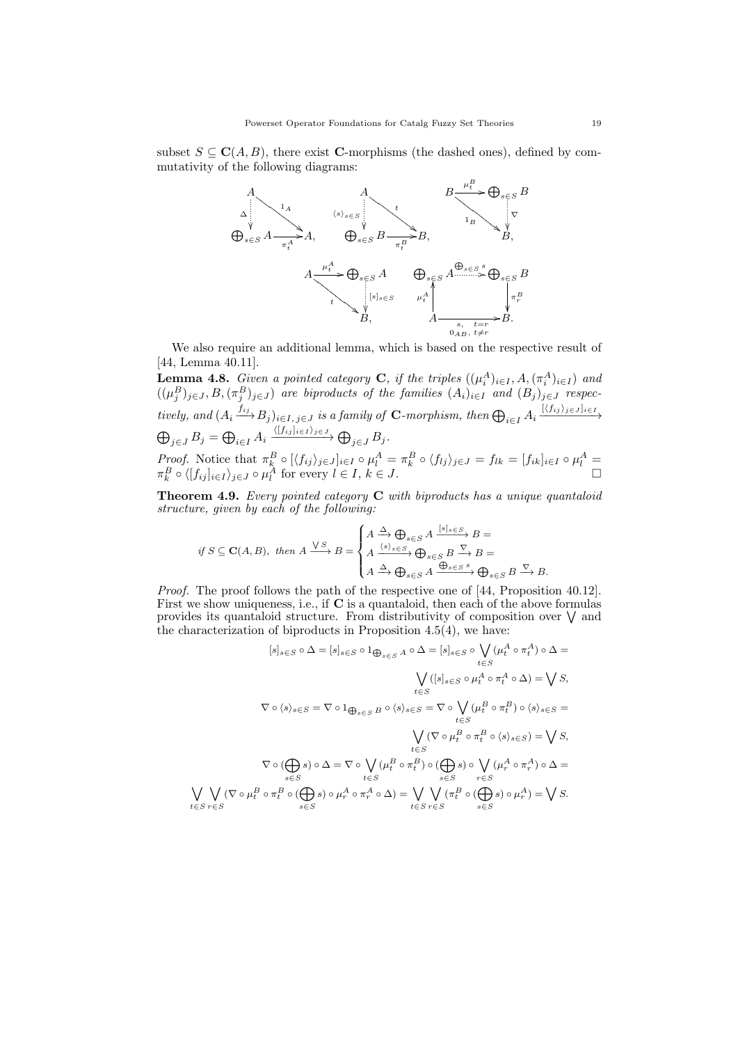subset $S \subseteq \mathbf{C}(A, B)$, there exist $\mathbf{C}$-morphisms (the dashed ones), defined by commutativity of the following diagrams:

$$
\begin{array}{ccc}
A \xrightarrow{1_A} A, \quad \Delta: A \dashrightarrow \bigoplus_{s\in S} A, \quad \pi_t^A \circ \Delta = 1_A & \quad \langle s\rangle_{s\in S}: A \dashrightarrow \bigoplus_{s\in S} B, \quad \pi_t^B \circ \langle s\rangle_{s\in S} = t & \quad \nabla: \bigoplus_{s\in S} B \dashrightarrow B, \quad \nabla \circ \mu_t^B = 1_B,
\end{array}
$$

$$
[s]_{s\in S}: \bigoplus_{s\in S} A \dashrightarrow B, \quad [s]_{s\in S} \circ \mu_t^A = t, \qquad \bigoplus_{s\in S} s: \bigoplus_{s\in S} A \dashrightarrow \bigoplus_{s\in S} B, \quad \pi_r^B \circ \left(\bigoplus_{s\in S} s\right) \circ \mu_t^A = \begin{cases} s, & t = r \\ 0_{AB}, & t \neq r \end{cases}.
$$

We also require an additional lemma, which is based on the respective result of [44, Lemma 40.11].

**Lemma 4.8.** *Given a pointed category* $\mathbf{C}$*, if the triples* $((\mu_i^A)_{i\in I}, A, (\pi_i^A)_{i\in I})$ *and* $((\mu_j^B)_{j\in J}, B, (\pi_j^B)_{j\in J})$ *are biproducts of the families* $(A_i)_{i\in I}$ *and* $(B_j)_{j\in J}$ *respectively, and* $(A_i \xrightarrow{f_{ij}} B_j)_{i\in I,\, j\in J}$ *is a family of* $\mathbf{C}$*-morphism, then* $\bigoplus_{i\in I} A_i \xrightarrow{[\langle f_{ij}\rangle_{j\in J}]_{i\in I}} \bigoplus_{j\in J} B_j = \bigoplus_{i\in I} A_i \xrightarrow{\langle [f_{ij}]_{i\in I}\rangle_{j\in J}} \bigoplus_{j\in J} B_j$.

*Proof.* Notice that $\pi_k^B \circ [\langle f_{ij}\rangle_{j\in J}]_{i\in I} \circ \mu_l^A = \pi_k^B \circ \langle f_{lj}\rangle_{j\in J} = f_{lk} = [f_{ik}]_{i\in I} \circ \mu_l^A = \pi_k^B \circ \langle [f_{ij}]_{i\in I}\rangle_{j\in J} \circ \mu_l^A$ for every $l \in I$, $k \in J$. □

**Theorem 4.9.** *Every pointed category* $\mathbf{C}$ *with biproducts has a unique quantaloid structure, given by each of the following:*

$$
\text{if } S \subseteq \mathbf{C}(A, B), \text{ then } A \xrightarrow{\bigvee S} B = \begin{cases} A \xrightarrow{\Delta} \bigoplus_{s\in S} A \xrightarrow{[s]_{s\in S}} B = \\ A \xrightarrow{\langle s\rangle_{s\in S}} \bigoplus_{s\in S} B \xrightarrow{\nabla} B = \\ A \xrightarrow{\Delta} \bigoplus_{s\in S} A \xrightarrow{\bigoplus_{s\in S} s} \bigoplus_{s\in S} B \xrightarrow{\nabla} B. \end{cases}
$$

*Proof.* The proof follows the path of the respective one of [44, Proposition 40.12]. First we show uniqueness, i.e., if $\mathbf{C}$ is a quantaloid, then each of the above formulas provides its quantaloid structure. From distributivity of composition over $\bigvee$ and the characterization of biproducts in Proposition 4.5(4), we have:

$$
[s]_{s\in S} \circ \Delta = [s]_{s\in S} \circ 1_{\bigoplus_{s\in S} A} \circ \Delta = [s]_{s\in S} \circ \bigvee_{t\in S} (\mu_t^A \circ \pi_t^A) \circ \Delta = \bigvee_{t\in S} ([s]_{s\in S} \circ \mu_t^A \circ \pi_t^A \circ \Delta) = \bigvee S,
$$

$$
\nabla \circ \langle s\rangle_{s\in S} = \nabla \circ 1_{\bigoplus_{s\in S} B} \circ \langle s\rangle_{s\in S} = \nabla \circ \bigvee_{t\in S} (\mu_t^B \circ \pi_t^B) \circ \langle s\rangle_{s\in S} = \bigvee_{t\in S} (\nabla \circ \mu_t^B \circ \pi_t^B \circ \langle s\rangle_{s\in S}) = \bigvee S,
$$

$$
\nabla \circ \left(\bigoplus_{s\in S} s\right) \circ \Delta = \nabla \circ \bigvee_{t\in S} (\mu_t^B \circ \pi_t^B) \circ \left(\bigoplus_{s\in S} s\right) \circ \bigvee_{r\in S} (\mu_r^A \circ \pi_r^A) \circ \Delta =
$$

$$
\bigvee_{t\in S} \bigvee_{r\in S} \left(\nabla \circ \mu_t^B \circ \pi_t^B \circ \left(\bigoplus_{s\in S} s\right) \circ \mu_r^A \circ \pi_r^A \circ \Delta\right) = \bigvee_{t\in S} \bigvee_{r\in S} \left(\pi_t^B \circ \left(\bigoplus_{s\in S} s\right) \circ \mu_r^A\right) = \bigvee S.
$$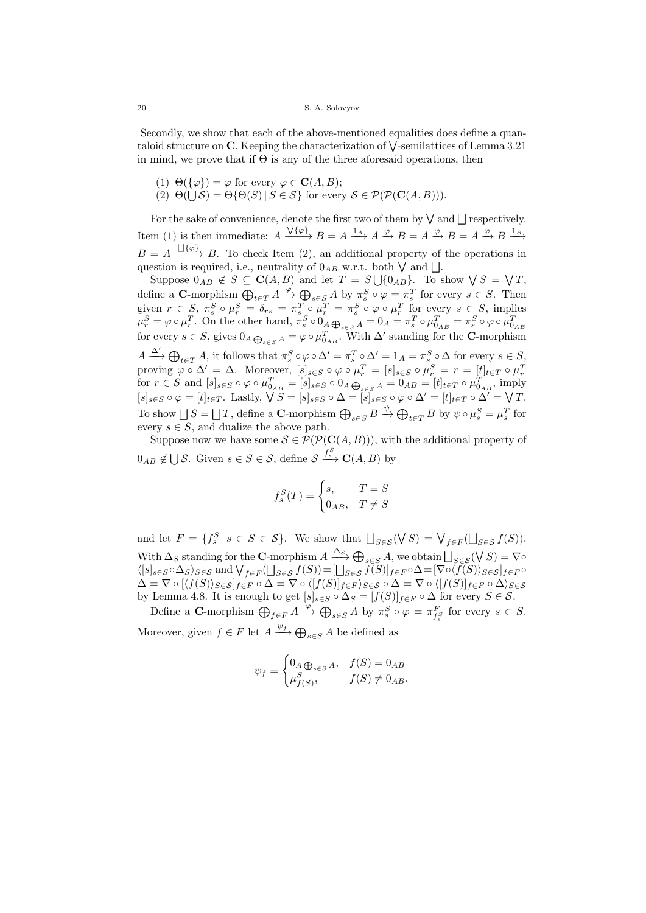Secondly, we show that each of the above-mentioned equalities does define a quantaloid structure on $\mathbf{C}$. Keeping the characterization of $\bigvee$-semilattices of Lemma 3.21 in mind, we prove that if $\Theta$ is any of the three aforesaid operations, then

(1) $\Theta(\{\varphi\}) = \varphi$ for every $\varphi \in \mathbf{C}(A, B)$;
(2) $\Theta(\bigcup \mathcal{S}) = \Theta\{\Theta(S) \,|\, S \in \mathcal{S}\}$ for every $\mathcal{S} \in \mathcal{P}(\mathcal{P}(\mathbf{C}(A, B)))$.

For the sake of convenience, denote the first two of them by $\bigvee$ and $\bigsqcup$ respectively. Item (1) is then immediate: $A \xrightarrow{\bigvee\{\varphi\}} B = A \xrightarrow{1_A} A \xrightarrow{\varphi} B = A \xrightarrow{\varphi} B = A \xrightarrow{\varphi} B \xrightarrow{1_B} B = A \xrightarrow{\bigsqcup\{\varphi\}} B$. To check Item (2), an additional property of the operations in question is required, i.e., neutrality of $0_{AB}$ w.r.t. both $\bigvee$ and $\bigsqcup$.

Suppose $0_{AB} \notin S \subseteq \mathbf{C}(A, B)$ and let $T = S \bigcup \{0_{AB}\}$. To show $\bigvee S = \bigvee T$, define a $\mathbf{C}$-morphism $\bigoplus_{t\in T} A \xrightarrow{\varphi} \bigoplus_{s\in S} A$ by $\pi^S_s \circ \varphi = \pi^T_s$ for every $s \in S$. Then given $r \in S$, $\pi^S_s \circ \mu^S_r = \delta_{rs} = \pi^T_s \circ \mu^T_r = \pi^S_s \circ \varphi \circ \mu^T_r$ for every $s \in S$, implies $\mu^S_r = \varphi \circ \mu^T_r$. On the other hand, $\pi^S_s \circ 0_{A \bigoplus_{s\in S} A} = 0_A = \pi^T_s \circ \mu^T_{0_{AB}} = \pi^S_s \circ \varphi \circ \mu^T_{0_{AB}}$ for every $s \in S$, gives $0_{A \bigoplus_{s\in S} A} = \varphi \circ \mu^T_{0_{AB}}$. With $\Delta'$ standing for the $\mathbf{C}$-morphism $A \xrightarrow{\Delta'} \bigoplus_{t\in T} A$, it follows that $\pi^S_s \circ \varphi \circ \Delta' = \pi^T_s \circ \Delta' = 1_A = \pi^S_s \circ \Delta$ for every $s \in S$, proving $\varphi \circ \Delta' = \Delta$. Moreover, $[s]_{s\in S} \circ \varphi \circ \mu^T_r = [s]_{s\in S} \circ \mu^S_r = r = [t]_{t\in T} \circ \mu^T_r$ for $r \in S$ and $[s]_{s\in S} \circ \varphi \circ \mu^T_{0_{AB}} = [s]_{s\in S} \circ 0_{A \bigoplus_{s\in S} A} = 0_{AB} = [t]_{t\in T} \circ \mu^T_{0_{AB}}$, imply $[s]_{s\in S} \circ \varphi = [t]_{t\in T}$. Lastly, $\bigvee S = [s]_{s\in S} \circ \Delta = [s]_{s\in S} \circ \varphi \circ \Delta' = [t]_{t\in T} \circ \Delta' = \bigvee T$. To show $\bigsqcup S = \bigsqcup T$, define a $\mathbf{C}$-morphism $\bigoplus_{s\in S} B \xrightarrow{\psi} \bigoplus_{t\in T} B$ by $\psi \circ \mu^S_s = \mu^T_s$ for every $s \in S$, and dualize the above path.

Suppose now we have some $\mathcal{S} \in \mathcal{P}(\mathcal{P}(\mathbf{C}(A, B)))$, with the additional property of $0_{AB} \notin \bigcup \mathcal{S}$. Given $s \in S \in \mathcal{S}$, define $\mathcal{S} \xrightarrow{f^S_s} \mathbf{C}(A, B)$ by

$$f^S_s(T) = \begin{cases} s, & T = S \\ 0_{AB}, & T \neq S \end{cases}$$

and let $F = \{f^S_s \,|\, s \in S \in \mathcal{S}\}$. We show that $\bigsqcup_{S\in\mathcal{S}}(\bigvee S) = \bigvee_{f\in F}(\bigsqcup_{S\in\mathcal{S}} f(S))$. With $\Delta_S$ standing for the $\mathbf{C}$-morphism $A \xrightarrow{\Delta_S} \bigoplus_{s\in S} A$, we obtain $\bigsqcup_{S\in\mathcal{S}}(\bigvee S) = \nabla \circ \langle [s]_{s\in S} \circ \Delta_S \rangle_{S\in\mathcal{S}}$ and $\bigvee_{f\in F}(\bigsqcup_{S\in\mathcal{S}} f(S)) = [\bigsqcup_{S\in\mathcal{S}} f(S)]_{f\in F} \circ \Delta = [\nabla \circ \langle f(S) \rangle_{S\in\mathcal{S}}]_{f\in F} \circ \Delta = \nabla \circ [\langle f(S) \rangle_{S\in\mathcal{S}}]_{f\in F} \circ \Delta = \nabla \circ \langle [f(S)]_{f\in F} \rangle_{S\in\mathcal{S}} \circ \Delta = \nabla \circ \langle [f(S)]_{f\in F} \circ \Delta \rangle_{S\in\mathcal{S}}$ by Lemma 4.8. It is enough to get $[s]_{s\in S} \circ \Delta_S = [f(S)]_{f\in F} \circ \Delta$ for every $S \in \mathcal{S}$.

Define a $\mathbf{C}$-morphism $\bigoplus_{f\in F} A \xrightarrow{\varphi} \bigoplus_{s\in S} A$ by $\pi^S_s \circ \varphi = \pi^F_{f^S_s}$ for every $s \in S$. Moreover, given $f \in F$ let $A \xrightarrow{\psi_f} \bigoplus_{s\in S} A$ be defined as

$$\psi_f = \begin{cases} 0_{A \bigoplus_{s\in S} A}, & f(S) = 0_{AB} \\ \mu^S_{f(S)}, & f(S) \neq 0_{AB}. \end{cases}$$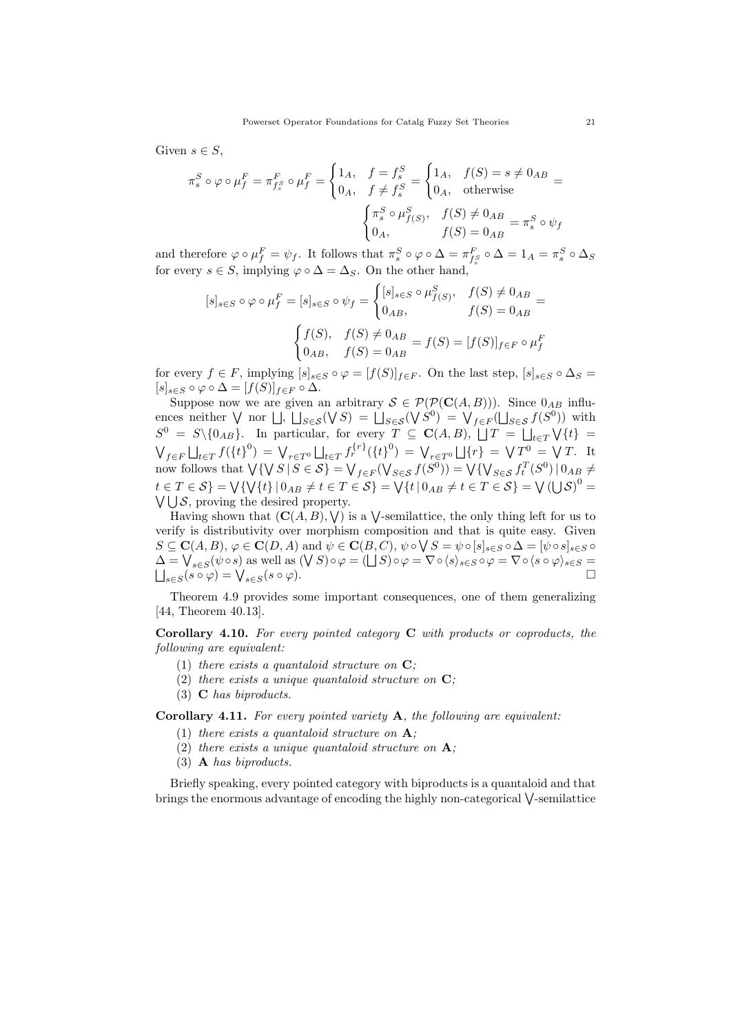Given $s \in S$,

$$\pi^S_s \circ \varphi \circ \mu^F_f = \pi^F_{f^S_s} \circ \mu^F_f = \begin{cases} 1_A, & f = f^S_s \\ 0_A, & f \neq f^S_s \end{cases} = \begin{cases} 1_A, & f(S) = s \neq 0_{AB} \\ 0_A, & \text{otherwise} \end{cases} =$$

$$\begin{cases} \pi^S_s \circ \mu^S_{f(S)}, & f(S) \neq 0_{AB} \\ 0_A, & f(S) = 0_{AB} \end{cases} = \pi^S_s \circ \psi_f$$

and therefore $\varphi \circ \mu^F_f = \psi_f$. It follows that $\pi^S_s \circ \varphi \circ \Delta = \pi^F_{f^S_s} \circ \Delta = 1_A = \pi^S_s \circ \Delta_S$ for every $s \in S$, implying $\varphi \circ \Delta = \Delta_S$. On the other hand,

$$[s]_{s\in S} \circ \varphi \circ \mu^F_f = [s]_{s\in S} \circ \psi_f = \begin{cases} [s]_{s\in S} \circ \mu^S_{f(S)}, & f(S) \neq 0_{AB} \\ 0_{AB}, & f(S) = 0_{AB} \end{cases} =$$

$$\begin{cases} f(S), & f(S) \neq 0_{AB} \\ 0_{AB}, & f(S) = 0_{AB} \end{cases} = f(S) = [f(S)]_{f\in F} \circ \mu^F_f$$

for every $f \in F$, implying $[s]_{s\in S} \circ \varphi = [f(S)]_{f\in F}$. On the last step, $[s]_{s\in S} \circ \Delta_S = [s]_{s\in S} \circ \varphi \circ \Delta = [f(S)]_{f\in F} \circ \Delta$.

Suppose now we are given an arbitrary $\mathcal{S} \in \mathcal{P}(\mathcal{P}(\mathbf{C}(A,B)))$. Since $0_{AB}$ influences neither $\bigvee$ nor $\bigsqcup$, $\bigsqcup_{S\in\mathcal{S}}(\bigvee S) = \bigsqcup_{S\in\mathcal{S}}(\bigvee S^0) = \bigvee_{f\in F}(\bigsqcup_{S\in\mathcal{S}} f(S^0))$ with $S^0 = S\backslash\{0_{AB}\}$. In particular, for every $T \subseteq \mathbf{C}(A,B)$, $\bigsqcup T = \bigsqcup_{t\in T}\bigvee\{t\} = \bigvee_{f\in F}\bigsqcup_{t\in T} f(\{t\}^0) = \bigvee_{r\in T^0}\bigsqcup_{t\in T} f^{\{r\}}_r(\{t\}^0) = \bigvee_{r\in T^0}\bigsqcup\{r\} = \bigvee T^0 = \bigvee T$. It now follows that $\bigvee\{\bigvee S \,|\, S\in\mathcal{S}\} = \bigvee_{f\in F}(\bigvee_{S\in\mathcal{S}} f(S^0)) = \bigvee\{\bigvee_{S\in\mathcal{S}} f^T_t(S^0) \,|\, 0_{AB} \neq t \in T \in \mathcal{S}\} = \bigvee\{\bigvee\{t\} \,|\, 0_{AB} \neq t \in T \in \mathcal{S}\} = \bigvee\{t \,|\, 0_{AB} \neq t \in T \in \mathcal{S}\} = \bigvee(\bigcup\mathcal{S})^0 = \bigvee\bigcup\mathcal{S}$, proving the desired property.

Having shown that $(\mathbf{C}(A,B), \bigvee)$ is a $\bigvee$-semilattice, the only thing left for us to verify is distributivity over morphism composition and that is quite easy. Given $S \subseteq \mathbf{C}(A,B)$, $\varphi \in \mathbf{C}(D,A)$ and $\psi \in \mathbf{C}(B,C)$, $\psi \circ \bigvee S = \psi \circ [s]_{s\in S} \circ \Delta = [\psi\circ s]_{s\in S} \circ \Delta = \bigvee_{s\in S}(\psi\circ s)$ as well as $(\bigvee S)\circ\varphi = (\bigsqcup S)\circ\varphi = \nabla\circ\langle s\rangle_{s\in S}\circ\varphi = \nabla\circ\langle s\circ\varphi\rangle_{s\in S} = \bigsqcup_{s\in S}(s\circ\varphi) = \bigvee_{s\in S}(s\circ\varphi)$. □

Theorem 4.9 provides some important consequences, one of them generalizing [44, Theorem 40.13].

**Corollary 4.10.** *For every pointed category* $\mathbf{C}$ *with products or coproducts, the following are equivalent:*

1. *there exists a quantaloid structure on* $\mathbf{C}$*;*
2. *there exists a unique quantaloid structure on* $\mathbf{C}$*;*
3. $\mathbf{C}$ *has biproducts.*

**Corollary 4.11.** *For every pointed variety* $\mathbf{A}$*, the following are equivalent:*

1. *there exists a quantaloid structure on* $\mathbf{A}$*;*
2. *there exists a unique quantaloid structure on* $\mathbf{A}$*;*
3. $\mathbf{A}$ *has biproducts.*

Briefly speaking, every pointed category with biproducts is a quantaloid and that brings the enormous advantage of encoding the highly non-categorical $\bigvee$-semilattice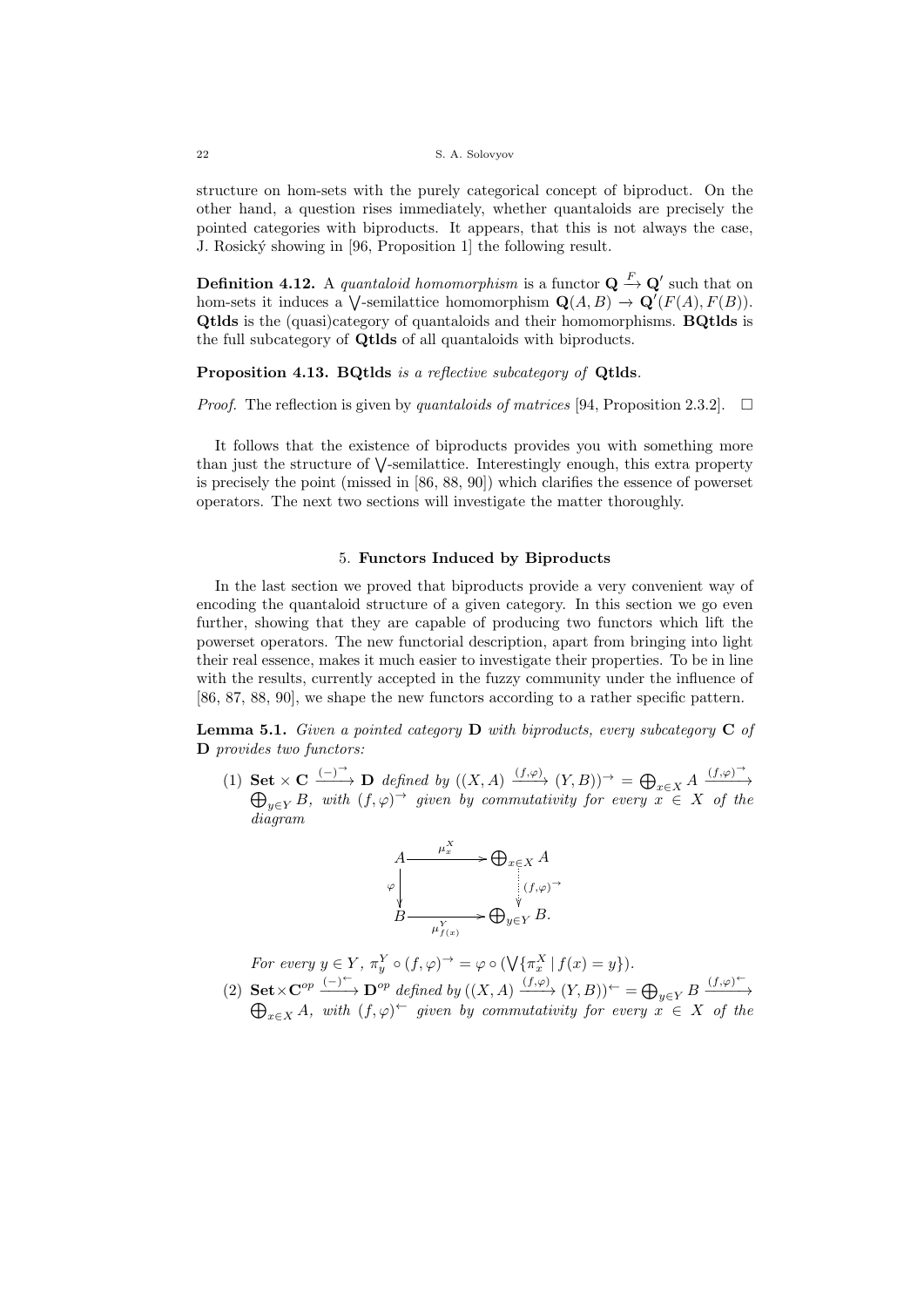structure on hom-sets with the purely categorical concept of biproduct. On the other hand, a question rises immediately, whether quantaloids are precisely the pointed categories with biproducts. It appears, that this is not always the case, J. Rosický showing in [96, Proposition 1] the following result.

**Definition 4.12.** A *quantaloid homomorphism* is a functor $\mathbf{Q} \xrightarrow{F} \mathbf{Q}'$ such that on hom-sets it induces a $\bigvee$-semilattice homomorphism $\mathbf{Q}(A, B) \to \mathbf{Q}'(F(A), F(B))$. **Qtlds** is the (quasi)category of quantaloids and their homomorphisms. **BQtlds** is the full subcategory of **Qtlds** of all quantaloids with biproducts.

**Proposition 4.13.** **BQtlds** *is a reflective subcategory of* **Qtlds**.

*Proof.* The reflection is given by *quantaloids of matrices* [94, Proposition 2.3.2]. $\square$

It follows that the existence of biproducts provides you with something more than just the structure of $\bigvee$-semilattice. Interestingly enough, this extra property is precisely the point (missed in [86, 88, 90]) which clarifies the essence of powerset operators. The next two sections will investigate the matter thoroughly.

## 5. Functors Induced by Biproducts

In the last section we proved that biproducts provide a very convenient way of encoding the quantaloid structure of a given category. In this section we go even further, showing that they are capable of producing two functors which lift the powerset operators. The new functorial description, apart from bringing into light their real essence, makes it much easier to investigate their properties. To be in line with the results, currently accepted in the fuzzy community under the influence of [86, 87, 88, 90], we shape the new functors according to a rather specific pattern.

**Lemma 5.1.** *Given a pointed category* $\mathbf{D}$ *with biproducts, every subcategory* $\mathbf{C}$ *of* $\mathbf{D}$ *provides two functors:*

(1) $\mathbf{Set} \times \mathbf{C} \xrightarrow{(-)^{\rightarrow}} \mathbf{D}$ *defined by* $((X, A) \xrightarrow{(f,\varphi)} (Y, B))^{\rightarrow} = \bigoplus_{x \in X} A \xrightarrow{(f,\varphi)^{\rightarrow}} \bigoplus_{y \in Y} B$, *with* $(f, \varphi)^{\rightarrow}$ *given by commutativity for every* $x \in X$ *of the diagram*

$$\begin{array}{ccc} A & \xrightarrow{\mu_x^X} & \bigoplus_{x \in X} A \\ {\scriptstyle \varphi}\downarrow & & \downarrow{\scriptstyle (f,\varphi)^{\rightarrow}} \\ B & \xrightarrow[\mu_{f(x)}^Y]{} & \bigoplus_{y \in Y} B. \end{array}$$

*For every* $y \in Y$, $\pi_y^Y \circ (f, \varphi)^{\rightarrow} = \varphi \circ (\bigvee \{\pi_x^X \mid f(x) = y\})$.

(2) $\mathbf{Set} \times \mathbf{C}^{op} \xrightarrow{(-)^{\leftarrow}} \mathbf{D}^{op}$ *defined by* $((X, A) \xrightarrow{(f,\varphi)} (Y, B))^{\leftarrow} = \bigoplus_{y \in Y} B \xrightarrow{(f,\varphi)^{\leftarrow}} \bigoplus_{x \in X} A$, *with* $(f, \varphi)^{\leftarrow}$ *given by commutativity for every* $x \in X$ *of the*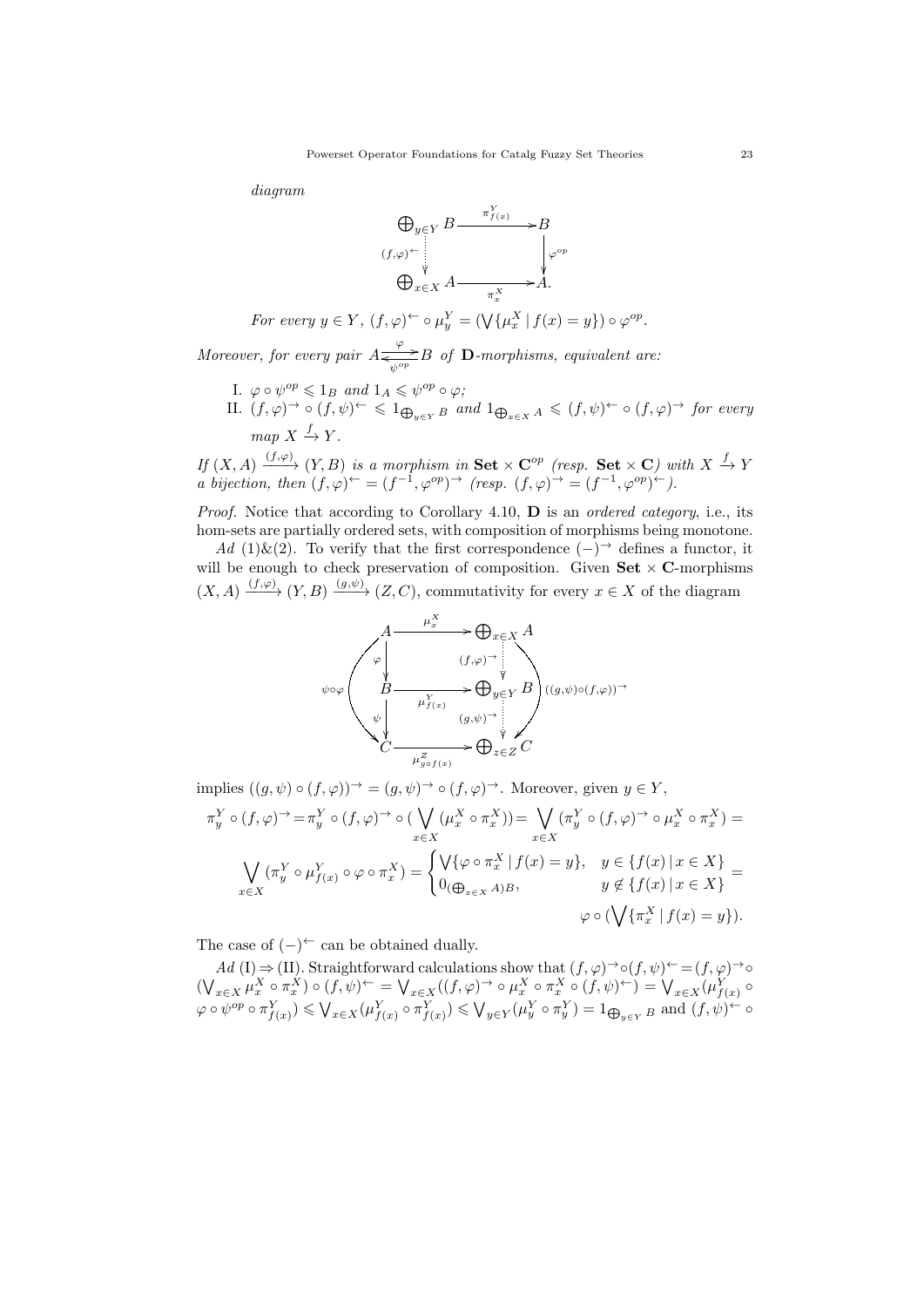*diagram*

$$\begin{array}{ccc}
\bigoplus_{y\in Y} B & \xrightarrow{\pi^Y_{f(x)}} & B \\
{\scriptstyle (f,\varphi)^{\leftarrow}} \Big\downarrow & & \Big\downarrow {\scriptstyle \varphi^{op}} \\
\bigoplus_{x\in X} A & \xrightarrow[\pi^X_x]{} & A.
\end{array}$$

*For every $y \in Y$, $(f,\varphi)^{\leftarrow} \circ \mu^Y_y = (\bigvee\{\mu^X_x \mid f(x) = y\}) \circ \varphi^{op}$.*

*Moreover, for every pair $A \underset{\psi^{op}}{\overset{\varphi}{\rightleftarrows}} B$ of $\mathbf{D}$-morphisms, equivalent are:*

I. $\varphi \circ \psi^{op} \leqslant 1_B$ *and* $1_A \leqslant \psi^{op} \circ \varphi$;

II. $(f,\varphi)^{\rightarrow} \circ (f,\psi)^{\leftarrow} \leqslant 1_{\bigoplus_{y\in Y} B}$ *and* $1_{\bigoplus_{x\in X} A} \leqslant (f,\psi)^{\leftarrow} \circ (f,\varphi)^{\rightarrow}$ *for every map* $X \xrightarrow{f} Y$.

*If $(X,A) \xrightarrow{(f,\varphi)} (Y,B)$ is a morphism in $\mathbf{Set} \times \mathbf{C}^{op}$ (resp. $\mathbf{Set} \times \mathbf{C}$) with $X \xrightarrow{f} Y$ a bijection, then $(f,\varphi)^{\leftarrow} = (f^{-1},\varphi^{op})^{\rightarrow}$ (resp. $(f,\varphi)^{\rightarrow} = (f^{-1},\varphi^{op})^{\leftarrow}$).*

*Proof.* Notice that according to Corollary 4.10, $\mathbf{D}$ is an *ordered category*, i.e., its hom-sets are partially ordered sets, with composition of morphisms being monotone.

*Ad* (1)&(2). To verify that the first correspondence $(-)^{\rightarrow}$ defines a functor, it will be enough to check preservation of composition. Given $\mathbf{Set} \times \mathbf{C}$-morphisms $(X,A) \xrightarrow{(f,\varphi)} (Y,B) \xrightarrow{(g,\psi)} (Z,C)$, commutativity for every $x \in X$ of the diagram

$$\begin{array}{ccc}
A & \xrightarrow{\mu^X_x} & \bigoplus_{x\in X} A \\
{\scriptstyle \varphi} \Big\downarrow & & \Big\downarrow {\scriptstyle (f,\varphi)^{\rightarrow}} \\
B & \xrightarrow{\mu^Y_{f(x)}} & \bigoplus_{y\in Y} B \\
{\scriptstyle \psi} \Big\downarrow & & \Big\downarrow {\scriptstyle (g,\psi)^{\rightarrow}} \\
C & \xrightarrow[\mu^Z_{g\circ f(x)}]{} & \bigoplus_{z\in Z} C
\end{array}$$

(with outer arrows $\psi \circ \varphi$ on the left and $((g,\psi)\circ(f,\varphi))^{\rightarrow}$ on the right)

implies $((g,\psi) \circ (f,\varphi))^{\rightarrow} = (g,\psi)^{\rightarrow} \circ (f,\varphi)^{\rightarrow}$. Moreover, given $y \in Y$,

$$\pi^Y_y \circ (f,\varphi)^{\rightarrow} = \pi^Y_y \circ (f,\varphi)^{\rightarrow} \circ (\bigvee_{x\in X} (\mu^X_x \circ \pi^X_x)) = \bigvee_{x\in X} (\pi^Y_y \circ (f,\varphi)^{\rightarrow} \circ \mu^X_x \circ \pi^X_x) =$$

$$\bigvee_{x\in X} (\pi^Y_y \circ \mu^Y_{f(x)} \circ \varphi \circ \pi^X_x) = \begin{cases} \bigvee\{\varphi \circ \pi^X_x \mid f(x) = y\}, & y \in \{f(x) \mid x \in X\} \\ 0_{(\bigoplus_{x\in X} A)B}, & y \notin \{f(x) \mid x \in X\} \end{cases} =$$

$$\varphi \circ (\bigvee\{\pi^X_x \mid f(x) = y\}).$$

The case of $(-)^{\leftarrow}$ can be obtained dually.

*Ad* (I) $\Rightarrow$ (II). Straightforward calculations show that $(f,\varphi)^{\rightarrow} \circ (f,\psi)^{\leftarrow} = (f,\varphi)^{\rightarrow} \circ (\bigvee_{x\in X} \mu^X_x \circ \pi^X_x) \circ (f,\psi)^{\leftarrow} = \bigvee_{x\in X}((f,\varphi)^{\rightarrow} \circ \mu^X_x \circ \pi^X_x \circ (f,\psi)^{\leftarrow}) = \bigvee_{x\in X}(\mu^Y_{f(x)} \circ \varphi \circ \psi^{op} \circ \pi^Y_{f(x)}) \leqslant \bigvee_{x\in X}(\mu^Y_{f(x)} \circ \pi^Y_{f(x)}) \leqslant \bigvee_{y\in Y}(\mu^Y_y \circ \pi^Y_y) = 1_{\bigoplus_{y\in Y} B}$ and $(f,\psi)^{\leftarrow} \circ$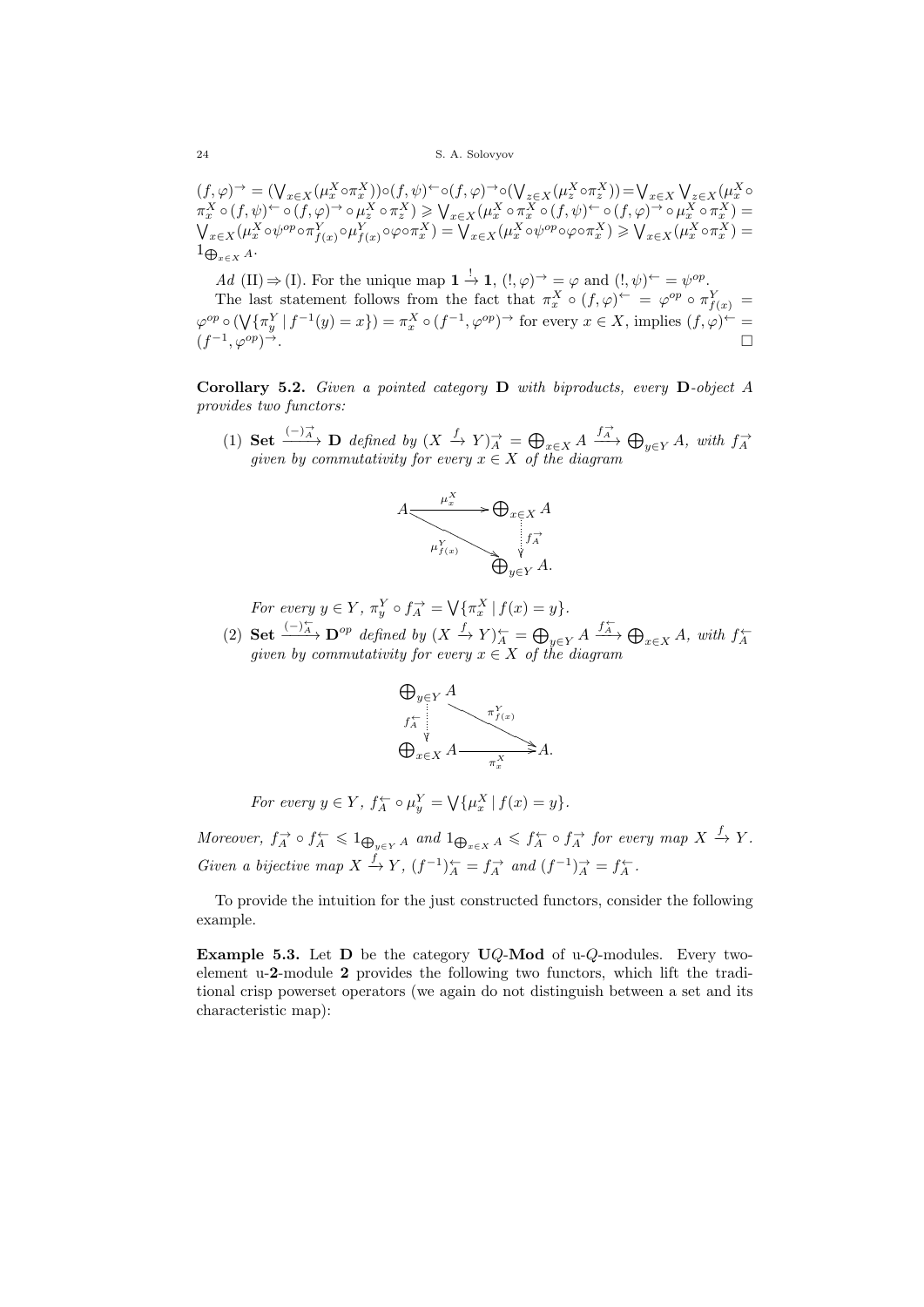$(f,\varphi)^{\rightarrow} = (\bigvee_{x\in X}(\mu^X_x \circ \pi^X_x)) \circ (f,\psi)^{\leftarrow} \circ (f,\varphi)^{\rightarrow} \circ (\bigvee_{z\in X}(\mu^X_z \circ \pi^X_z)) = \bigvee_{x\in X}\bigvee_{z\in X}(\mu^X_x \circ \pi^X_x \circ (f,\psi)^{\leftarrow} \circ (f,\varphi)^{\rightarrow} \circ \mu^X_z \circ \pi^X_z) \geqslant \bigvee_{x\in X}(\mu^X_x \circ \pi^X_x \circ (f,\psi)^{\leftarrow} \circ (f,\varphi)^{\rightarrow} \circ \mu^X_x \circ \pi^X_x) = \bigvee_{x\in X}(\mu^X_x \circ \psi^{op} \circ \pi^Y_{f(x)} \circ \mu^Y_{f(x)} \circ \varphi \circ \pi^X_x) = \bigvee_{x\in X}(\mu^X_x \circ \psi^{op} \circ \varphi \circ \pi^X_x) \geqslant \bigvee_{x\in X}(\mu^X_x \circ \pi^X_x) = 1_{\bigoplus_{x\in X} A}$.

*Ad* (II) $\Rightarrow$ (I). For the unique map $\mathbf{1} \xrightarrow{!} \mathbf{1}$, $(!,\varphi)^{\rightarrow} = \varphi$ and $(!,\psi)^{\leftarrow} = \psi^{op}$.

The last statement follows from the fact that $\pi^X_x \circ (f,\varphi)^{\leftarrow} = \varphi^{op} \circ \pi^Y_{f(x)} = \varphi^{op} \circ (\bigvee\{\pi^Y_y \mid f^{-1}(y) = x\}) = \pi^X_x \circ (f^{-1},\varphi^{op})^{\rightarrow}$ for every $x \in X$, implies $(f,\varphi)^{\leftarrow} = (f^{-1},\varphi^{op})^{\rightarrow}$. $\square$

**Corollary 5.2.** *Given a pointed category* $\mathbf{D}$ *with biproducts, every* $\mathbf{D}$*-object* $A$ *provides two functors:*

(1) $\mathbf{Set} \xrightarrow{(-)^{\rightarrow}_A} \mathbf{D}$ *defined by* $(X \xrightarrow{f} Y)^{\rightarrow}_A = \bigoplus_{x\in X} A \xrightarrow{f^{\rightarrow}_A} \bigoplus_{y\in Y} A$, *with* $f^{\rightarrow}_A$ *given by commutativity for every* $x \in X$ *of the diagram*

$$\begin{array}{ccc} A & \xrightarrow{\mu^X_x} & \bigoplus_{x\in X} A \\ & \searrow^{\mu^Y_{f(x)}} & \Big\downarrow f^{\rightarrow}_A \\ & & \bigoplus_{y\in Y} A. \end{array}$$

*For every* $y \in Y$, $\pi^Y_y \circ f^{\rightarrow}_A = \bigvee\{\pi^X_x \mid f(x) = y\}$.

(2) $\mathbf{Set} \xrightarrow{(-)^{\leftarrow}_A} \mathbf{D}^{op}$ *defined by* $(X \xrightarrow{f} Y)^{\leftarrow}_A = \bigoplus_{y\in Y} A \xrightarrow{f^{\leftarrow}_A} \bigoplus_{x\in X} A$, *with* $f^{\leftarrow}_A$ *given by commutativity for every* $x \in X$ *of the diagram*

$$\begin{array}{ccc} \bigoplus_{y\in Y} A & & \\ \Big\downarrow f^{\leftarrow}_A & \searrow^{\pi^Y_{f(x)}} & \\ \bigoplus_{x\in X} A & \xrightarrow{\pi^X_x} & A. \end{array}$$

*For every* $y \in Y$, $f^{\leftarrow}_A \circ \mu^Y_y = \bigvee\{\mu^X_x \mid f(x) = y\}$.

*Moreover,* $f^{\rightarrow}_A \circ f^{\leftarrow}_A \leqslant 1_{\bigoplus_{y\in Y} A}$ *and* $1_{\bigoplus_{x\in X} A} \leqslant f^{\leftarrow}_A \circ f^{\rightarrow}_A$ *for every map* $X \xrightarrow{f} Y$. *Given a bijective map* $X \xrightarrow{f} Y$, $(f^{-1})^{\leftarrow}_A = f^{\rightarrow}_A$ *and* $(f^{-1})^{\rightarrow}_A = f^{\leftarrow}_A$.

To provide the intuition for the just constructed functors, consider the following example.

**Example 5.3.** Let $\mathbf{D}$ be the category $\mathbf{U}Q$-$\mathbf{Mod}$ of u-$Q$-modules. Every two-element u-$\mathbf{2}$-module $\mathbf{2}$ provides the following two functors, which lift the traditional crisp powerset operators (we again do not distinguish between a set and its characteristic map):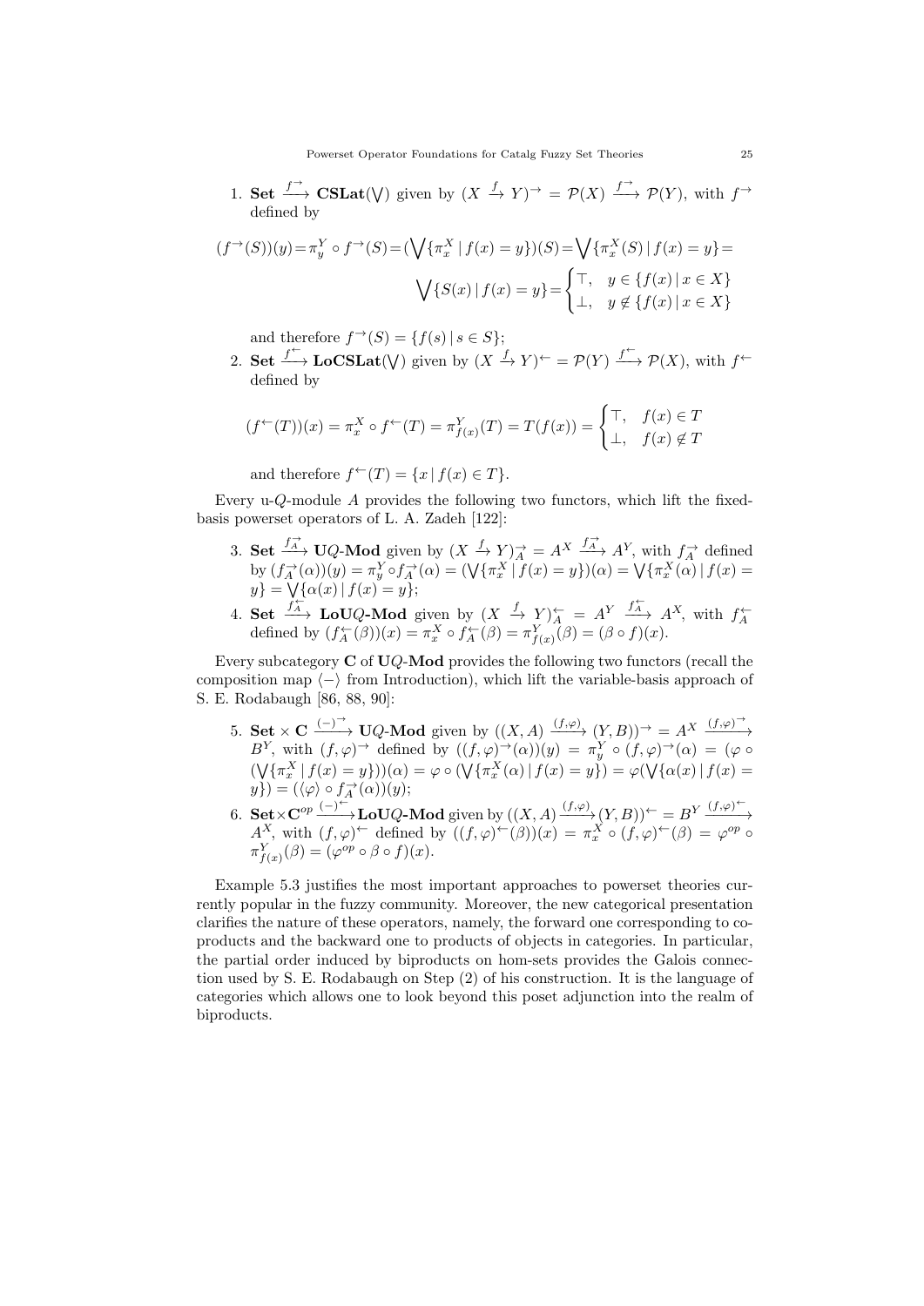1. $\mathbf{Set} \xrightarrow{f^{\rightarrow}} \mathbf{CSLat}(\bigvee)$ given by $(X \xrightarrow{f} Y)^{\rightarrow} = \mathcal{P}(X) \xrightarrow{f^{\rightarrow}} \mathcal{P}(Y)$, with $f^{\rightarrow}$ defined by

$$(f^{\rightarrow}(S))(y) = \pi_y^Y \circ f^{\rightarrow}(S) = (\bigvee\{\pi_x^X \mid f(x) = y\})(S) = \bigvee\{\pi_x^X(S) \mid f(x) = y\} = \bigvee\{S(x) \mid f(x) = y\} = \begin{cases} \top, & y \in \{f(x) \mid x \in X\} \\ \bot, & y \notin \{f(x) \mid x \in X\} \end{cases}$$

and therefore $f^{\rightarrow}(S) = \{f(s) \mid s \in S\}$;

2. $\mathbf{Set} \xrightarrow{f^{\leftarrow}} \mathbf{LoCSLat}(\bigvee)$ given by $(X \xrightarrow{f} Y)^{\leftarrow} = \mathcal{P}(Y) \xrightarrow{f^{\leftarrow}} \mathcal{P}(X)$, with $f^{\leftarrow}$ defined by

$$(f^{\leftarrow}(T))(x) = \pi_x^X \circ f^{\leftarrow}(T) = \pi_{f(x)}^Y(T) = T(f(x)) = \begin{cases} \top, & f(x) \in T \\ \bot, & f(x) \notin T \end{cases}$$

and therefore $f^{\leftarrow}(T) = \{x \mid f(x) \in T\}$.

Every u-$Q$-module $A$ provides the following two functors, which lift the fixed-basis powerset operators of L. A. Zadeh [122]:

3. $\mathbf{Set} \xrightarrow{f_A^{\rightarrow}} \mathbf{U}Q\text{-}\mathbf{Mod}$ given by $(X \xrightarrow{f} Y)_A^{\rightarrow} = A^X \xrightarrow{f_A^{\rightarrow}} A^Y$, with $f_A^{\rightarrow}$ defined by $(f_A^{\rightarrow}(\alpha))(y) = \pi_y^Y \circ f_A^{\rightarrow}(\alpha) = (\bigvee\{\pi_x^X \mid f(x) = y\})(\alpha) = \bigvee\{\pi_x^X(\alpha) \mid f(x) = y\} = \bigvee\{\alpha(x) \mid f(x) = y\}$;
4. $\mathbf{Set} \xrightarrow{f_A^{\leftarrow}} \mathbf{LoU}Q\text{-}\mathbf{Mod}$ given by $(X \xrightarrow{f} Y)_A^{\leftarrow} = A^Y \xrightarrow{f_A^{\leftarrow}} A^X$, with $f_A^{\leftarrow}$ defined by $(f_A^{\leftarrow}(\beta))(x) = \pi_x^X \circ f_A^{\leftarrow}(\beta) = \pi_{f(x)}^Y(\beta) = (\beta \circ f)(x)$.

Every subcategory $\mathbf{C}$ of $\mathbf{U}Q\text{-}\mathbf{Mod}$ provides the following two functors (recall the composition map $\langle - \rangle$ from Introduction), which lift the variable-basis approach of S. E. Rodabaugh [86, 88, 90]:

5. $\mathbf{Set} \times \mathbf{C} \xrightarrow{(-)^{\rightarrow}} \mathbf{U}Q\text{-}\mathbf{Mod}$ given by $((X, A) \xrightarrow{(f,\varphi)} (Y, B))^{\rightarrow} = A^X \xrightarrow{(f,\varphi)^{\rightarrow}} B^Y$, with $(f, \varphi)^{\rightarrow}$ defined by $((f, \varphi)^{\rightarrow}(\alpha))(y) = \pi_y^Y \circ (f, \varphi)^{\rightarrow}(\alpha) = (\varphi \circ (\bigvee\{\pi_x^X \mid f(x) = y\}))(\alpha) = \varphi \circ (\bigvee\{\pi_x^X(\alpha) \mid f(x) = y\}) = \varphi(\bigvee\{\alpha(x) \mid f(x) = y\}) = (\langle\varphi\rangle \circ f_A^{\rightarrow}(\alpha))(y)$;
6. $\mathbf{Set} \times \mathbf{C}^{op} \xrightarrow{(-)^{\leftarrow}} \mathbf{LoU}Q\text{-}\mathbf{Mod}$ given by $((X, A) \xrightarrow{(f,\varphi)} (Y, B))^{\leftarrow} = B^Y \xrightarrow{(f,\varphi)^{\leftarrow}} A^X$, with $(f, \varphi)^{\leftarrow}$ defined by $((f, \varphi)^{\leftarrow}(\beta))(x) = \pi_x^X \circ (f, \varphi)^{\leftarrow}(\beta) = \varphi^{op} \circ \pi_{f(x)}^Y(\beta) = (\varphi^{op} \circ \beta \circ f)(x)$.

Example 5.3 justifies the most important approaches to powerset theories currently popular in the fuzzy community. Moreover, the new categorical presentation clarifies the nature of these operators, namely, the forward one corresponding to coproducts and the backward one to products of objects in categories. In particular, the partial order induced by biproducts on hom-sets provides the Galois connection used by S. E. Rodabaugh on Step (2) of his construction. It is the language of categories which allows one to look beyond this poset adjunction into the realm of biproducts.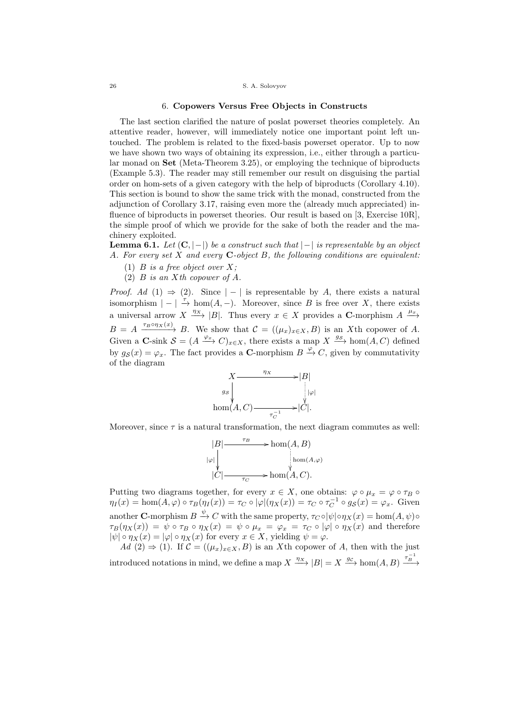## 6. **Copowers Versus Free Objects in Constructs**

The last section clarified the nature of poslat powerset theories completely. An attentive reader, however, will immediately notice one important point left untouched. The problem is related to the fixed-basis powerset operator. Up to now we have shown two ways of obtaining its expression, i.e., either through a particular monad on **Set** (Meta-Theorem 3.25), or employing the technique of biproducts (Example 5.3). The reader may still remember our result on disguising the partial order on hom-sets of a given category with the help of biproducts (Corollary 4.10). This section is bound to show the same trick with the monad, constructed from the adjunction of Corollary 3.17, raising even more the (already much appreciated) influence of biproducts in powerset theories. Our result is based on [3, Exercise 10R], the simple proof of which we provide for the sake of both the reader and the machinery exploited.

**Lemma 6.1.** *Let $(\mathbf{C}, |-|)$ be a construct such that $|-|$ is representable by an object $A$. For every set $X$ and every $\mathbf{C}$-object $B$, the following conditions are equivalent:*

1. *$B$ is a free object over $X$;*
2. *$B$ is an $X$th copower of $A$.*

*Proof.* *Ad* (1) $\Rightarrow$ (2). Since $|-|$ is representable by $A$, there exists a natural isomorphism $|-| \xrightarrow{\tau} \hom(A, -)$. Moreover, since $B$ is free over $X$, there exists a universal arrow $X \xrightarrow{\eta_X} |B|$. Thus every $x \in X$ provides a $\mathbf{C}$-morphism $A \xrightarrow{\mu_x} B = A \xrightarrow{\tau_B \circ \eta_X(x)} B$. We show that $\mathcal{C} = ((\mu_x)_{x \in X}, B)$ is an $X$th copower of $A$. Given a $\mathbf{C}$-sink $\mathcal{S} = (A \xrightarrow{\varphi_x} C)_{x \in X}$, there exists a map $X \xrightarrow{g_{\mathcal{S}}} \hom(A, C)$ defined by $g_{\mathcal{S}}(x) = \varphi_x$. The fact provides a $\mathbf{C}$-morphism $B \xrightarrow{\varphi} C$, given by commutativity of the diagram

$$\begin{array}{ccc} X & \xrightarrow{\eta_X} & |B| \\ {\scriptstyle g_{\mathcal{S}}}\downarrow & & \vdots\,{\scriptstyle |\varphi|} \\ \hom(A, C) & \xrightarrow[\tau_C^{-1}]{} & |C|. \end{array}$$

Moreover, since $\tau$ is a natural transformation, the next diagram commutes as well:

$$\begin{array}{ccc} |B| & \xrightarrow{\tau_B} & \hom(A, B) \\ {\scriptstyle |\varphi|}\downarrow & & \vdots\,{\scriptstyle \hom(A,\varphi)} \\ |C| & \xrightarrow[\tau_C]{} & \hom(A, C). \end{array}$$

Putting two diagrams together, for every $x \in X$, one obtains: $\varphi \circ \mu_x = \varphi \circ \tau_B \circ \eta_I(x) = \hom(A, \varphi) \circ \tau_B(\eta_I(x)) = \tau_C \circ |\varphi|(\eta_X(x)) = \tau_C \circ \tau_C^{-1} \circ g_{\mathcal{S}}(x) = \varphi_x$. Given another $\mathbf{C}$-morphism $B \xrightarrow{\psi} C$ with the same property, $\tau_C \circ |\psi| \circ \eta_X(x) = \hom(A, \psi) \circ \tau_B(\eta_X(x)) = \psi \circ \tau_B \circ \eta_X(x) = \psi \circ \mu_x = \varphi_x = \tau_C \circ |\varphi| \circ \eta_X(x)$ and therefore $|\psi| \circ \eta_X(x) = |\varphi| \circ \eta_X(x)$ for every $x \in X$, yielding $\psi = \varphi$.

*Ad* (2) $\Rightarrow$ (1). If $\mathcal{C} = ((\mu_x)_{x \in X}, B)$ is an $X$th copower of $A$, then with the just introduced notations in mind, we define a map $X \xrightarrow{\eta_X} |B| = X \xrightarrow{g_{\mathcal{C}}} \hom(A, B) \xrightarrow{\tau_B^{-1}}$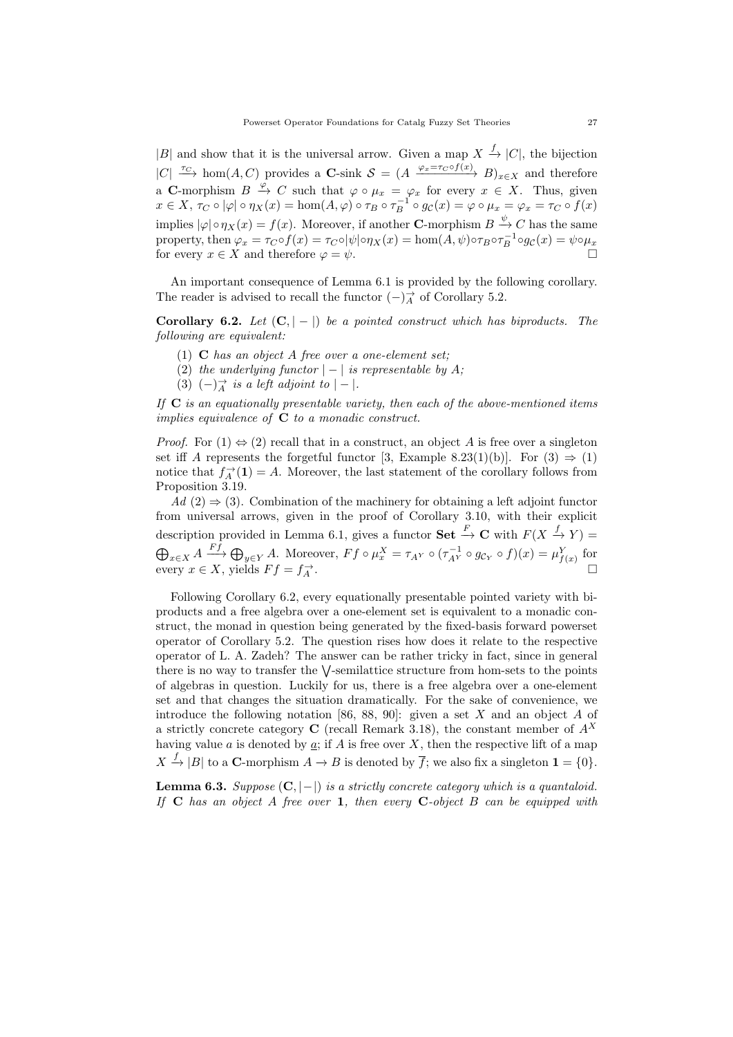$|B|$ and show that it is the universal arrow. Given a map $X \xrightarrow{f} |C|$, the bijection $|C| \xrightarrow{\tau_C} \hom(A, C)$ provides a **C**-sink $\mathcal{S} = (A \xrightarrow{\varphi_x = \tau_C \circ f(x)} B)_{x \in X}$ and therefore a **C**-morphism $B \xrightarrow{\varphi} C$ such that $\varphi \circ \mu_x = \varphi_x$ for every $x \in X$. Thus, given $x \in X$, $\tau_C \circ |\varphi| \circ \eta_X(x) = \hom(A, \varphi) \circ \tau_B \circ \tau_B^{-1} \circ g_{\mathcal{C}}(x) = \varphi \circ \mu_x = \varphi_x = \tau_C \circ f(x)$ implies $|\varphi| \circ \eta_X(x) = f(x)$. Moreover, if another **C**-morphism $B \xrightarrow{\psi} C$ has the same property, then $\varphi_x = \tau_C \circ f(x) = \tau_C \circ |\psi| \circ \eta_X(x) = \hom(A, \psi) \circ \tau_B \circ \tau_B^{-1} \circ g_{\mathcal{C}}(x) = \psi \circ \mu_x$ for every $x \in X$ and therefore $\varphi = \psi$. □

An important consequence of Lemma 6.1 is provided by the following corollary. The reader is advised to recall the functor $(-)^{\rightarrow}_A$ of Corollary 5.2.

**Corollary 6.2.** *Let $(\mathbf{C}, |-|)$ be a pointed construct which has biproducts. The following are equivalent:*

1. **C** *has an object $A$ free over a one-element set;*
2. *the underlying functor $|-|$ is representable by $A$;*
3. *$(-)^{\rightarrow}_A$ is a left adjoint to $|-|$.*

*If **C** is an equationally presentable variety, then each of the above-mentioned items implies equivalence of **C** to a monadic construct.*

*Proof.* For (1) ⇔ (2) recall that in a construct, an object $A$ is free over a singleton set iff $A$ represents the forgetful functor [3, Example 8.23(1)(b)]. For (3) ⇒ (1) notice that $f^{\rightarrow}_A(\mathbf{1}) = A$. Moreover, the last statement of the corollary follows from Proposition 3.19.

*Ad* (2) ⇒ (3). Combination of the machinery for obtaining a left adjoint functor from universal arrows, given in the proof of Corollary 3.10, with their explicit description provided in Lemma 6.1, gives a functor $\mathbf{Set} \xrightarrow{F} \mathbf{C}$ with $F(X \xrightarrow{f} Y) = \bigoplus_{x \in X} A \xrightarrow{Ff} \bigoplus_{y \in Y} A$. Moreover, $Ff \circ \mu^X_x = \tau_{A^Y} \circ (\tau^{-1}_{A^Y} \circ g_{\mathcal{C}_Y} \circ f)(x) = \mu^Y_{f(x)}$ for every $x \in X$, yields $Ff = f^{\rightarrow}_A$. □

Following Corollary 6.2, every equationally presentable pointed variety with biproducts and a free algebra over a one-element set is equivalent to a monadic construct, the monad in question being generated by the fixed-basis forward powerset operator of Corollary 5.2. The question rises how does it relate to the respective operator of L. A. Zadeh? The answer can be rather tricky in fact, since in general there is no way to transfer the $\bigvee$-semilattice structure from hom-sets to the points of algebras in question. Luckily for us, there is a free algebra over a one-element set and that changes the situation dramatically. For the sake of convenience, we introduce the following notation [86, 88, 90]: given a set $X$ and an object $A$ of a strictly concrete category **C** (recall Remark 3.18), the constant member of $A^X$ having value $a$ is denoted by $\underline{a}$; if $A$ is free over $X$, then the respective lift of a map $X \xrightarrow{f} |B|$ to a **C**-morphism $A \to B$ is denoted by $\overline{f}$; we also fix a singleton $\mathbf{1} = \{0\}$.

**Lemma 6.3.** *Suppose $(\mathbf{C}, |-|)$ is a strictly concrete category which is a quantaloid. If **C** has an object $A$ free over **1**, then every **C**-object $B$ can be equipped with*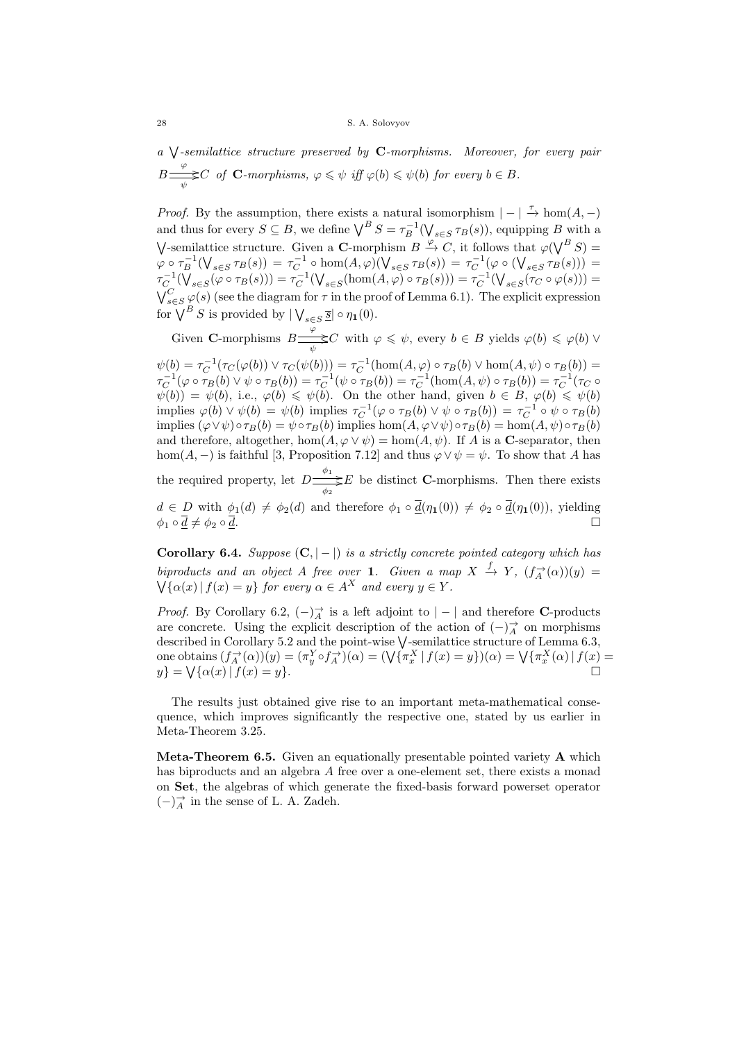*a* $\bigvee$*-semilattice structure preserved by* **C***-morphisms. Moreover, for every pair* $B \underset{\psi}{\overset{\varphi}{\rightrightarrows}} C$ *of* **C***-morphisms,* $\varphi \leqslant \psi$ *iff* $\varphi(b) \leqslant \psi(b)$ *for every* $b \in B$.

*Proof.* By the assumption, there exists a natural isomorphism $|-| \xrightarrow{\tau} \hom(A,-)$ and thus for every $S \subseteq B$, we define $\bigvee^B S = \tau_B^{-1}(\bigvee_{s\in S} \tau_B(s))$, equipping $B$ with a $\bigvee$-semilattice structure. Given a **C**-morphism $B \xrightarrow{\varphi} C$, it follows that $\varphi(\bigvee^B S) = \varphi \circ \tau_B^{-1}(\bigvee_{s\in S} \tau_B(s)) = \tau_C^{-1} \circ \hom(A,\varphi)(\bigvee_{s\in S} \tau_B(s)) = \tau_C^{-1}(\varphi \circ (\bigvee_{s\in S} \tau_B(s))) = \tau_C^{-1}(\bigvee_{s\in S}(\varphi \circ \tau_B(s))) = \tau_C^{-1}(\bigvee_{s\in S}(\hom(A,\varphi) \circ \tau_B(s))) = \tau_C^{-1}(\bigvee_{s\in S}(\tau_C \circ \varphi(s))) = \bigvee^C_{s\in S} \varphi(s)$ (see the diagram for $\tau$ in the proof of Lemma 6.1). The explicit expression for $\bigvee^B S$ is provided by $|\bigvee_{s\in S} \overline{s}| \circ \eta_{\mathbf{1}}(0)$.

Given **C**-morphisms $B \underset{\psi}{\overset{\varphi}{\rightrightarrows}} C$ with $\varphi \leqslant \psi$, every $b \in B$ yields $\varphi(b) \leqslant \varphi(b) \vee \psi(b) = \tau_C^{-1}(\tau_C(\varphi(b)) \vee \tau_C(\psi(b))) = \tau_C^{-1}(\hom(A,\varphi) \circ \tau_B(b) \vee \hom(A,\psi) \circ \tau_B(b)) = \tau_C^{-1}(\varphi \circ \tau_B(b) \vee \psi \circ \tau_B(b)) = \tau_C^{-1}(\psi \circ \tau_B(b)) = \tau_C^{-1}(\hom(A,\psi) \circ \tau_B(b)) = \tau_C^{-1}(\tau_C \circ \psi(b)) = \psi(b)$, i.e., $\varphi(b) \leqslant \psi(b)$. On the other hand, given $b \in B$, $\varphi(b) \leqslant \psi(b)$ implies $\varphi(b) \vee \psi(b) = \psi(b)$ implies $\tau_C^{-1}(\varphi \circ \tau_B(b) \vee \psi \circ \tau_B(b)) = \tau_C^{-1} \circ \psi \circ \tau_B(b)$ implies $(\varphi \vee \psi) \circ \tau_B(b) = \psi \circ \tau_B(b)$ implies $\hom(A, \varphi \vee \psi) \circ \tau_B(b) = \hom(A,\psi) \circ \tau_B(b)$ and therefore, altogether, $\hom(A, \varphi \vee \psi) = \hom(A, \psi)$. If $A$ is a **C**-separator, then $\hom(A,-)$ is faithful [3, Proposition 7.12] and thus $\varphi \vee \psi = \psi$. To show that $A$ has the required property, let $D \underset{\phi_2}{\overset{\phi_1}{\rightrightarrows}} E$ be distinct **C**-morphisms. Then there exists $d \in D$ with $\phi_1(d) \neq \phi_2(d)$ and therefore $\phi_1 \circ \overline{d}(\eta_{\mathbf{1}}(0)) \neq \phi_2 \circ \overline{d}(\eta_{\mathbf{1}}(0))$, yielding $\phi_1 \circ \overline{d} \neq \phi_2 \circ \overline{d}$. □

**Corollary 6.4.** *Suppose* $(\mathbf{C}, |-|)$ *is a strictly concrete pointed category which has biproducts and an object* $A$ *free over* **1**. *Given a map* $X \xrightarrow{f} Y$, $(f_A^{\rightarrow}(\alpha))(y) = \bigvee\{\alpha(x) \,|\, f(x) = y\}$ *for every* $\alpha \in A^X$ *and every* $y \in Y$.

*Proof.* By Corollary 6.2, $(-)_A^{\rightarrow}$ is a left adjoint to $|-|$ and therefore **C**-products are concrete. Using the explicit description of the action of $(-)_A^{\rightarrow}$ on morphisms described in Corollary 5.2 and the point-wise $\bigvee$-semilattice structure of Lemma 6.3, one obtains $(f_A^{\rightarrow}(\alpha))(y) = (\pi_y^Y \circ f_A^{\rightarrow})(\alpha) = (\bigvee\{\pi_x^X \,|\, f(x) = y\})(\alpha) = \bigvee\{\pi_x^X(\alpha) \,|\, f(x) = y\} = \bigvee\{\alpha(x) \,|\, f(x) = y\}$. □

The results just obtained give rise to an important meta-mathematical consequence, which improves significantly the respective one, stated by us earlier in Meta-Theorem 3.25.

**Meta-Theorem 6.5.** Given an equationally presentable pointed variety **A** which has biproducts and an algebra $A$ free over a one-element set, there exists a monad on **Set**, the algebras of which generate the fixed-basis forward powerset operator $(-)_A^{\rightarrow}$ in the sense of L. A. Zadeh.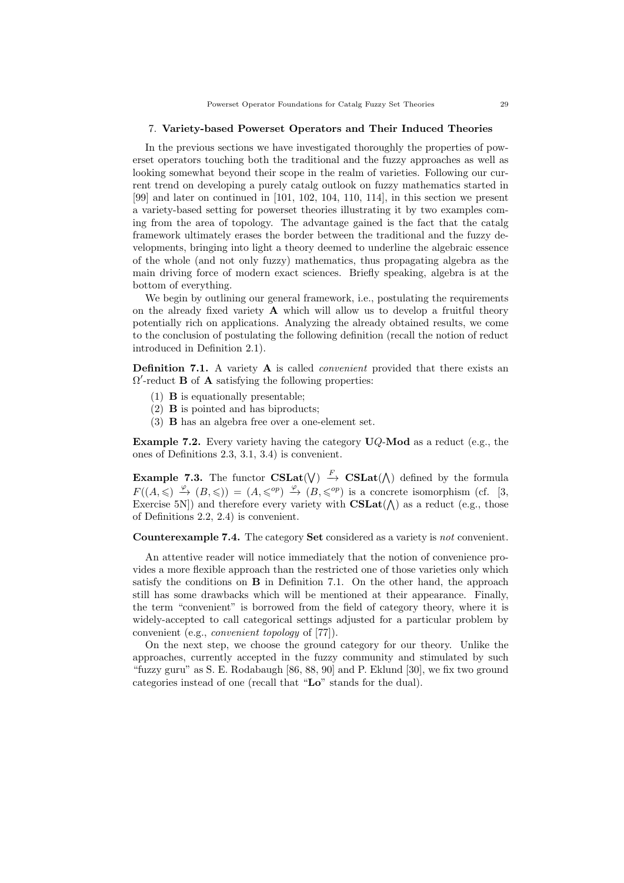## 7. Variety-based Powerset Operators and Their Induced Theories

In the previous sections we have investigated thoroughly the properties of powerset operators touching both the traditional and the fuzzy approaches as well as looking somewhat beyond their scope in the realm of varieties. Following our current trend on developing a purely catalg outlook on fuzzy mathematics started in [99] and later on continued in [101, 102, 104, 110, 114], in this section we present a variety-based setting for powerset theories illustrating it by two examples coming from the area of topology. The advantage gained is the fact that the catalg framework ultimately erases the border between the traditional and the fuzzy developments, bringing into light a theory deemed to underline the algebraic essence of the whole (and not only fuzzy) mathematics, thus propagating algebra as the main driving force of modern exact sciences. Briefly speaking, algebra is at the bottom of everything.

We begin by outlining our general framework, i.e., postulating the requirements on the already fixed variety $\mathbf{A}$ which will allow us to develop a fruitful theory potentially rich on applications. Analyzing the already obtained results, we come to the conclusion of postulating the following definition (recall the notion of reduct introduced in Definition 2.1).

**Definition 7.1.** A variety $\mathbf{A}$ is called *convenient* provided that there exists an $\Omega'$-reduct $\mathbf{B}$ of $\mathbf{A}$ satisfying the following properties:

(1) $\mathbf{B}$ is equationally presentable;
(2) $\mathbf{B}$ is pointed and has biproducts;
(3) $\mathbf{B}$ has an algebra free over a one-element set.

**Example 7.2.** Every variety having the category $\mathbf{U}Q$-$\mathbf{Mod}$ as a reduct (e.g., the ones of Definitions 2.3, 3.1, 3.4) is convenient.

**Example 7.3.** The functor $\mathbf{CSLat}(\bigvee) \xrightarrow{F} \mathbf{CSLat}(\bigwedge)$ defined by the formula $F((A,\leqslant) \xrightarrow{\varphi} (B,\leqslant)) = (A,\leqslant^{op}) \xrightarrow{\varphi} (B,\leqslant^{op})$ is a concrete isomorphism (cf. [3, Exercise 5N]) and therefore every variety with $\mathbf{CSLat}(\bigwedge)$ as a reduct (e.g., those of Definitions 2.2, 2.4) is convenient.

**Counterexample 7.4.** The category $\mathbf{Set}$ considered as a variety is *not* convenient.

An attentive reader will notice immediately that the notion of convenience provides a more flexible approach than the restricted one of those varieties only which satisfy the conditions on $\mathbf{B}$ in Definition 7.1. On the other hand, the approach still has some drawbacks which will be mentioned at their appearance. Finally, the term "convenient" is borrowed from the field of category theory, where it is widely-accepted to call categorical settings adjusted for a particular problem by convenient (e.g., *convenient topology* of [77]).

On the next step, we choose the ground category for our theory. Unlike the approaches, currently accepted in the fuzzy community and stimulated by such "fuzzy guru" as S. E. Rodabaugh [86, 88, 90] and P. Eklund [30], we fix two ground categories instead of one (recall that "$\mathbf{Lo}$" stands for the dual).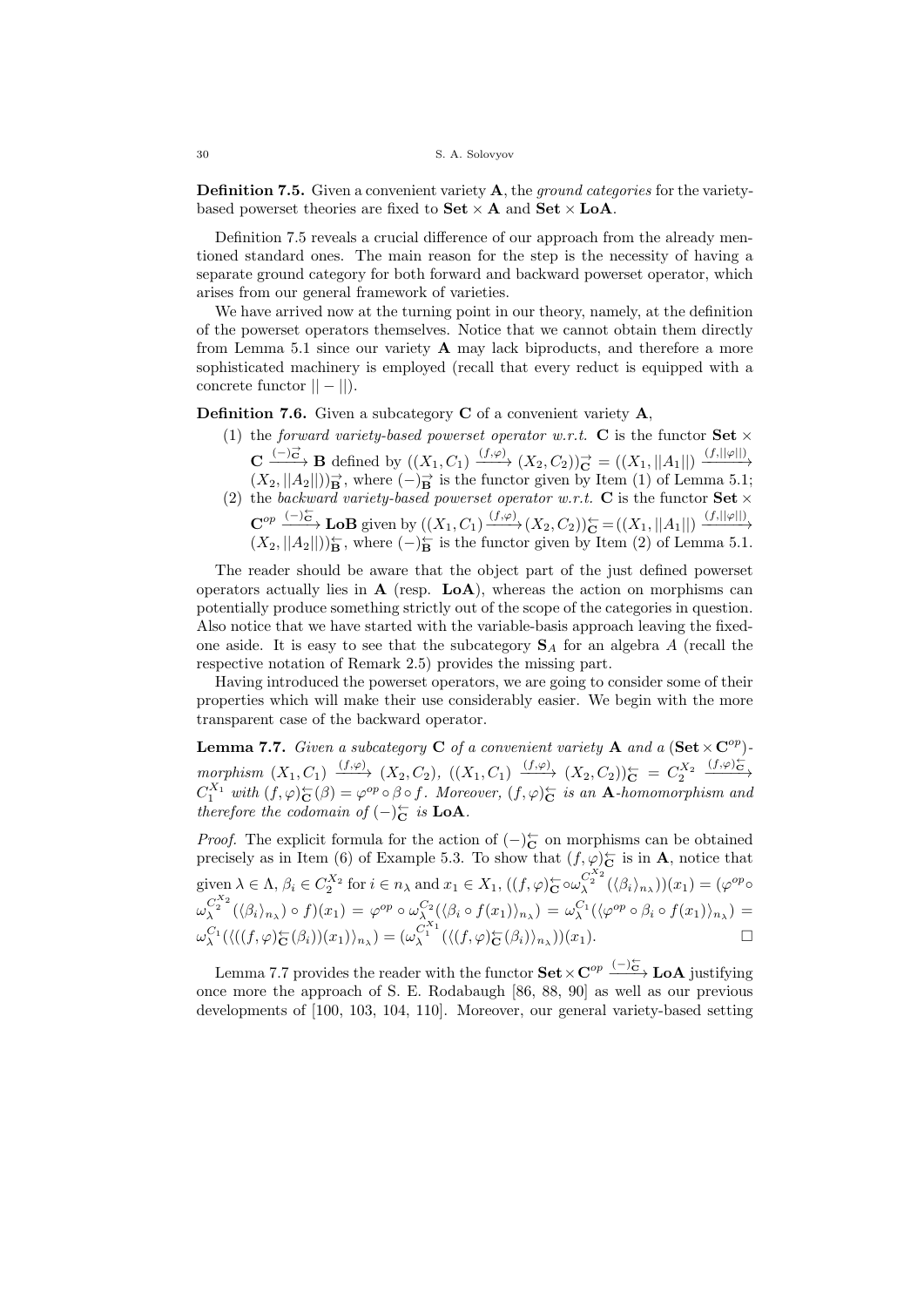**Definition 7.5.** Given a convenient variety $\mathbf{A}$, the *ground categories* for the variety-based powerset theories are fixed to $\mathbf{Set} \times \mathbf{A}$ and $\mathbf{Set} \times \mathbf{LoA}$.

Definition 7.5 reveals a crucial difference of our approach from the already mentioned standard ones. The main reason for the step is the necessity of having a separate ground category for both forward and backward powerset operator, which arises from our general framework of varieties.

We have arrived now at the turning point in our theory, namely, at the definition of the powerset operators themselves. Notice that we cannot obtain them directly from Lemma 5.1 since our variety $\mathbf{A}$ may lack biproducts, and therefore a more sophisticated machinery is employed (recall that every reduct is equipped with a concrete functor $||-||$).

**Definition 7.6.** Given a subcategory $\mathbf{C}$ of a convenient variety $\mathbf{A}$,

1. the *forward variety-based powerset operator w.r.t.* $\mathbf{C}$ is the functor $\mathbf{Set} \times \mathbf{C} \xrightarrow{(-)^{\rightarrow}_{\mathbf{C}}} \mathbf{B}$ defined by $((X_1, C_1) \xrightarrow{(f,\varphi)} (X_2, C_2))^{\rightarrow}_{\mathbf{C}} = ((X_1, ||A_1||) \xrightarrow{(f,||\varphi||)} (X_2, ||A_2||))^{\rightarrow}_{\mathbf{B}}$, where $(-)^{\rightarrow}_{\mathbf{B}}$ is the functor given by Item (1) of Lemma 5.1;
2. the *backward variety-based powerset operator w.r.t.* $\mathbf{C}$ is the functor $\mathbf{Set} \times \mathbf{C}^{op} \xrightarrow{(-)^{\leftarrow}_{\mathbf{C}}} \mathbf{LoB}$ given by $((X_1, C_1) \xrightarrow{(f,\varphi)} (X_2, C_2))^{\leftarrow}_{\mathbf{C}} = ((X_1, ||A_1||) \xrightarrow{(f,||\varphi||)} (X_2, ||A_2||))^{\leftarrow}_{\mathbf{B}}$, where $(-)^{\leftarrow}_{\mathbf{B}}$ is the functor given by Item (2) of Lemma 5.1.

The reader should be aware that the object part of the just defined powerset operators actually lies in $\mathbf{A}$ (resp. $\mathbf{LoA}$), whereas the action on morphisms can potentially produce something strictly out of the scope of the categories in question. Also notice that we have started with the variable-basis approach leaving the fixed-one aside. It is easy to see that the subcategory $\mathbf{S}_A$ for an algebra $A$ (recall the respective notation of Remark 2.5) provides the missing part.

Having introduced the powerset operators, we are going to consider some of their properties which will make their use considerably easier. We begin with the more transparent case of the backward operator.

**Lemma 7.7.** *Given a subcategory* $\mathbf{C}$ *of a convenient variety* $\mathbf{A}$ *and a* $(\mathbf{Set} \times \mathbf{C}^{op})$*-morphism* $(X_1, C_1) \xrightarrow{(f,\varphi)} (X_2, C_2)$*,* $((X_1, C_1) \xrightarrow{(f,\varphi)} (X_2, C_2))^{\leftarrow}_{\mathbf{C}} = C_2^{X_2} \xrightarrow{(f,\varphi)^{\leftarrow}_{\mathbf{C}}} C_1^{X_1}$ *with* $(f,\varphi)^{\leftarrow}_{\mathbf{C}}(\beta) = \varphi^{op} \circ \beta \circ f$*. Moreover,* $(f,\varphi)^{\leftarrow}_{\mathbf{C}}$ *is an* $\mathbf{A}$*-homomorphism and therefore the codomain of* $(-)^{\leftarrow}_{\mathbf{C}}$ *is* $\mathbf{LoA}$*.*

*Proof.* The explicit formula for the action of $(-)^{\leftarrow}_{\mathbf{C}}$ on morphisms can be obtained precisely as in Item (6) of Example 5.3. To show that $(f,\varphi)^{\leftarrow}_{\mathbf{C}}$ is in $\mathbf{A}$, notice that given $\lambda \in \Lambda$, $\beta_i \in C_2^{X_2}$ for $i \in n_\lambda$ and $x_1 \in X_1$, $((f,\varphi)^{\leftarrow}_{\mathbf{C}} \circ \omega_\lambda^{C_2^{X_2}}(\langle \beta_i \rangle_{n_\lambda}))(x_1) = (\varphi^{op} \circ \omega_\lambda^{C_2^{X_2}}(\langle \beta_i \rangle_{n_\lambda}) \circ f)(x_1) = \varphi^{op} \circ \omega_\lambda^{C_2}(\langle \beta_i \circ f(x_1) \rangle_{n_\lambda}) = \omega_\lambda^{C_1}(\langle \varphi^{op} \circ \beta_i \circ f(x_1) \rangle_{n_\lambda}) = \omega_\lambda^{C_1}(\langle ((f,\varphi)^{\leftarrow}_{\mathbf{C}}(\beta_i))(x_1) \rangle_{n_\lambda}) = (\omega_\lambda^{C_1^{X_1}}(\langle (f,\varphi)^{\leftarrow}_{\mathbf{C}}(\beta_i) \rangle_{n_\lambda}))(x_1)$. $\square$

Lemma 7.7 provides the reader with the functor $\mathbf{Set} \times \mathbf{C}^{op} \xrightarrow{(-)^{\leftarrow}_{\mathbf{C}}} \mathbf{LoA}$ justifying once more the approach of S. E. Rodabaugh [86, 88, 90] as well as our previous developments of [100, 103, 104, 110]. Moreover, our general variety-based setting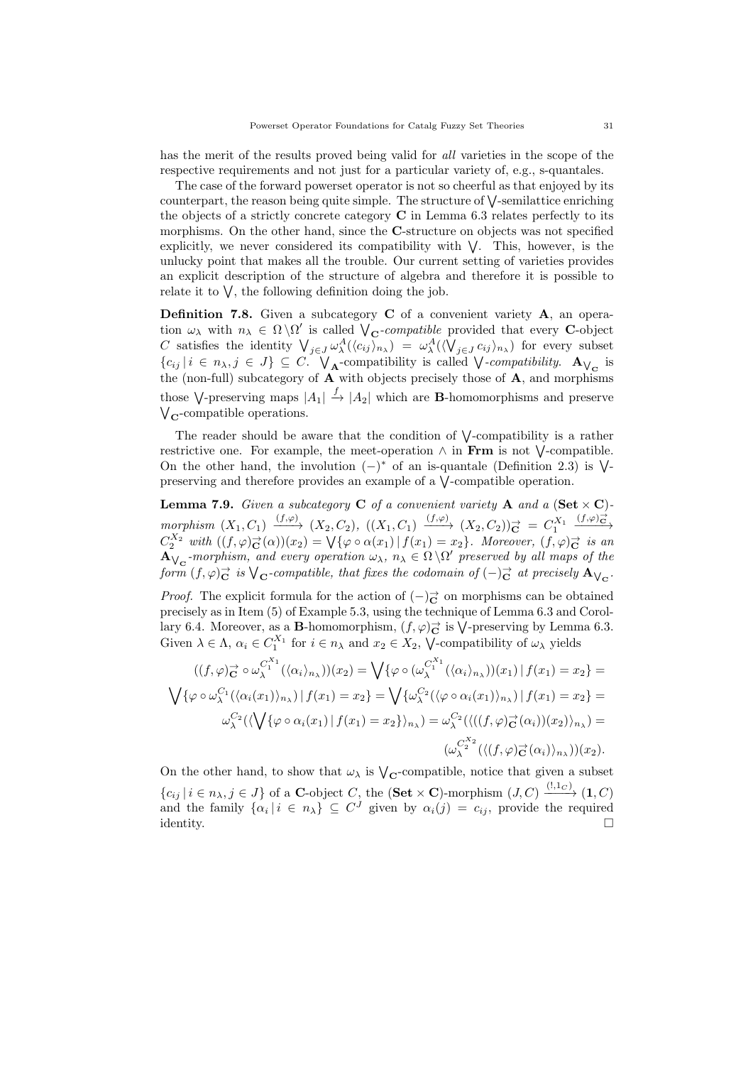has the merit of the results proved being valid for *all* varieties in the scope of the respective requirements and not just for a particular variety of, e.g., s-quantales.

The case of the forward powerset operator is not so cheerful as that enjoyed by its counterpart, the reason being quite simple. The structure of $\bigvee$-semilattice enriching the objects of a strictly concrete category $\mathbf{C}$ in Lemma 6.3 relates perfectly to its morphisms. On the other hand, since the $\mathbf{C}$-structure on objects was not specified explicitly, we never considered its compatibility with $\bigvee$. This, however, is the unlucky point that makes all the trouble. Our current setting of varieties provides an explicit description of the structure of algebra and therefore it is possible to relate it to $\bigvee$, the following definition doing the job.

**Definition 7.8.** Given a subcategory $\mathbf{C}$ of a convenient variety $\mathbf{A}$, an operation $\omega_\lambda$ with $n_\lambda \in \Omega\backslash\Omega'$ is called $\bigvee_{\mathbf{C}}$-*compatible* provided that every $\mathbf{C}$-object $C$ satisfies the identity $\bigvee_{j\in J}\omega_\lambda^A(\langle c_{ij}\rangle_{n_\lambda}) = \omega_\lambda^A(\langle\bigvee_{j\in J}c_{ij}\rangle_{n_\lambda})$ for every subset $\{c_{ij}\,|\,i\in n_\lambda, j\in J\}\subseteq C$. $\bigvee_{\mathbf{A}}$-compatibility is called $\bigvee$-*compatibility*. $\mathbf{A}_{\bigvee_{\mathbf{C}}}$ is the (non-full) subcategory of $\mathbf{A}$ with objects precisely those of $\mathbf{A}$, and morphisms those $\bigvee$-preserving maps $|A_1|\xrightarrow{f}|A_2|$ which are $\mathbf{B}$-homomorphisms and preserve $\bigvee_{\mathbf{C}}$-compatible operations.

The reader should be aware that the condition of $\bigvee$-compatibility is a rather restrictive one. For example, the meet-operation $\wedge$ in $\mathbf{Frm}$ is not $\bigvee$-compatible. On the other hand, the involution $(-)^*$ of an is-quantale (Definition 2.3) is $\bigvee$-preserving and therefore provides an example of a $\bigvee$-compatible operation.

**Lemma 7.9.** *Given a subcategory $\mathbf{C}$ of a convenient variety $\mathbf{A}$ and a $(\mathbf{Set}\times\mathbf{C})$-morphism $(X_1,C_1)\xrightarrow{(f,\varphi)}(X_2,C_2)$, $((X_1,C_1)\xrightarrow{(f,\varphi)}(X_2,C_2))^{\rightarrow}_{\mathbf{C}} = C_1^{X_1}\xrightarrow{(f,\varphi)^{\rightarrow}_{\mathbf{C}}} C_2^{X_2}$ with $((f,\varphi)^{\rightarrow}_{\mathbf{C}}(\alpha))(x_2) = \bigvee\{\varphi\circ\alpha(x_1)\,|\,f(x_1)=x_2\}$. Moreover, $(f,\varphi)^{\rightarrow}_{\mathbf{C}}$ is an $\mathbf{A}_{\bigvee_{\mathbf{C}}}$-morphism, and every operation $\omega_\lambda$, $n_\lambda\in\Omega\backslash\Omega'$ preserved by all maps of the form $(f,\varphi)^{\rightarrow}_{\mathbf{C}}$ is $\bigvee_{\mathbf{C}}$-compatible, that fixes the codomain of $(-)^{\rightarrow}_{\mathbf{C}}$ at precisely $\mathbf{A}_{\bigvee_{\mathbf{C}}}$.*

*Proof.* The explicit formula for the action of $(-)^{\rightarrow}_{\mathbf{C}}$ on morphisms can be obtained precisely as in Item (5) of Example 5.3, using the technique of Lemma 6.3 and Corollary 6.4. Moreover, as a $\mathbf{B}$-homomorphism, $(f,\varphi)^{\rightarrow}_{\mathbf{C}}$ is $\bigvee$-preserving by Lemma 6.3. Given $\lambda\in\Lambda$, $\alpha_i\in C_1^{X_1}$ for $i\in n_\lambda$ and $x_2\in X_2$, $\bigvee$-compatibility of $\omega_\lambda$ yields

$$
\begin{aligned}
((f,\varphi)^{\rightarrow}_{\mathbf{C}}\circ\omega_\lambda^{C_1^{X_1}}(\langle\alpha_i\rangle_{n_\lambda}))(x_2) &= \bigvee\{\varphi\circ(\omega_\lambda^{C_1^{X_1}}(\langle\alpha_i\rangle_{n_\lambda}))(x_1)\,|\,f(x_1)=x_2\} = \\
\bigvee\{\varphi\circ\omega_\lambda^{C_1}(\langle\alpha_i(x_1)\rangle_{n_\lambda})\,|\,f(x_1)=x_2\} &= \bigvee\{\omega_\lambda^{C_2}(\langle\varphi\circ\alpha_i(x_1)\rangle_{n_\lambda})\,|\,f(x_1)=x_2\} = \\
\omega_\lambda^{C_2}(\langle\bigvee\{\varphi\circ\alpha_i(x_1)\,|\,f(x_1)=x_2\}\rangle_{n_\lambda}) &= \omega_\lambda^{C_2}(\langle((f,\varphi)^{\rightarrow}_{\mathbf{C}}(\alpha_i))(x_2)\rangle_{n_\lambda}) = \\
&\quad (\omega_\lambda^{C_2^{X_2}}(\langle(f,\varphi)^{\rightarrow}_{\mathbf{C}}(\alpha_i)\rangle_{n_\lambda}))(x_2).
\end{aligned}
$$

On the other hand, to show that $\omega_\lambda$ is $\bigvee_{\mathbf{C}}$-compatible, notice that given a subset $\{c_{ij}\,|\,i\in n_\lambda, j\in J\}$ of a $\mathbf{C}$-object $C$, the $(\mathbf{Set}\times\mathbf{C})$-morphism $(J,C)\xrightarrow{(!,1_C)}(\mathbf{1},C)$ and the family $\{\alpha_i\,|\,i\in n_\lambda\}\subseteq C^J$ given by $\alpha_i(j)=c_{ij}$, provide the required identity. $\square$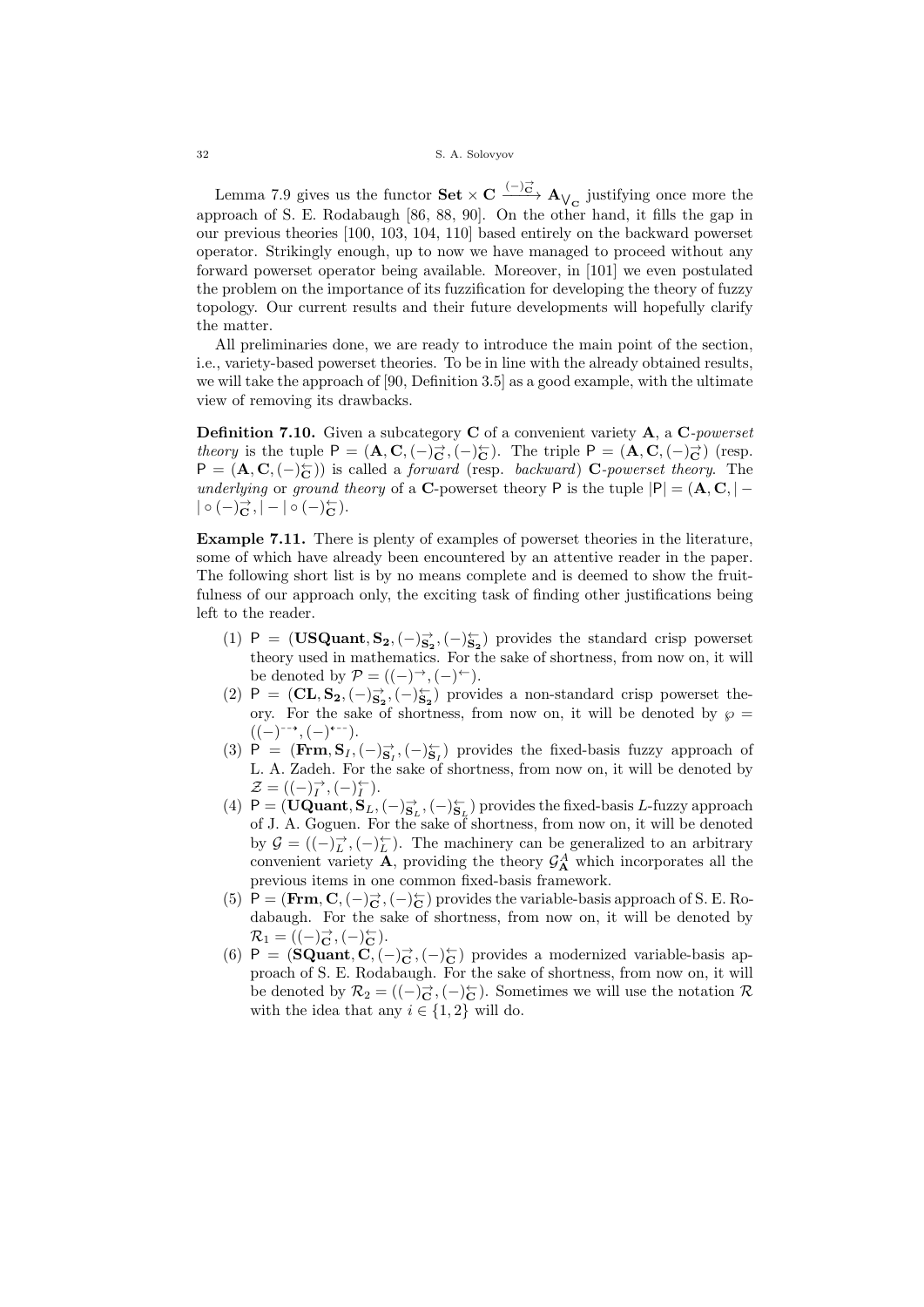Lemma 7.9 gives us the functor $\mathbf{Set} \times \mathbf{C} \xrightarrow{(-)^{\rightarrow}_{\mathbf{C}}} \mathbf{A}_{\bigvee_{\mathbf{C}}}$ justifying once more the approach of S. E. Rodabaugh [86, 88, 90]. On the other hand, it fills the gap in our previous theories [100, 103, 104, 110] based entirely on the backward powerset operator. Strikingly enough, up to now we have managed to proceed without any forward powerset operator being available. Moreover, in [101] we even postulated the problem on the importance of its fuzzification for developing the theory of fuzzy topology. Our current results and their future developments will hopefully clarify the matter.

All preliminaries done, we are ready to introduce the main point of the section, i.e., variety-based powerset theories. To be in line with the already obtained results, we will take the approach of [90, Definition 3.5] as a good example, with the ultimate view of removing its drawbacks.

**Definition 7.10.** Given a subcategory $\mathbf{C}$ of a convenient variety $\mathbf{A}$, a $\mathbf{C}$-*powerset theory* is the tuple $\mathsf{P} = (\mathbf{A}, \mathbf{C}, (-)^{\rightarrow}_{\mathbf{C}}, (-)^{\leftarrow}_{\mathbf{C}})$. The triple $\mathsf{P} = (\mathbf{A}, \mathbf{C}, (-)^{\rightarrow}_{\mathbf{C}})$ (resp. $\mathsf{P} = (\mathbf{A}, \mathbf{C}, (-)^{\leftarrow}_{\mathbf{C}})$) is called a *forward* (resp. *backward*) $\mathbf{C}$-*powerset theory*. The *underlying* or *ground theory* of a $\mathbf{C}$-powerset theory $\mathsf{P}$ is the tuple $|\mathsf{P}| = (\mathbf{A}, \mathbf{C}, |-| \circ (-)^{\rightarrow}_{\mathbf{C}}, |-| \circ (-)^{\leftarrow}_{\mathbf{C}})$.

**Example 7.11.** There is plenty of examples of powerset theories in the literature, some of which have already been encountered by an attentive reader in the paper. The following short list is by no means complete and is deemed to show the fruitfulness of our approach only, the exciting task of finding other justifications being left to the reader.

1. $\mathsf{P} = (\mathbf{USQuant}, \mathbf{S_2}, (-)^{\rightarrow}_{\mathbf{S_2}}, (-)^{\leftarrow}_{\mathbf{S_2}})$ provides the standard crisp powerset theory used in mathematics. For the sake of shortness, from now on, it will be denoted by $\mathcal{P} = ((-)^{\rightarrow}, (-)^{\leftarrow})$.
2. $\mathsf{P} = (\mathbf{CL}, \mathbf{S_2}, (-)^{\rightarrow}_{\mathbf{S_2}}, (-)^{\leftarrow}_{\mathbf{S_2}})$ provides a non-standard crisp powerset theory. For the sake of shortness, from now on, it will be denoted by $\wp = ((-)^{-\rightarrow}, (-)^{\leftarrow-})$.
3. $\mathsf{P} = (\mathbf{Frm}, \mathbf{S}_I, (-)^{\rightarrow}_{\mathbf{S}_I}, (-)^{\leftarrow}_{\mathbf{S}_I})$ provides the fixed-basis fuzzy approach of L. A. Zadeh. For the sake of shortness, from now on, it will be denoted by $\mathcal{Z} = ((-)^{\rightarrow}_I, (-)^{\leftarrow}_I)$.
4. $\mathsf{P} = (\mathbf{UQuant}, \mathbf{S}_L, (-)^{\rightarrow}_{\mathbf{S}_L}, (-)^{\leftarrow}_{\mathbf{S}_L})$ provides the fixed-basis $L$-fuzzy approach of J. A. Goguen. For the sake of shortness, from now on, it will be denoted by $\mathcal{G} = ((-)^{\rightarrow}_L, (-)^{\leftarrow}_L)$. The machinery can be generalized to an arbitrary convenient variety $\mathbf{A}$, providing the theory $\mathcal{G}^A_{\mathbf{A}}$ which incorporates all the previous items in one common fixed-basis framework.
5. $\mathsf{P} = (\mathbf{Frm}, \mathbf{C}, (-)^{\rightarrow}_{\mathbf{C}}, (-)^{\leftarrow}_{\mathbf{C}})$ provides the variable-basis approach of S. E. Rodabaugh. For the sake of shortness, from now on, it will be denoted by $\mathcal{R}_1 = ((-)^{\rightarrow}_{\mathbf{C}}, (-)^{\leftarrow}_{\mathbf{C}})$.
6. $\mathsf{P} = (\mathbf{SQuant}, \mathbf{C}, (-)^{\rightarrow}_{\mathbf{C}}, (-)^{\leftarrow}_{\mathbf{C}})$ provides a modernized variable-basis approach of S. E. Rodabaugh. For the sake of shortness, from now on, it will be denoted by $\mathcal{R}_2 = ((-)^{\rightarrow}_{\mathbf{C}}, (-)^{\leftarrow}_{\mathbf{C}})$. Sometimes we will use the notation $\mathcal{R}$ with the idea that any $i \in \{1, 2\}$ will do.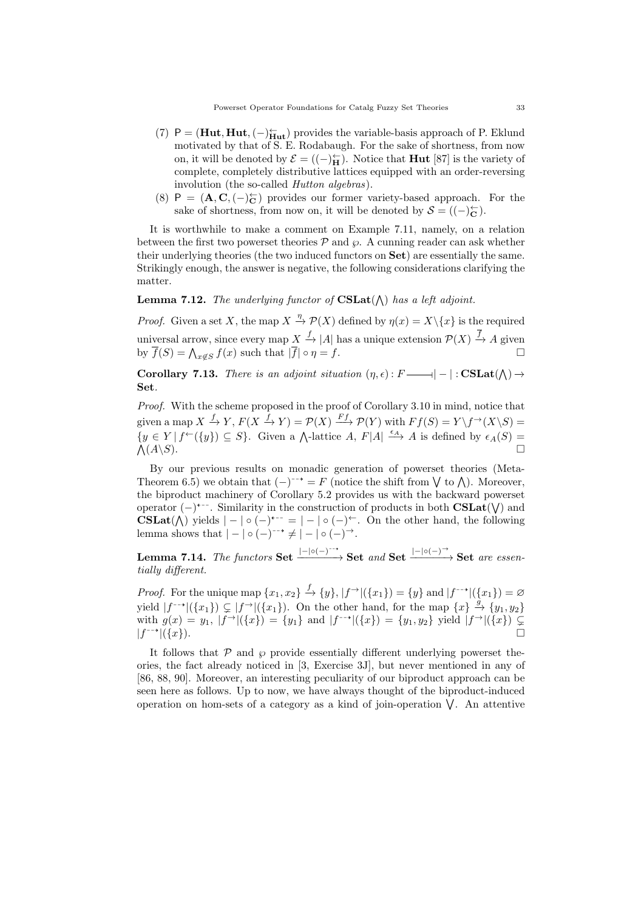(7) $\mathsf{P} = (\mathbf{Hut}, \mathbf{Hut}, (-)^{\leftarrow}_{\mathbf{Hut}})$ provides the variable-basis approach of P. Eklund motivated by that of S. E. Rodabaugh. For the sake of shortness, from now on, it will be denoted by $\mathcal{E} = ((-)^{\leftarrow}_{\mathbf{H}})$. Notice that $\mathbf{Hut}$ [87] is the variety of complete, completely distributive lattices equipped with an order-reversing involution (the so-called *Hutton algebras*).

(8) $\mathsf{P} = (\mathbf{A}, \mathbf{C}, (-)^{\leftarrow}_{\mathbf{C}})$ provides our former variety-based approach. For the sake of shortness, from now on, it will be denoted by $\mathcal{S} = ((-)^{\leftarrow}_{\mathbf{C}})$.

It is worthwhile to make a comment on Example 7.11, namely, on a relation between the first two powerset theories $\mathcal{P}$ and $\wp$. A cunning reader can ask whether their underlying theories (the two induced functors on $\mathbf{Set}$) are essentially the same. Strikingly enough, the answer is negative, the following considerations clarifying the matter.

**Lemma 7.12.** *The underlying functor of* $\mathbf{CSLat}(\bigwedge)$ *has a left adjoint.*

*Proof.* Given a set $X$, the map $X \xrightarrow{\eta} \mathcal{P}(X)$ defined by $\eta(x) = X \backslash \{x\}$ is the required universal arrow, since every map $X \xrightarrow{f} |A|$ has a unique extension $\mathcal{P}(X) \xrightarrow{\overline{f}} A$ given by $\overline{f}(S) = \bigwedge_{x \notin S} f(x)$ such that $|\overline{f}| \circ \eta = f$. □

**Corollary 7.13.** *There is an adjoint situation* $(\eta, \epsilon) \colon F \dashv |-| : \mathbf{CSLat}(\bigwedge) \to \mathbf{Set}$.

*Proof.* With the scheme proposed in the proof of Corollary 3.10 in mind, notice that given a map $X \xrightarrow{f} Y$, $F(X \xrightarrow{f} Y) = \mathcal{P}(X) \xrightarrow{Ff} \mathcal{P}(Y)$ with $Ff(S) = Y \backslash f^{\rightarrow}(X \backslash S) = \{y \in Y \,|\, f^{\leftarrow}(\{y\}) \subseteq S\}$. Given a $\bigwedge$-lattice $A$, $F|A| \xrightarrow{\epsilon_A} A$ is defined by $\epsilon_A(S) = \bigwedge(A \backslash S)$. □

By our previous results on monadic generation of powerset theories (Meta-Theorem 6.5) we obtain that $(-)^{\dashrightarrow} = F$ (notice the shift from $\bigvee$ to $\bigwedge$). Moreover, the biproduct machinery of Corollary 5.2 provides us with the backward powerset operator $(-)^{\leftarrow\!\!-\,-}$. Similarity in the construction of products in both $\mathbf{CSLat}(\bigvee)$ and $\mathbf{CSLat}(\bigwedge)$ yields $|-| \circ (-)^{\leftarrow\!\!-\,-} = |-| \circ (-)^{\leftarrow}$. On the other hand, the following lemma shows that $|-| \circ (-)^{\dashrightarrow} \neq |-| \circ (-)^{\rightarrow}$.

**Lemma 7.14.** *The functors* $\mathbf{Set} \xrightarrow{|-|\circ(-)^{\dashrightarrow}} \mathbf{Set}$ *and* $\mathbf{Set} \xrightarrow{|-|\circ(-)^{\rightarrow}} \mathbf{Set}$ *are essentially different.*

*Proof.* For the unique map $\{x_1, x_2\} \xrightarrow{f} \{y\}$, $|f^{\rightarrow}|(\{x_1\}) = \{y\}$ and $|f^{\dashrightarrow}|(\{x_1\}) = \varnothing$ yield $|f^{\dashrightarrow}|(\{x_1\}) \subsetneq |f^{\rightarrow}|(\{x_1\})$. On the other hand, for the map $\{x\} \xrightarrow{g} \{y_1, y_2\}$ with $g(x) = y_1$, $|f^{\rightarrow}|(\{x\}) = \{y_1\}$ and $|f^{\dashrightarrow}|(\{x\}) = \{y_1, y_2\}$ yield $|f^{\rightarrow}|(\{x\}) \subsetneq |f^{\dashrightarrow}|(\{x\})$. □

It follows that $\mathcal{P}$ and $\wp$ provide essentially different underlying powerset theories, the fact already noticed in [3, Exercise 3J], but never mentioned in any of [86, 88, 90]. Moreover, an interesting peculiarity of our biproduct approach can be seen here as follows. Up to now, we have always thought of the biproduct-induced operation on hom-sets of a category as a kind of join-operation $\bigvee$. An attentive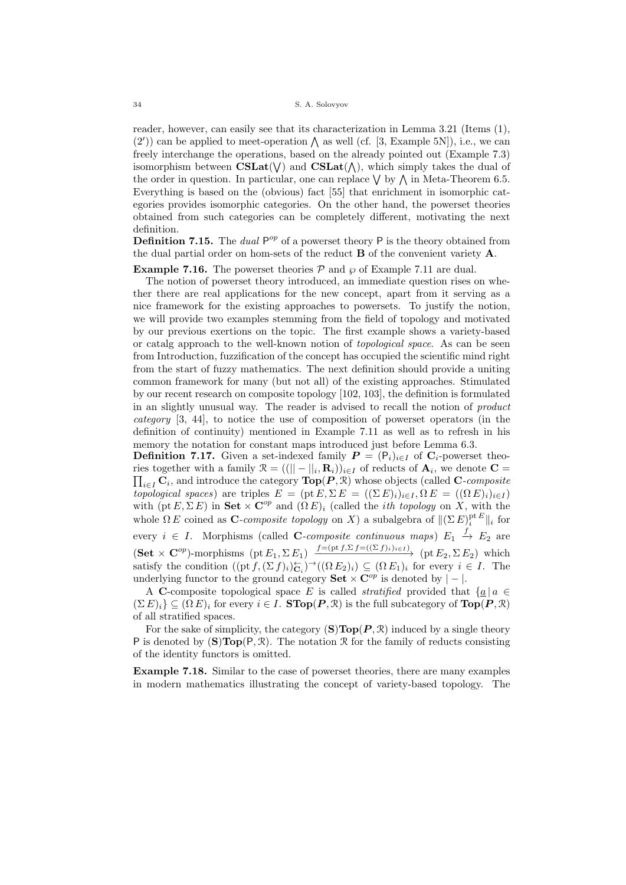reader, however, can easily see that its characterization in Lemma 3.21 (Items (1), (2′)) can be applied to meet-operation $\bigwedge$ as well (cf. [3, Example 5N]), i.e., we can freely interchange the operations, based on the already pointed out (Example 7.3) isomorphism between $\mathbf{CSLat}(\bigvee)$ and $\mathbf{CSLat}(\bigwedge)$, which simply takes the dual of the order in question. In particular, one can replace $\bigvee$ by $\bigwedge$ in Meta-Theorem 6.5. Everything is based on the (obvious) fact [55] that enrichment in isomorphic categories provides isomorphic categories. On the other hand, the powerset theories obtained from such categories can be completely different, motivating the next definition.

**Definition 7.15.** The *dual* $\mathsf{P}^{op}$ of a powerset theory $\mathsf{P}$ is the theory obtained from the dual partial order on hom-sets of the reduct $\mathbf{B}$ of the convenient variety $\mathbf{A}$.

**Example 7.16.** The powerset theories $\mathcal{P}$ and $\wp$ of Example 7.11 are dual.

The notion of powerset theory introduced, an immediate question rises on whether there are real applications for the new concept, apart from it serving as a nice framework for the existing approaches to powersets. To justify the notion, we will provide two examples stemming from the field of topology and motivated by our previous exertions on the topic. The first example shows a variety-based or catalg approach to the well-known notion of *topological space*. As can be seen from Introduction, fuzzification of the concept has occupied the scientific mind right from the start of fuzzy mathematics. The next definition should provide a uniting common framework for many (but not all) of the existing approaches. Stimulated by our recent research on composite topology [102, 103], the definition is formulated in an slightly unusual way. The reader is advised to recall the notion of *product category* [3, 44], to notice the use of composition of powerset operators (in the definition of continuity) mentioned in Example 7.11 as well as to refresh in his memory the notation for constant maps introduced just before Lemma 6.3.

**Definition 7.17.** Given a set-indexed family $\boldsymbol{P} = (\mathsf{P}_i)_{i\in I}$ of $\mathbf{C}_i$-powerset theories together with a family $\mathcal{R} = ((||-||_i, \mathbf{R}_i))_{i\in I}$ of reducts of $\mathbf{A}_i$, we denote $\mathbf{C} = \prod_{i\in I}\mathbf{C}_i$, and introduce the category $\mathbf{Top}(\boldsymbol{P},\mathcal{R})$ whose objects (called $\mathbf{C}$-*composite topological spaces*) are triples $E = (\mathrm{pt}\,E, \Sigma\,E = ((\Sigma\,E)_i)_{i\in I}, \Omega\,E = ((\Omega\,E)_i)_{i\in I})$ with $(\mathrm{pt}\,E, \Sigma\,E)$ in $\mathbf{Set}\times\mathbf{C}^{op}$ and $(\Omega\,E)_i$ (called the *ith topology* on $X$, with the whole $\Omega\,E$ coined as $\mathbf{C}$-*composite topology* on $X$) a subalgebra of $\|(\Sigma\,E)_i^{\mathrm{pt}\,E}\|_i$ for every $i\in I$. Morphisms (called $\mathbf{C}$-*composite continuous maps*) $E_1 \xrightarrow{f} E_2$ are $(\mathbf{Set}\times\mathbf{C}^{op})$-morphisms $(\mathrm{pt}\,E_1, \Sigma\,E_1) \xrightarrow{f=(\mathrm{pt}\,f, \Sigma\,f=((\Sigma\,f)_i)_{i\in I})} (\mathrm{pt}\,E_2, \Sigma\,E_2)$ which satisfy the condition $((\mathrm{pt}\,f, (\Sigma\,f)_i)^{\leftarrow}_{\mathbf{C}_i})^{\rightarrow}((\Omega\,E_2)_i) \subseteq (\Omega\,E_1)_i$ for every $i\in I$. The underlying functor to the ground category $\mathbf{Set}\times\mathbf{C}^{op}$ is denoted by $|-|$.

A $\mathbf{C}$-composite topological space $E$ is called *stratified* provided that $\{\underline{a}\,|\,a \in (\Sigma\,E)_i\} \subseteq (\Omega\,E)_i$ for every $i\in I$. $\mathbf{STop}(\boldsymbol{P},\mathcal{R})$ is the full subcategory of $\mathbf{Top}(\boldsymbol{P},\mathcal{R})$ of all stratified spaces.

For the sake of simplicity, the category $(\mathbf{S})\mathbf{Top}(\boldsymbol{P},\mathcal{R})$ induced by a single theory $\mathsf{P}$ is denoted by $(\mathbf{S})\mathbf{Top}(\mathsf{P},\mathcal{R})$. The notation $\mathcal{R}$ for the family of reducts consisting of the identity functors is omitted.

**Example 7.18.** Similar to the case of powerset theories, there are many examples in modern mathematics illustrating the concept of variety-based topology. The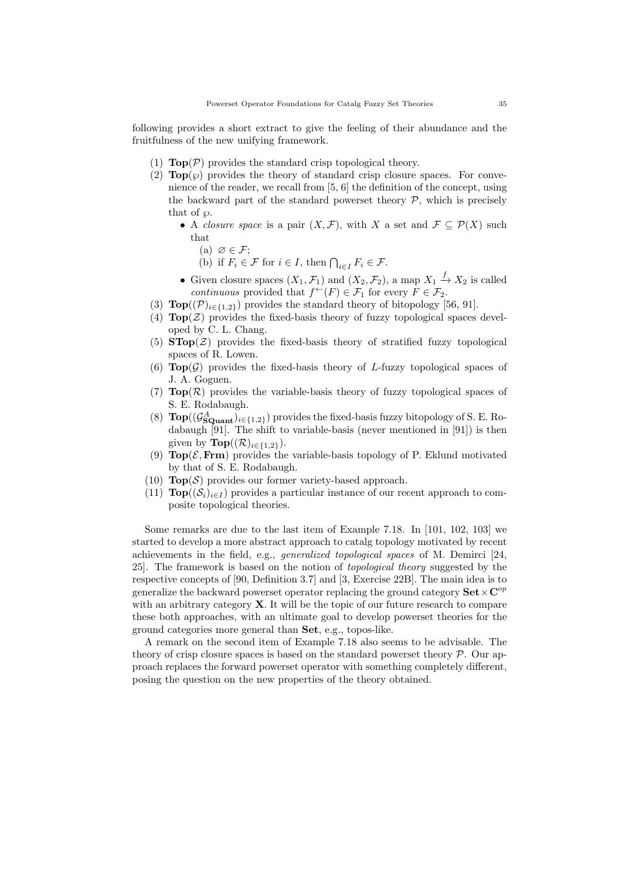following provides a short extract to give the feeling of their abundance and the fruitfulness of the new unifying framework.

(1) $\mathbf{Top}(\mathcal{P})$ provides the standard crisp topological theory.
(2) $\mathbf{Top}(\wp)$ provides the theory of standard crisp closure spaces. For convenience of the reader, we recall from [5, 6] the definition of the concept, using the backward part of the standard powerset theory $\mathcal{P}$, which is precisely that of $\wp$.
    - A *closure space* is a pair $(X, \mathcal{F})$, with $X$ a set and $\mathcal{F} \subseteq \mathcal{P}(X)$ such that
        (a) $\varnothing \in \mathcal{F}$;
        (b) if $F_i \in \mathcal{F}$ for $i \in I$, then $\bigcap_{i \in I} F_i \in \mathcal{F}$.
    - Given closure spaces $(X_1, \mathcal{F}_1)$ and $(X_2, \mathcal{F}_2)$, a map $X_1 \xrightarrow{f} X_2$ is called *continuous* provided that $f^{\leftarrow}(F) \in \mathcal{F}_1$ for every $F \in \mathcal{F}_2$.
(3) $\mathbf{Top}((\mathcal{P})_{i \in \{1,2\}})$ provides the standard theory of bitopology [56, 91].
(4) $\mathbf{Top}(\mathcal{Z})$ provides the fixed-basis theory of fuzzy topological spaces developed by C. L. Chang.
(5) $\mathbf{STop}(\mathcal{Z})$ provides the fixed-basis theory of stratified fuzzy topological spaces of R. Lowen.
(6) $\mathbf{Top}(\mathcal{G})$ provides the fixed-basis theory of $L$-fuzzy topological spaces of J. A. Goguen.
(7) $\mathbf{Top}(\mathcal{R})$ provides the variable-basis theory of fuzzy topological spaces of S. E. Rodabaugh.
(8) $\mathbf{Top}((\mathcal{G}^{A}_{\mathbf{SQuant}})_{i \in \{1,2\}})$ provides the fixed-basis fuzzy bitopology of S. E. Rodabaugh [91]. The shift to variable-basis (never mentioned in [91]) is then given by $\mathbf{Top}((\mathcal{R})_{i \in \{1,2\}})$.
(9) $\mathbf{Top}(\mathcal{E}, \mathbf{Frm})$ provides the variable-basis topology of P. Eklund motivated by that of S. E. Rodabaugh.
(10) $\mathbf{Top}(\mathcal{S})$ provides our former variety-based approach.
(11) $\mathbf{Top}((\mathcal{S}_i)_{i \in I})$ provides a particular instance of our recent approach to composite topological theories.

Some remarks are due to the last item of Example 7.18. In [101, 102, 103] we started to develop a more abstract approach to catalg topology motivated by recent achievements in the field, e.g., *generalized topological spaces* of M. Demirci [24, 25]. The framework is based on the notion of *topological theory* suggested by the respective concepts of [90, Definition 3.7] and [3, Exercise 22B]. The main idea is to generalize the backward powerset operator replacing the ground category $\mathbf{Set} \times \mathbf{C}^{op}$ with an arbitrary category $\mathbf{X}$. It will be the topic of our future research to compare these both approaches, with an ultimate goal to develop powerset theories for the ground categories more general than $\mathbf{Set}$, e.g., topos-like.

A remark on the second item of Example 7.18 also seems to be advisable. The theory of crisp closure spaces is based on the standard powerset theory $\mathcal{P}$. Our approach replaces the forward powerset operator with something completely different, posing the question on the new properties of the theory obtained.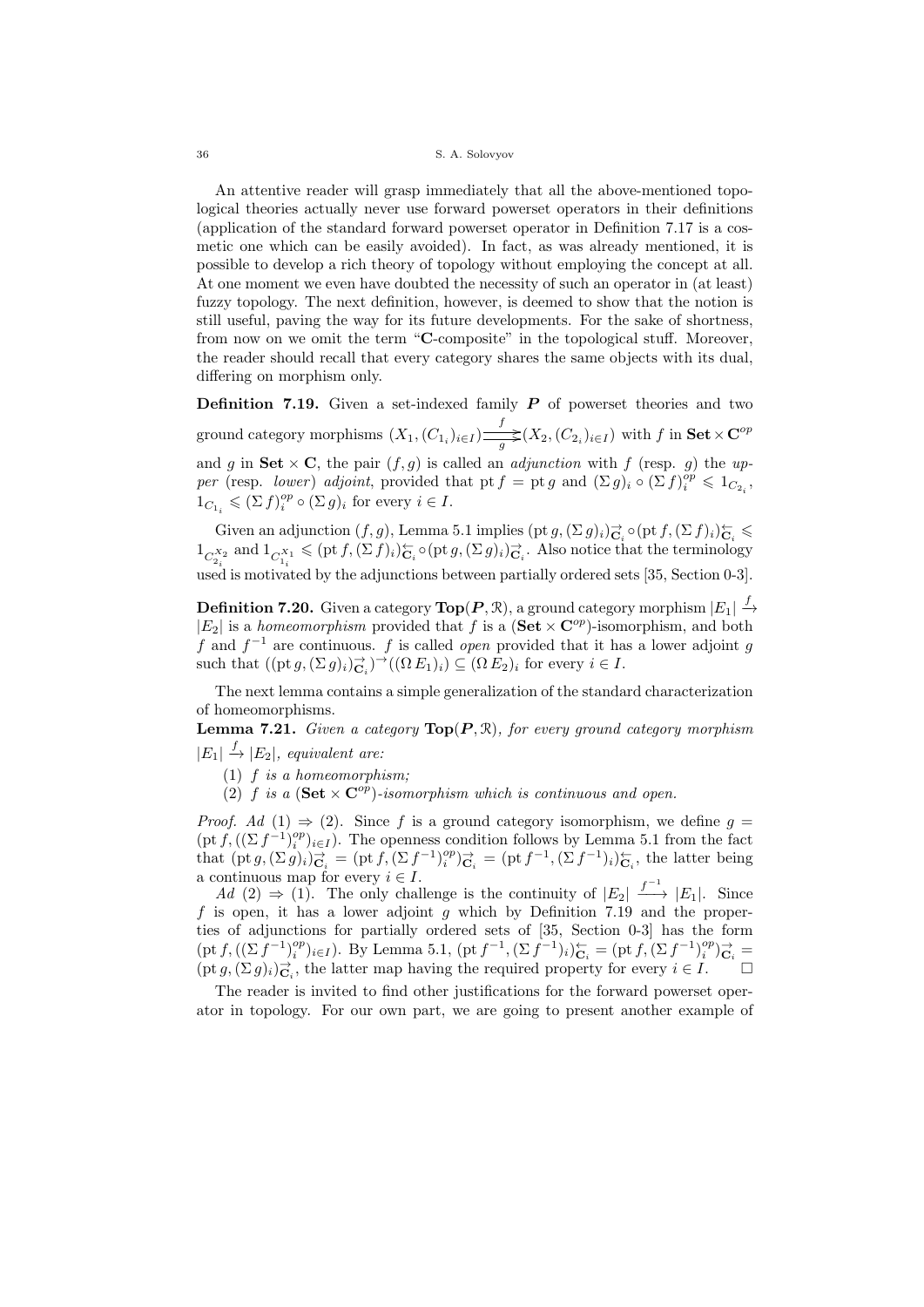An attentive reader will grasp immediately that all the above-mentioned topological theories actually never use forward powerset operators in their definitions (application of the standard forward powerset operator in Definition 7.17 is a cosmetic one which can be easily avoided). In fact, as was already mentioned, it is possible to develop a rich theory of topology without employing the concept at all. At one moment we even have doubted the necessity of such an operator in (at least) fuzzy topology. The next definition, however, is deemed to show that the notion is still useful, paving the way for its future developments. For the sake of shortness, from now on we omit the term "**C**-composite" in the topological stuff. Moreover, the reader should recall that every category shares the same objects with its dual, differing on morphism only.

**Definition 7.19.** Given a set-indexed family $\boldsymbol{P}$ of powerset theories and two ground category morphisms $(X_1,(C_{1_i})_{i\in I}) \underset{g}{\overset{f}{\rightleftarrows}} (X_2,(C_{2_i})_{i\in I})$ with $f$ in $\mathbf{Set}\times\mathbf{C}^{op}$ and $g$ in $\mathbf{Set}\times\mathbf{C}$, the pair $(f,g)$ is called an *adjunction* with $f$ (resp. $g$) the *upper* (resp. *lower*) *adjoint*, provided that $\mathrm{pt}\, f = \mathrm{pt}\, g$ and $(\Sigma\, g)_i \circ (\Sigma\, f)_i^{op} \leqslant 1_{C_{2_i}}$, $1_{C_{1_i}} \leqslant (\Sigma\, f)_i^{op} \circ (\Sigma\, g)_i$ for every $i \in I$.

Given an adjunction $(f,g)$, Lemma 5.1 implies $(\mathrm{pt}\, g, (\Sigma\, g)_i)^{\rightarrow}_{\mathbf{C}_i} \circ (\mathrm{pt}\, f, (\Sigma\, f)_i)^{\leftarrow}_{\mathbf{C}_i} \leqslant 1_{C_{2_i}^{X_2}}$ and $1_{C_{1_i}^{X_1}} \leqslant (\mathrm{pt}\, f, (\Sigma\, f)_i)^{\leftarrow}_{\mathbf{C}_i} \circ (\mathrm{pt}\, g, (\Sigma\, g)_i)^{\rightarrow}_{\mathbf{C}_i}$. Also notice that the terminology used is motivated by the adjunctions between partially ordered sets [35, Section 0-3].

**Definition 7.20.** Given a category $\mathbf{Top}(\boldsymbol{P},\mathcal{R})$, a ground category morphism $|E_1| \xrightarrow{f} |E_2|$ is a *homeomorphism* provided that $f$ is a $(\mathbf{Set}\times\mathbf{C}^{op})$-isomorphism, and both $f$ and $f^{-1}$ are continuous. $f$ is called *open* provided that it has a lower adjoint $g$ such that $((\mathrm{pt}\, g, (\Sigma\, g)_i)^{\rightarrow}_{\mathbf{C}_i})^{\rightarrow}((\Omega\, E_1)_i) \subseteq (\Omega\, E_2)_i$ for every $i \in I$.

The next lemma contains a simple generalization of the standard characterization of homeomorphisms.

**Lemma 7.21.** *Given a category* $\mathbf{Top}(\boldsymbol{P},\mathcal{R})$*, for every ground category morphism* $|E_1| \xrightarrow{f} |E_2|$*, equivalent are:*

(1) *$f$ is a homeomorphism;*

(2) *$f$ is a $(\mathbf{Set}\times\mathbf{C}^{op})$-isomorphism which is continuous and open.*

*Proof. Ad* (1) $\Rightarrow$ (2). Since $f$ is a ground category isomorphism, we define $g = (\mathrm{pt}\, f, ((\Sigma\, f^{-1})_i^{op})_{i\in I})$. The openness condition follows by Lemma 5.1 from the fact that $(\mathrm{pt}\, g, (\Sigma\, g)_i)^{\rightarrow}_{\mathbf{C}_i} = (\mathrm{pt}\, f, (\Sigma\, f^{-1})_i^{op})^{\rightarrow}_{\mathbf{C}_i} = (\mathrm{pt}\, f^{-1}, (\Sigma\, f^{-1})_i)^{\leftarrow}_{\mathbf{C}_i}$, the latter being a continuous map for every $i \in I$.

*Ad* (2) $\Rightarrow$ (1). The only challenge is the continuity of $|E_2| \xrightarrow{f^{-1}} |E_1|$. Since $f$ is open, it has a lower adjoint $g$ which by Definition 7.19 and the properties of adjunctions for partially ordered sets of [35, Section 0-3] has the form $(\mathrm{pt}\, f, ((\Sigma\, f^{-1})_i^{op})_{i\in I})$. By Lemma 5.1, $(\mathrm{pt}\, f^{-1}, (\Sigma\, f^{-1})_i)^{\leftarrow}_{\mathbf{C}_i} = (\mathrm{pt}\, f, (\Sigma\, f^{-1})_i^{op})^{\rightarrow}_{\mathbf{C}_i} = (\mathrm{pt}\, g, (\Sigma\, g)_i)^{\rightarrow}_{\mathbf{C}_i}$, the latter map having the required property for every $i \in I$. $\square$

The reader is invited to find other justifications for the forward powerset operator in topology. For our own part, we are going to present another example of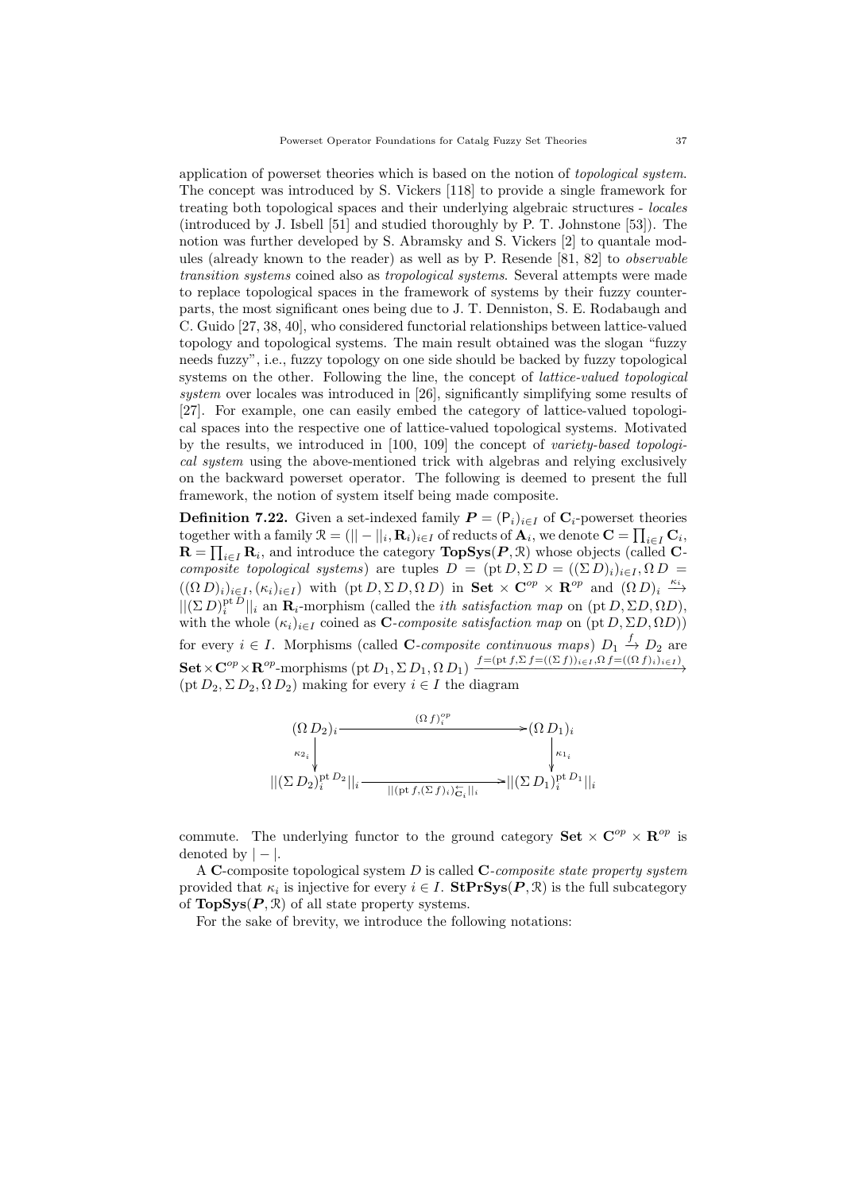application of powerset theories which is based on the notion of *topological system*. The concept was introduced by S. Vickers [118] to provide a single framework for treating both topological spaces and their underlying algebraic structures - *locales* (introduced by J. Isbell [51] and studied thoroughly by P. T. Johnstone [53]). The notion was further developed by S. Abramsky and S. Vickers [2] to quantale modules (already known to the reader) as well as by P. Resende [81, 82] to *observable transition systems* coined also as *tropological systems*. Several attempts were made to replace topological spaces in the framework of systems by their fuzzy counterparts, the most significant ones being due to J. T. Denniston, S. E. Rodabaugh and C. Guido [27, 38, 40], who considered functorial relationships between lattice-valued topology and topological systems. The main result obtained was the slogan "fuzzy needs fuzzy", i.e., fuzzy topology on one side should be backed by fuzzy topological systems on the other. Following the line, the concept of *lattice-valued topological system* over locales was introduced in [26], significantly simplifying some results of [27]. For example, one can easily embed the category of lattice-valued topological spaces into the respective one of lattice-valued topological systems. Motivated by the results, we introduced in [100, 109] the concept of *variety-based topological system* using the above-mentioned trick with algebras and relying exclusively on the backward powerset operator. The following is deemed to present the full framework, the notion of system itself being made composite.

**Definition 7.22.** Given a set-indexed family $\boldsymbol{P} = (\mathsf{P}_i)_{i\in I}$ of $\mathbf{C}_i$-powerset theories together with a family $\mathcal{R} = (||-||_i, \mathbf{R}_i)_{i\in I}$ of reducts of $\mathbf{A}_i$, we denote $\mathbf{C} = \prod_{i\in I}\mathbf{C}_i$, $\mathbf{R} = \prod_{i\in I}\mathbf{R}_i$, and introduce the category $\mathbf{TopSys}(\boldsymbol{P},\mathcal{R})$ whose objects (called **C**-*composite topological systems*) are tuples $D = (\mathrm{pt}\, D, \Sigma\, D = ((\Sigma\, D)_i)_{i\in I}, \Omega\, D = ((\Omega\, D)_i)_{i\in I}, (\kappa_i)_{i\in I})$ with $(\mathrm{pt}\, D, \Sigma\, D, \Omega\, D)$ in $\mathbf{Set}\times\mathbf{C}^{op}\times\mathbf{R}^{op}$ and $(\Omega\, D)_i \xrightarrow{\kappa_i} ||(\Sigma\, D)_i^{\mathrm{pt}\, D}||_i$ an $\mathbf{R}_i$-morphism (called the *ith satisfaction map* on $(\mathrm{pt}\, D, \Sigma D, \Omega D)$, with the whole $(\kappa_i)_{i\in I}$ coined as **C**-*composite satisfaction map* on $(\mathrm{pt}\, D, \Sigma D, \Omega D)$) for every $i\in I$. Morphisms (called **C**-*composite continuous maps*) $D_1 \xrightarrow{f} D_2$ are $\mathbf{Set}\times\mathbf{C}^{op}\times\mathbf{R}^{op}$-morphisms $(\mathrm{pt}\, D_1, \Sigma\, D_1, \Omega\, D_1) \xrightarrow{f=(\mathrm{pt}\, f, \Sigma\, f=((\Sigma\, f))_{i\in I}, \Omega\, f=((\Omega\, f)_i)_{i\in I})} (\mathrm{pt}\, D_2, \Sigma\, D_2, \Omega\, D_2)$ making for every $i\in I$ the diagram

$$
\begin{array}{ccc}
(\Omega\, D_2)_i & \xrightarrow{\quad (\Omega\, f)_i^{op} \quad} & (\Omega\, D_1)_i \\
\Big\downarrow {\scriptstyle \kappa_{2_i}} & & \Big\downarrow {\scriptstyle \kappa_{1_i}} \\
||(\Sigma\, D_2)_i^{\mathrm{pt}\, D_2}||_i & \xrightarrow[\quad ||(\mathrm{pt}\, f, (\Sigma\, f)_i)^{\leftarrow}_{\mathbf{C}_i}||_i \quad]{} & ||(\Sigma\, D_1)_i^{\mathrm{pt}\, D_1}||_i
\end{array}
$$

commute. The underlying functor to the ground category $\mathbf{Set}\times\mathbf{C}^{op}\times\mathbf{R}^{op}$ is denoted by $|-|$.

A **C**-composite topological system $D$ is called **C**-*composite state property system* provided that $\kappa_i$ is injective for every $i\in I$. $\mathbf{StPrSys}(\boldsymbol{P},\mathcal{R})$ is the full subcategory of $\mathbf{TopSys}(\boldsymbol{P},\mathcal{R})$ of all state property systems.

For the sake of brevity, we introduce the following notations: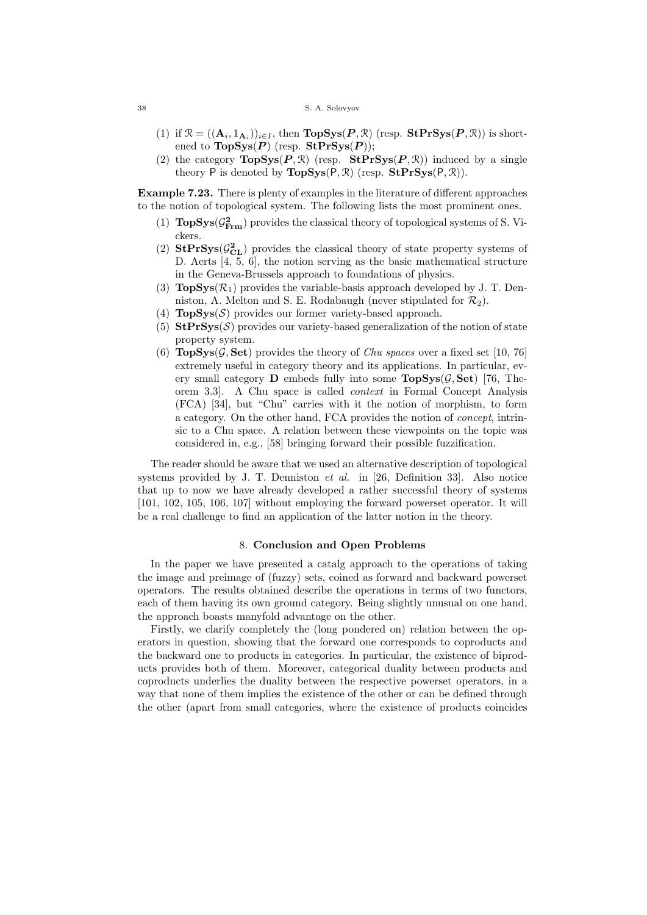(1) if $\mathcal{R} = ((\mathbf{A}_i, 1_{\mathbf{A}_i}))_{i \in I}$, then $\mathbf{TopSys}(\boldsymbol{P}, \mathcal{R})$ (resp. $\mathbf{StPrSys}(\boldsymbol{P}, \mathcal{R})$) is shortened to $\mathbf{TopSys}(\boldsymbol{P})$ (resp. $\mathbf{StPrSys}(\boldsymbol{P})$);

(2) the category $\mathbf{TopSys}(\boldsymbol{P}, \mathcal{R})$ (resp. $\mathbf{StPrSys}(\boldsymbol{P}, \mathcal{R})$) induced by a single theory $\mathsf{P}$ is denoted by $\mathbf{TopSys}(\mathsf{P}, \mathcal{R})$ (resp. $\mathbf{StPrSys}(\mathsf{P}, \mathcal{R})$).

**Example 7.23.** There is plenty of examples in the literature of different approaches to the notion of topological system. The following lists the most prominent ones.

1. $\mathbf{TopSys}(\mathcal{G}^{\mathbf{2}}_{\mathbf{Frm}})$ provides the classical theory of topological systems of S. Vickers.
2. $\mathbf{StPrSys}(\mathcal{G}^{\mathbf{2}}_{\mathbf{CL}})$ provides the classical theory of state property systems of D. Aerts [4, 5, 6], the notion serving as the basic mathematical structure in the Geneva-Brussels approach to foundations of physics.
3. $\mathbf{TopSys}(\mathcal{R}_1)$ provides the variable-basis approach developed by J. T. Denniston, A. Melton and S. E. Rodabaugh (never stipulated for $\mathcal{R}_2$).
4. $\mathbf{TopSys}(\mathcal{S})$ provides our former variety-based approach.
5. $\mathbf{StPrSys}(\mathcal{S})$ provides our variety-based generalization of the notion of state property system.
6. $\mathbf{TopSys}(\mathcal{G}, \mathbf{Set})$ provides the theory of *Chu spaces* over a fixed set [10, 76] extremely useful in category theory and its applications. In particular, every small category $\mathbf{D}$ embeds fully into some $\mathbf{TopSys}(\mathcal{G}, \mathbf{Set})$ [76, Theorem 3.3]. A Chu space is called *context* in Formal Concept Analysis (FCA) [34], but "Chu" carries with it the notion of morphism, to form a category. On the other hand, FCA provides the notion of *concept*, intrinsic to a Chu space. A relation between these viewpoints on the topic was considered in, e.g., [58] bringing forward their possible fuzzification.

The reader should be aware that we used an alternative description of topological systems provided by J. T. Denniston *et al.* in [26, Definition 33]. Also notice that up to now we have already developed a rather successful theory of systems [101, 102, 105, 106, 107] without employing the forward powerset operator. It will be a real challenge to find an application of the latter notion in the theory.

## 8. Conclusion and Open Problems

In the paper we have presented a catalg approach to the operations of taking the image and preimage of (fuzzy) sets, coined as forward and backward powerset operators. The results obtained describe the operations in terms of two functors, each of them having its own ground category. Being slightly unusual on one hand, the approach boasts manyfold advantage on the other.

Firstly, we clarify completely the (long pondered on) relation between the operators in question, showing that the forward one corresponds to coproducts and the backward one to products in categories. In particular, the existence of biproducts provides both of them. Moreover, categorical duality between products and coproducts underlies the duality between the respective powerset operators, in a way that none of them implies the existence of the other or can be defined through the other (apart from small categories, where the existence of products coincides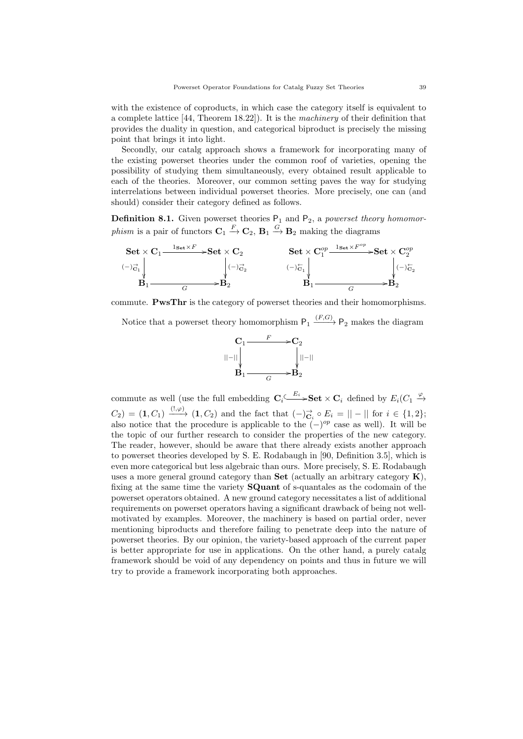with the existence of coproducts, in which case the category itself is equivalent to a complete lattice [44, Theorem 18.22]). It is the *machinery* of their definition that provides the duality in question, and categorical biproduct is precisely the missing point that brings it into light.

Secondly, our catalg approach shows a framework for incorporating many of the existing powerset theories under the common roof of varieties, opening the possibility of studying them simultaneously, every obtained result applicable to each of the theories. Moreover, our common setting paves the way for studying interrelations between individual powerset theories. More precisely, one can (and should) consider their category defined as follows.

**Definition 8.1.** Given powerset theories $\mathsf{P}_1$ and $\mathsf{P}_2$, a *powerset theory homomorphism* is a pair of functors $\mathbf{C}_1 \xrightarrow{F} \mathbf{C}_2$, $\mathbf{B}_1 \xrightarrow{G} \mathbf{B}_2$ making the diagrams

$$\begin{array}{ccc} \mathbf{Set} \times \mathbf{C}_1 & \xrightarrow{1_{\mathbf{Set}} \times F} & \mathbf{Set} \times \mathbf{C}_2 \\ {\scriptstyle (-)^{\rightarrow}_{\mathbf{C}_1}} \downarrow & & \downarrow {\scriptstyle (-)^{\rightarrow}_{\mathbf{C}_2}} \\ \mathbf{B}_1 & \xrightarrow[G]{} & \mathbf{B}_2 \end{array} \qquad \begin{array}{ccc} \mathbf{Set} \times \mathbf{C}_1^{op} & \xrightarrow{1_{\mathbf{Set}} \times F^{op}} & \mathbf{Set} \times \mathbf{C}_2^{op} \\ {\scriptstyle (-)^{\leftarrow}_{\mathbf{C}_1}} \downarrow & & \downarrow {\scriptstyle (-)^{\leftarrow}_{\mathbf{C}_2}} \\ \mathbf{B}_1 & \xrightarrow[G]{} & \mathbf{B}_2 \end{array}$$

commute. **PwsThr** is the category of powerset theories and their homomorphisms.

Notice that a powerset theory homomorphism $\mathsf{P}_1 \xrightarrow{(F,G)} \mathsf{P}_2$ makes the diagram

$$\begin{array}{ccc} \mathbf{C}_1 & \xrightarrow{F} & \mathbf{C}_2 \\ {\scriptstyle ||-||} \downarrow & & \downarrow {\scriptstyle ||-||} \\ \mathbf{B}_1 & \xrightarrow[G]{} & \mathbf{B}_2 \end{array}$$

commute as well (use the full embedding $\mathbf{C}_i \overset{E_i}{\hookrightarrow} \mathbf{Set} \times \mathbf{C}_i$ defined by $E_i(C_1 \xrightarrow{\varphi} C_2) = (\mathbf{1}, C_1) \xrightarrow{(!,\varphi)} (\mathbf{1}, C_2)$ and the fact that $(-)^{\rightarrow}_{\mathbf{C}_i} \circ E_i = ||-||$ for $i \in \{1, 2\}$; also notice that the procedure is applicable to the $(-)^{op}$ case as well). It will be the topic of our further research to consider the properties of the new category. The reader, however, should be aware that there already exists another approach to powerset theories developed by S. E. Rodabaugh in [90, Definition 3.5], which is even more categorical but less algebraic than ours. More precisely, S. E. Rodabaugh uses a more general ground category than **Set** (actually an arbitrary category **K**), fixing at the same time the variety **SQuant** of s-quantales as the codomain of the powerset operators obtained. A new ground category necessitates a list of additional requirements on powerset operators having a significant drawback of being not well-motivated by examples. Moreover, the machinery is based on partial order, never mentioning biproducts and therefore failing to penetrate deep into the nature of powerset theories. By our opinion, the variety-based approach of the current paper is better appropriate for use in applications. On the other hand, a purely catalg framework should be void of any dependency on points and thus in future we will try to provide a framework incorporating both approaches.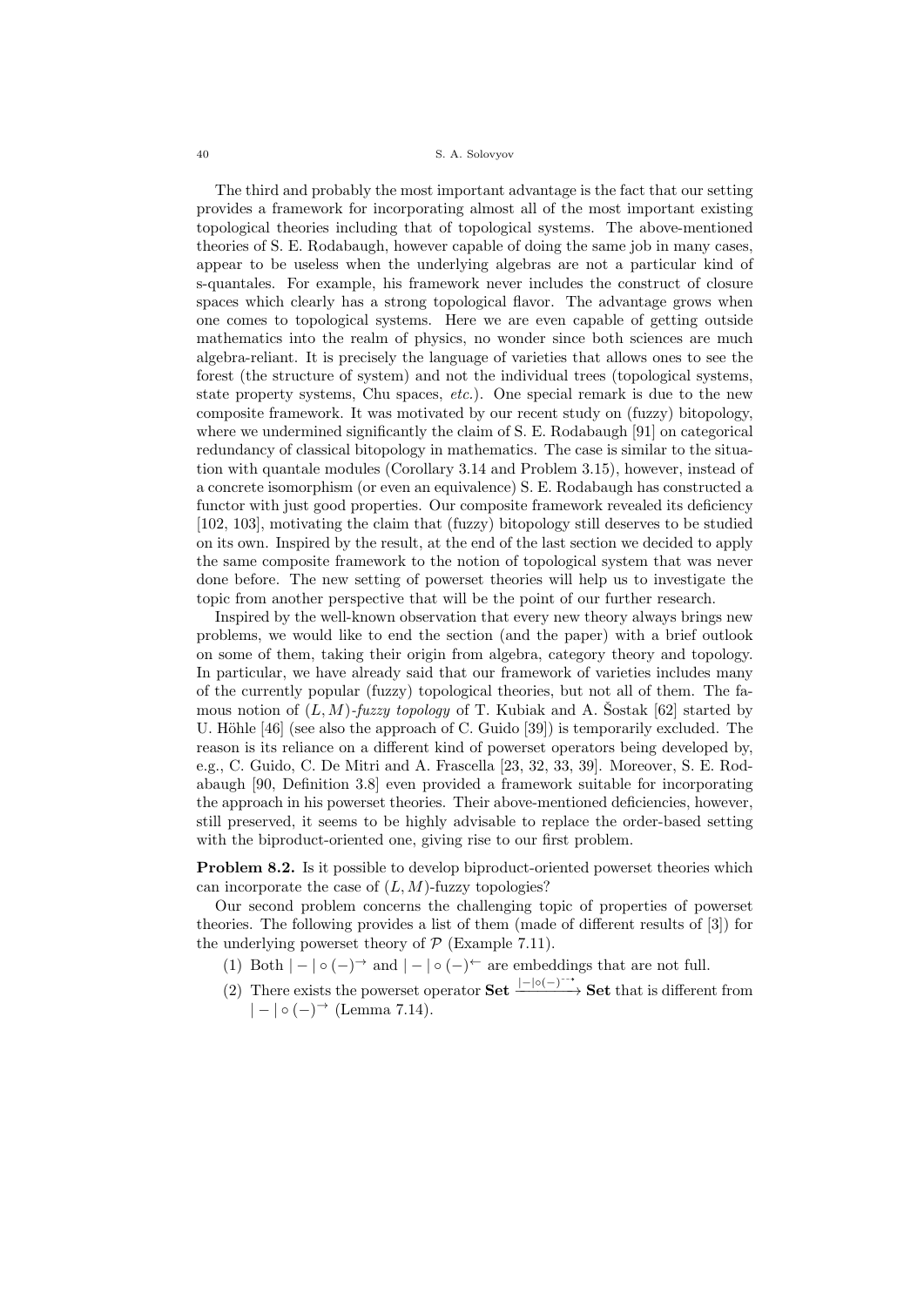The third and probably the most important advantage is the fact that our setting provides a framework for incorporating almost all of the most important existing topological theories including that of topological systems. The above-mentioned theories of S. E. Rodabaugh, however capable of doing the same job in many cases, appear to be useless when the underlying algebras are not a particular kind of s-quantales. For example, his framework never includes the construct of closure spaces which clearly has a strong topological flavor. The advantage grows when one comes to topological systems. Here we are even capable of getting outside mathematics into the realm of physics, no wonder since both sciences are much algebra-reliant. It is precisely the language of varieties that allows ones to see the forest (the structure of system) and not the individual trees (topological systems, state property systems, Chu spaces, *etc.*). One special remark is due to the new composite framework. It was motivated by our recent study on (fuzzy) bitopology, where we undermined significantly the claim of S. E. Rodabaugh [91] on categorical redundancy of classical bitopology in mathematics. The case is similar to the situation with quantale modules (Corollary 3.14 and Problem 3.15), however, instead of a concrete isomorphism (or even an equivalence) S. E. Rodabaugh has constructed a functor with just good properties. Our composite framework revealed its deficiency [102, 103], motivating the claim that (fuzzy) bitopology still deserves to be studied on its own. Inspired by the result, at the end of the last section we decided to apply the same composite framework to the notion of topological system that was never done before. The new setting of powerset theories will help us to investigate the topic from another perspective that will be the point of our further research.

Inspired by the well-known observation that every new theory always brings new problems, we would like to end the section (and the paper) with a brief outlook on some of them, taking their origin from algebra, category theory and topology. In particular, we have already said that our framework of varieties includes many of the currently popular (fuzzy) topological theories, but not all of them. The famous notion of $(L, M)$*-fuzzy topology* of T. Kubiak and A. Šostak [62] started by U. Höhle [46] (see also the approach of C. Guido [39]) is temporarily excluded. The reason is its reliance on a different kind of powerset operators being developed by, e.g., C. Guido, C. De Mitri and A. Frascella [23, 32, 33, 39]. Moreover, S. E. Rodabaugh [90, Definition 3.8] even provided a framework suitable for incorporating the approach in his powerset theories. Their above-mentioned deficiencies, however, still preserved, it seems to be highly advisable to replace the order-based setting with the biproduct-oriented one, giving rise to our first problem.

**Problem 8.2.** Is it possible to develop biproduct-oriented powerset theories which can incorporate the case of $(L, M)$-fuzzy topologies?

Our second problem concerns the challenging topic of properties of powerset theories. The following provides a list of them (made of different results of [3]) for the underlying powerset theory of $\mathcal{P}$ (Example 7.11).

(1) Both $|-| \circ (-)^{\rightarrow}$ and $|-| \circ (-)^{\leftarrow}$ are embeddings that are not full.

(2) There exists the powerset operator $\mathbf{Set} \xrightarrow{|-|\circ(-)^{- \rightarrow}} \mathbf{Set}$ that is different from $|-| \circ (-)^{\rightarrow}$ (Lemma 7.14).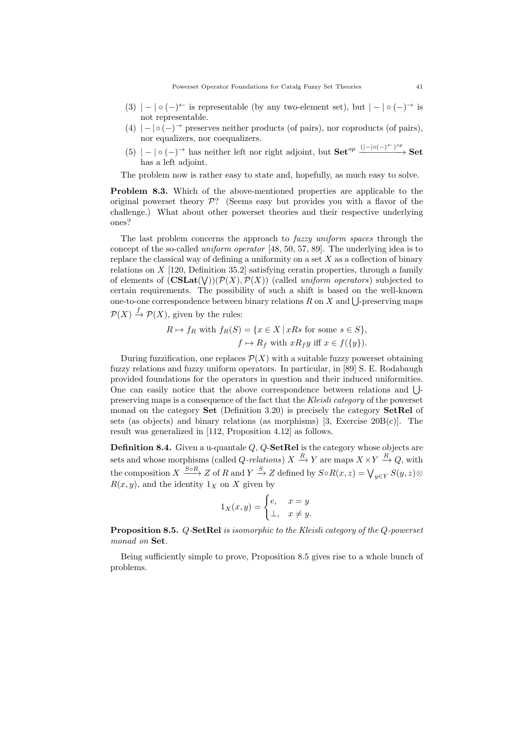(3) $|-|\circ(-)^{\leftarrow}$ is representable (by any two-element set), but $|-|\circ(-)^{\rightarrow}$ is not representable.

(4) $|-|\circ(-)^{\rightarrow}$ preserves neither products (of pairs), nor coproducts (of pairs), nor equalizers, nor coequalizers.

(5) $|-|\circ(-)^{\rightarrow}$ has neither left nor right adjoint, but $\mathbf{Set}^{op} \xrightarrow{(|-|\circ(-)^{\leftarrow})^{op}} \mathbf{Set}$ has a left adjoint.

The problem now is rather easy to state and, hopefully, as much easy to solve.

**Problem 8.3.** Which of the above-mentioned properties are applicable to the original powerset theory $\mathcal{P}$? (Seems easy but provides you with a flavor of the challenge.) What about other powerset theories and their respective underlying ones?

The last problem concerns the approach to *fuzzy uniform spaces* through the concept of the so-called *uniform operator* [48, 50, 57, 89]. The underlying idea is to replace the classical way of defining a uniformity on a set $X$ as a collection of binary relations on $X$ [120, Definition 35.2] satisfying ceratin properties, through a family of elements of $(\mathbf{CSLat}(\bigvee))(\mathcal{P}(X),\mathcal{P}(X))$ (called *uniform operators*) subjected to certain requirements. The possibility of such a shift is based on the well-known one-to-one correspondence between binary relations $R$ on $X$ and $\bigcup$-preserving maps $\mathcal{P}(X) \xrightarrow{f} \mathcal{P}(X)$, given by the rules:

$$R \mapsto f_R \text{ with } f_R(S) = \{x \in X \mid xRs \text{ for some } s \in S\},$$
$$f \mapsto R_f \text{ with } xR_f y \text{ iff } x \in f(\{y\}).$$

During fuzzification, one replaces $\mathcal{P}(X)$ with a suitable fuzzy powerset obtaining fuzzy relations and fuzzy uniform operators. In particular, in [89] S. E. Rodabaugh provided foundations for the operators in question and their induced uniformities. One can easily notice that the above correspondence between relations and $\bigcup$-preserving maps is a consequence of the fact that the *Kleisli category* of the powerset monad on the category $\mathbf{Set}$ (Definition 3.20) is precisely the category $\mathbf{SetRel}$ of sets (as objects) and binary relations (as morphisms) [3, Exercise 20B(c)]. The result was generalized in [112, Proposition 4.12] as follows.

**Definition 8.4.** Given a u-quantale $Q$, $Q$-$\mathbf{SetRel}$ is the category whose objects are sets and whose morphisms (called *$Q$-relations*) $X \xrightarrow{R} Y$ are maps $X \times Y \xrightarrow{R} Q$, with the composition $X \xrightarrow{S\circ R} Z$ of $R$ and $Y \xrightarrow{S} Z$ defined by $S \circ R(x,z) = \bigvee_{y\in Y} S(y,z) \otimes R(x,y)$, and the identity $1_X$ on $X$ given by

$$1_X(x,y) = \begin{cases} e, & x = y \\ \perp, & x \neq y. \end{cases}$$

**Proposition 8.5.** *$Q$-$\mathbf{SetRel}$ is isomorphic to the Kleisli category of the $Q$-powerset monad on* $\mathbf{Set}$.

Being sufficiently simple to prove, Proposition 8.5 gives rise to a whole bunch of problems.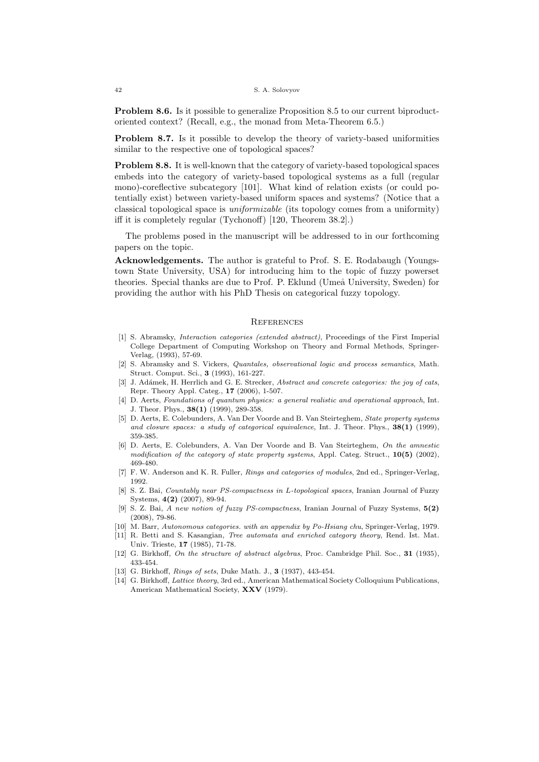**Problem 8.6.** Is it possible to generalize Proposition 8.5 to our current biproduct-oriented context? (Recall, e.g., the monad from Meta-Theorem 6.5.)

**Problem 8.7.** Is it possible to develop the theory of variety-based uniformities similar to the respective one of topological spaces?

**Problem 8.8.** It is well-known that the category of variety-based topological spaces embeds into the category of variety-based topological systems as a full (regular mono)-coreflective subcategory [101]. What kind of relation exists (or could potentially exist) between variety-based uniform spaces and systems? (Notice that a classical topological space is *uniformizable* (its topology comes from a uniformity) iff it is completely regular (Tychonoff) [120, Theorem 38.2].)

The problems posed in the manuscript will be addressed to in our forthcoming papers on the topic.

**Acknowledgements.** The author is grateful to Prof. S. E. Rodabaugh (Youngstown State University, USA) for introducing him to the topic of fuzzy powerset theories. Special thanks are due to Prof. P. Eklund (Umeå University, Sweden) for providing the author with his PhD Thesis on categorical fuzzy topology.

## References

[1] S. Abramsky, *Interaction categories (extended abstract)*, Proceedings of the First Imperial College Department of Computing Workshop on Theory and Formal Methods, Springer-Verlag, (1993), 57-69.

[2] S. Abramsky and S. Vickers, *Quantales, observational logic and process semantics*, Math. Struct. Comput. Sci., **3** (1993), 161-227.

[3] J. Adámek, H. Herrlich and G. E. Strecker, *Abstract and concrete categories: the joy of cats*, Repr. Theory Appl. Categ., **17** (2006), 1-507.

[4] D. Aerts, *Foundations of quantum physics: a general realistic and operational approach*, Int. J. Theor. Phys., **38(1)** (1999), 289-358.

[5] D. Aerts, E. Colebunders, A. Van Der Voorde and B. Van Steirteghem, *State property systems and closure spaces: a study of categorical equivalence*, Int. J. Theor. Phys., **38(1)** (1999), 359-385.

[6] D. Aerts, E. Colebunders, A. Van Der Voorde and B. Van Steirteghem, *On the amnestic modification of the category of state property systems*, Appl. Categ. Struct., **10(5)** (2002), 469-480.

[7] F. W. Anderson and K. R. Fuller, *Rings and categories of modules*, 2nd ed., Springer-Verlag, 1992.

[8] S. Z. Bai, *Countably near PS-compactness in L-topological spaces*, Iranian Journal of Fuzzy Systems, **4(2)** (2007), 89-94.

[9] S. Z. Bai, *A new notion of fuzzy PS-compactness*, Iranian Journal of Fuzzy Systems, **5(2)** (2008), 79-86.

[10] M. Barr, *Autonomous categories. with an appendix by Po-Hsiang chu*, Springer-Verlag, 1979.

[11] R. Betti and S. Kasangian, *Tree automata and enriched category theory*, Rend. Ist. Mat. Univ. Trieste, **17** (1985), 71-78.

[12] G. Birkhoff, *On the structure of abstract algebras*, Proc. Cambridge Phil. Soc., **31** (1935), 433-454.

[13] G. Birkhoff, *Rings of sets*, Duke Math. J., **3** (1937), 443-454.

[14] G. Birkhoff, *Lattice theory*, 3rd ed., American Mathematical Society Colloquium Publications, American Mathematical Society, **XXV** (1979).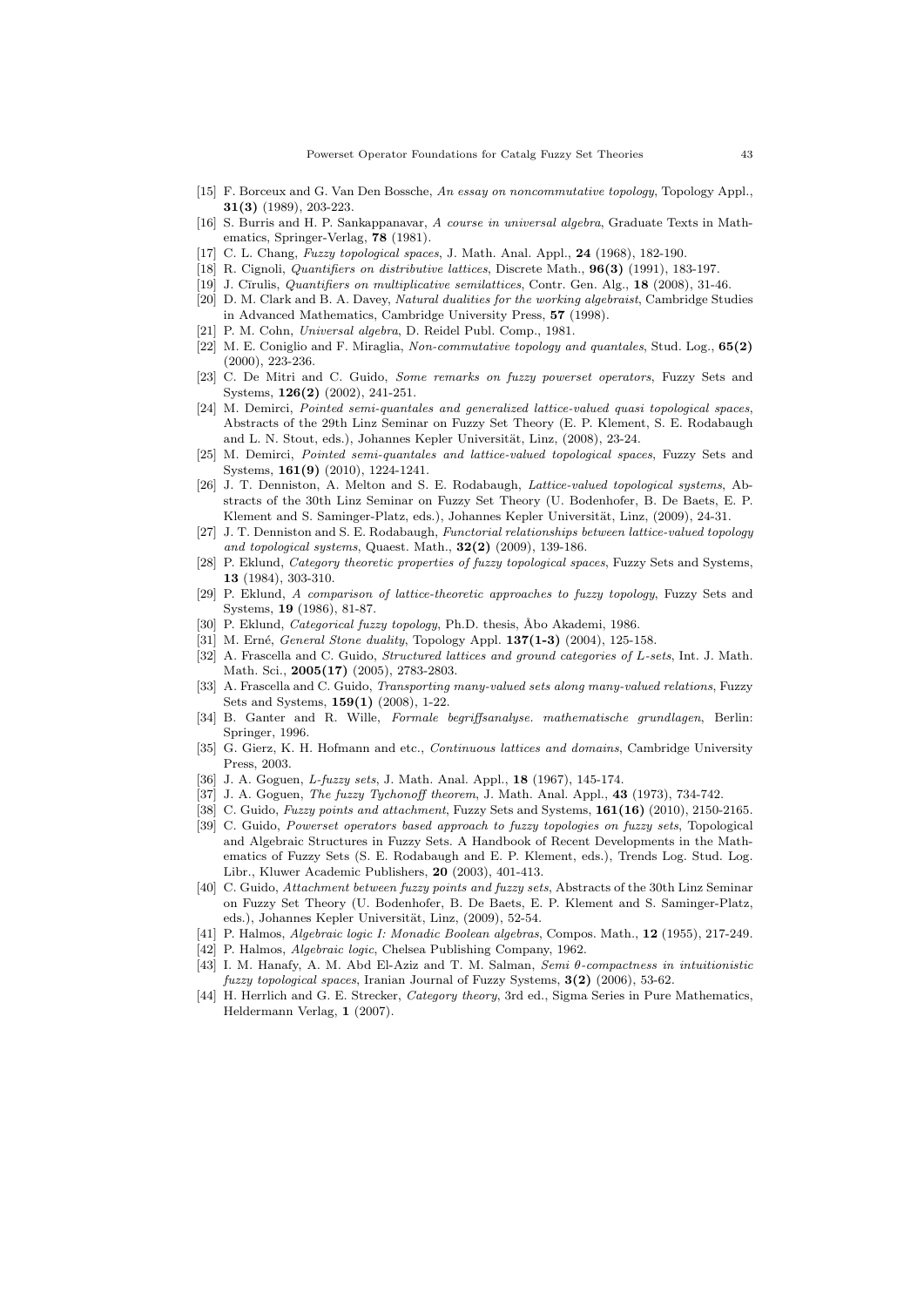[15] F. Borceux and G. Van Den Bossche, *An essay on noncommutative topology*, Topology Appl., **31(3)** (1989), 203-223.

[16] S. Burris and H. P. Sankappanavar, *A course in universal algebra*, Graduate Texts in Mathematics, Springer-Verlag, **78** (1981).

[17] C. L. Chang, *Fuzzy topological spaces*, J. Math. Anal. Appl., **24** (1968), 182-190.

[18] R. Cignoli, *Quantifiers on distributive lattices*, Discrete Math., **96(3)** (1991), 183-197.

[19] J. Cīrulis, *Quantifiers on multiplicative semilattices*, Contr. Gen. Alg., **18** (2008), 31-46.

[20] D. M. Clark and B. A. Davey, *Natural dualities for the working algebraist*, Cambridge Studies in Advanced Mathematics, Cambridge University Press, **57** (1998).

[21] P. M. Cohn, *Universal algebra*, D. Reidel Publ. Comp., 1981.

[22] M. E. Coniglio and F. Miraglia, *Non-commutative topology and quantales*, Stud. Log., **65(2)** (2000), 223-236.

[23] C. De Mitri and C. Guido, *Some remarks on fuzzy powerset operators*, Fuzzy Sets and Systems, **126(2)** (2002), 241-251.

[24] M. Demirci, *Pointed semi-quantales and generalized lattice-valued quasi topological spaces*, Abstracts of the 29th Linz Seminar on Fuzzy Set Theory (E. P. Klement, S. E. Rodabaugh and L. N. Stout, eds.), Johannes Kepler Universität, Linz, (2008), 23-24.

[25] M. Demirci, *Pointed semi-quantales and lattice-valued topological spaces*, Fuzzy Sets and Systems, **161(9)** (2010), 1224-1241.

[26] J. T. Denniston, A. Melton and S. E. Rodabaugh, *Lattice-valued topological systems*, Abstracts of the 30th Linz Seminar on Fuzzy Set Theory (U. Bodenhofer, B. De Baets, E. P. Klement and S. Saminger-Platz, eds.), Johannes Kepler Universität, Linz, (2009), 24-31.

[27] J. T. Denniston and S. E. Rodabaugh, *Functorial relationships between lattice-valued topology and topological systems*, Quaest. Math., **32(2)** (2009), 139-186.

[28] P. Eklund, *Category theoretic properties of fuzzy topological spaces*, Fuzzy Sets and Systems, **13** (1984), 303-310.

[29] P. Eklund, *A comparison of lattice-theoretic approaches to fuzzy topology*, Fuzzy Sets and Systems, **19** (1986), 81-87.

[30] P. Eklund, *Categorical fuzzy topology*, Ph.D. thesis, Åbo Akademi, 1986.

[31] M. Erné, *General Stone duality*, Topology Appl. **137(1-3)** (2004), 125-158.

[32] A. Frascella and C. Guido, *Structured lattices and ground categories of L-sets*, Int. J. Math. Math. Sci., **2005(17)** (2005), 2783-2803.

[33] A. Frascella and C. Guido, *Transporting many-valued sets along many-valued relations*, Fuzzy Sets and Systems, **159(1)** (2008), 1-22.

[34] B. Ganter and R. Wille, *Formale begriffsanalyse. mathematische grundlagen*, Berlin: Springer, 1996.

[35] G. Gierz, K. H. Hofmann and etc., *Continuous lattices and domains*, Cambridge University Press, 2003.

[36] J. A. Goguen, *L-fuzzy sets*, J. Math. Anal. Appl., **18** (1967), 145-174.

[37] J. A. Goguen, *The fuzzy Tychonoff theorem*, J. Math. Anal. Appl., **43** (1973), 734-742.

[38] C. Guido, *Fuzzy points and attachment*, Fuzzy Sets and Systems, **161(16)** (2010), 2150-2165.

[39] C. Guido, *Powerset operators based approach to fuzzy topologies on fuzzy sets*, Topological and Algebraic Structures in Fuzzy Sets. A Handbook of Recent Developments in the Mathematics of Fuzzy Sets (S. E. Rodabaugh and E. P. Klement, eds.), Trends Log. Stud. Log. Libr., Kluwer Academic Publishers, **20** (2003), 401-413.

[40] C. Guido, *Attachment between fuzzy points and fuzzy sets*, Abstracts of the 30th Linz Seminar on Fuzzy Set Theory (U. Bodenhofer, B. De Baets, E. P. Klement and S. Saminger-Platz, eds.), Johannes Kepler Universität, Linz, (2009), 52-54.

[41] P. Halmos, *Algebraic logic I: Monadic Boolean algebras*, Compos. Math., **12** (1955), 217-249.

[42] P. Halmos, *Algebraic logic*, Chelsea Publishing Company, 1962.

[43] I. M. Hanafy, A. M. Abd El-Aziz and T. M. Salman, *Semi $\theta$-compactness in intuitionistic fuzzy topological spaces*, Iranian Journal of Fuzzy Systems, **3(2)** (2006), 53-62.

[44] H. Herrlich and G. E. Strecker, *Category theory*, 3rd ed., Sigma Series in Pure Mathematics, Heldermann Verlag, **1** (2007).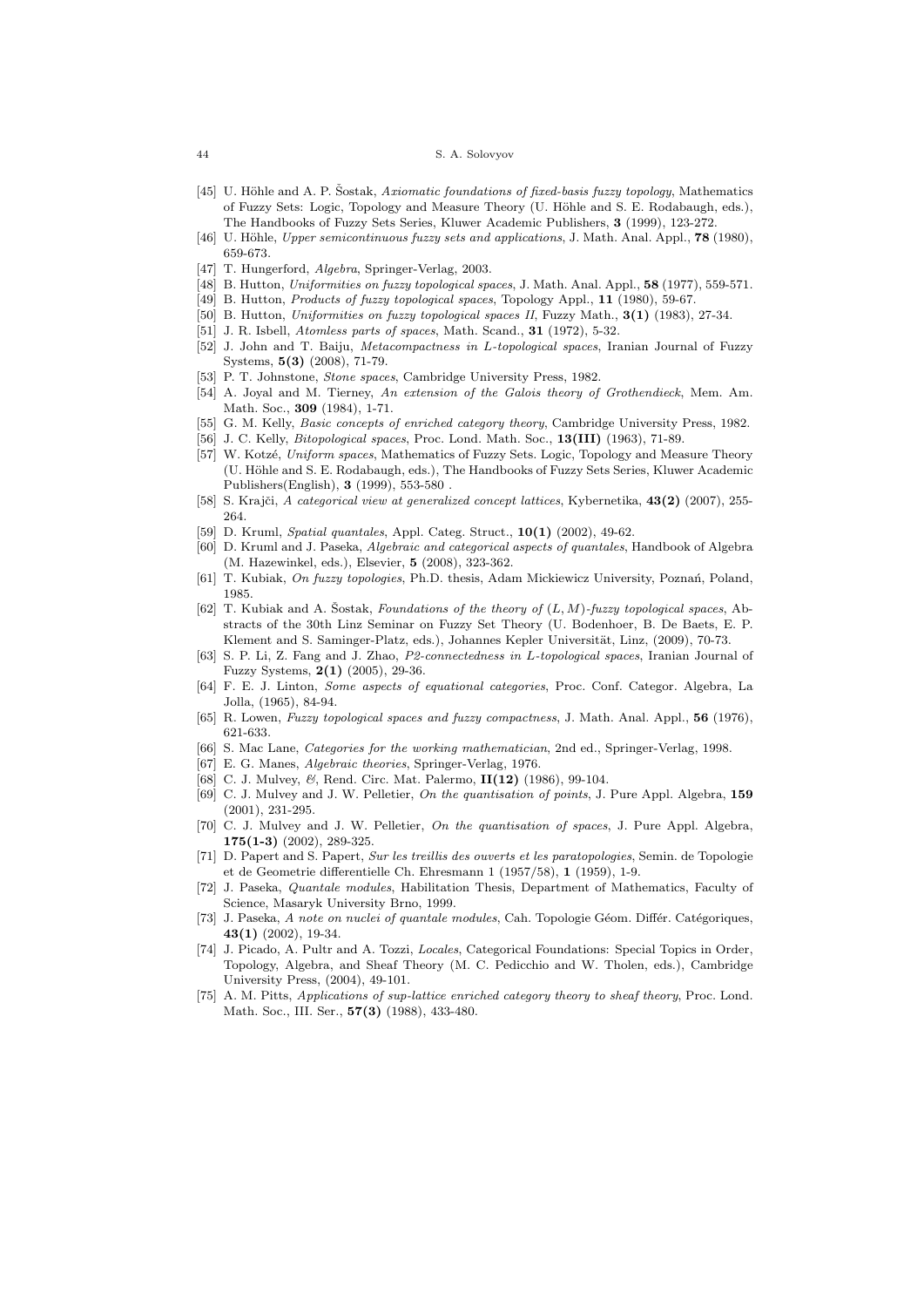[45] U. Höhle and A. P. Šostak, *Axiomatic foundations of fixed-basis fuzzy topology*, Mathematics of Fuzzy Sets: Logic, Topology and Measure Theory (U. Höhle and S. E. Rodabaugh, eds.), The Handbooks of Fuzzy Sets Series, Kluwer Academic Publishers, **3** (1999), 123-272.

[46] U. Höhle, *Upper semicontinuous fuzzy sets and applications*, J. Math. Anal. Appl., **78** (1980), 659-673.

[47] T. Hungerford, *Algebra*, Springer-Verlag, 2003.

[48] B. Hutton, *Uniformities on fuzzy topological spaces*, J. Math. Anal. Appl., **58** (1977), 559-571.

[49] B. Hutton, *Products of fuzzy topological spaces*, Topology Appl., **11** (1980), 59-67.

[50] B. Hutton, *Uniformities on fuzzy topological spaces II*, Fuzzy Math., **3(1)** (1983), 27-34.

[51] J. R. Isbell, *Atomless parts of spaces*, Math. Scand., **31** (1972), 5-32.

[52] J. John and T. Baiju, *Metacompactness in L-topological spaces*, Iranian Journal of Fuzzy Systems, **5(3)** (2008), 71-79.

[53] P. T. Johnstone, *Stone spaces*, Cambridge University Press, 1982.

[54] A. Joyal and M. Tierney, *An extension of the Galois theory of Grothendieck*, Mem. Am. Math. Soc., **309** (1984), 1-71.

[55] G. M. Kelly, *Basic concepts of enriched category theory*, Cambridge University Press, 1982.

[56] J. C. Kelly, *Bitopological spaces*, Proc. Lond. Math. Soc., **13(III)** (1963), 71-89.

[57] W. Kotzé, *Uniform spaces*, Mathematics of Fuzzy Sets. Logic, Topology and Measure Theory (U. Höhle and S. E. Rodabaugh, eds.), The Handbooks of Fuzzy Sets Series, Kluwer Academic Publishers(English), **3** (1999), 553-580 .

[58] S. Krajči, *A categorical view at generalized concept lattices*, Kybernetika, **43(2)** (2007), 255-264.

[59] D. Kruml, *Spatial quantales*, Appl. Categ. Struct., **10(1)** (2002), 49-62.

[60] D. Kruml and J. Paseka, *Algebraic and categorical aspects of quantales*, Handbook of Algebra (M. Hazewinkel, eds.), Elsevier, **5** (2008), 323-362.

[61] T. Kubiak, *On fuzzy topologies*, Ph.D. thesis, Adam Mickiewicz University, Poznań, Poland, 1985.

[62] T. Kubiak and A. Šostak, *Foundations of the theory of $(L, M)$-fuzzy topological spaces*, Abstracts of the 30th Linz Seminar on Fuzzy Set Theory (U. Bodenhoer, B. De Baets, E. P. Klement and S. Saminger-Platz, eds.), Johannes Kepler Universität, Linz, (2009), 70-73.

[63] S. P. Li, Z. Fang and J. Zhao, *P2-connectedness in L-topological spaces*, Iranian Journal of Fuzzy Systems, **2(1)** (2005), 29-36.

[64] F. E. J. Linton, *Some aspects of equational categories*, Proc. Conf. Categor. Algebra, La Jolla, (1965), 84-94.

[65] R. Lowen, *Fuzzy topological spaces and fuzzy compactness*, J. Math. Anal. Appl., **56** (1976), 621-633.

[66] S. Mac Lane, *Categories for the working mathematician*, 2nd ed., Springer-Verlag, 1998.

[67] E. G. Manes, *Algebraic theories*, Springer-Verlag, 1976.

[68] C. J. Mulvey, *&*, Rend. Circ. Mat. Palermo, **II(12)** (1986), 99-104.

[69] C. J. Mulvey and J. W. Pelletier, *On the quantisation of points*, J. Pure Appl. Algebra, **159** (2001), 231-295.

[70] C. J. Mulvey and J. W. Pelletier, *On the quantisation of spaces*, J. Pure Appl. Algebra, **175(1-3)** (2002), 289-325.

[71] D. Papert and S. Papert, *Sur les treillis des ouverts et les paratopologies*, Semin. de Topologie et de Geometrie differentielle Ch. Ehresmann 1 (1957/58), **1** (1959), 1-9.

[72] J. Paseka, *Quantale modules*, Habilitation Thesis, Department of Mathematics, Faculty of Science, Masaryk University Brno, 1999.

[73] J. Paseka, *A note on nuclei of quantale modules*, Cah. Topologie Géom. Différ. Catégoriques, **43(1)** (2002), 19-34.

[74] J. Picado, A. Pultr and A. Tozzi, *Locales*, Categorical Foundations: Special Topics in Order, Topology, Algebra, and Sheaf Theory (M. C. Pedicchio and W. Tholen, eds.), Cambridge University Press, (2004), 49-101.

[75] A. M. Pitts, *Applications of sup-lattice enriched category theory to sheaf theory*, Proc. Lond. Math. Soc., III. Ser., **57(3)** (1988), 433-480.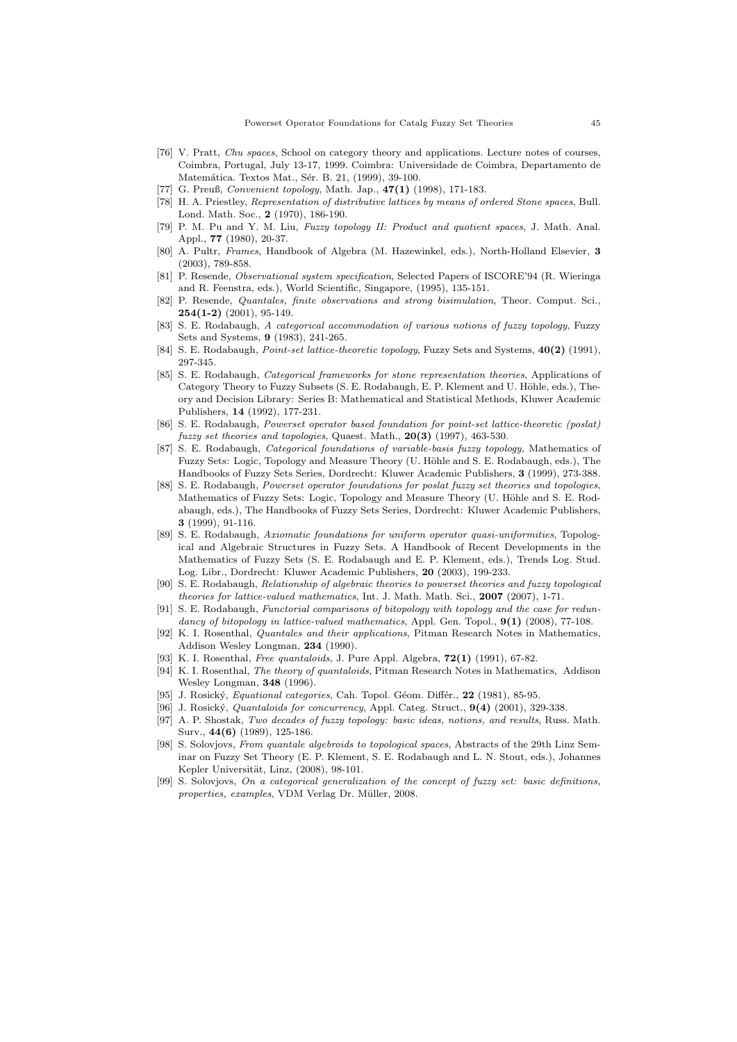[76] V. Pratt, *Chu spaces*, School on category theory and applications. Lecture notes of courses, Coimbra, Portugal, July 13-17, 1999. Coimbra: Universidade de Coimbra, Departamento de Matemática. Textos Mat., Sér. B. 21, (1999), 39-100.

[77] G. Preuß, *Convenient topology*, Math. Jap., **47(1)** (1998), 171-183.

[78] H. A. Priestley, *Representation of distributive lattices by means of ordered Stone spaces*, Bull. Lond. Math. Soc., **2** (1970), 186-190.

[79] P. M. Pu and Y. M. Liu, *Fuzzy topology II: Product and quotient spaces*, J. Math. Anal. Appl., **77** (1980), 20-37.

[80] A. Pultr, *Frames*, Handbook of Algebra (M. Hazewinkel, eds.), North-Holland Elsevier, **3** (2003), 789-858.

[81] P. Resende, *Observational system specification*, Selected Papers of ISCORE'94 (R. Wieringa and R. Feenstra, eds.), World Scientific, Singapore, (1995), 135-151.

[82] P. Resende, *Quantales, finite observations and strong bisimulation*, Theor. Comput. Sci., **254(1-2)** (2001), 95-149.

[83] S. E. Rodabaugh, *A categorical accommodation of various notions of fuzzy topology*, Fuzzy Sets and Systems, **9** (1983), 241-265.

[84] S. E. Rodabaugh, *Point-set lattice-theoretic topology*, Fuzzy Sets and Systems, **40(2)** (1991), 297-345.

[85] S. E. Rodabaugh, *Categorical frameworks for stone representation theories*, Applications of Category Theory to Fuzzy Subsets (S. E. Rodabaugh, E. P. Klement and U. Höhle, eds.), Theory and Decision Library: Series B: Mathematical and Statistical Methods, Kluwer Academic Publishers, **14** (1992), 177-231.

[86] S. E. Rodabaugh, *Powerset operator based foundation for point-set lattice-theoretic (poslat) fuzzy set theories and topologies*, Quaest. Math., **20(3)** (1997), 463-530.

[87] S. E. Rodabaugh, *Categorical foundations of variable-basis fuzzy topology*, Mathematics of Fuzzy Sets: Logic, Topology and Measure Theory (U. Höhle and S. E. Rodabaugh, eds.), The Handbooks of Fuzzy Sets Series, Dordrecht: Kluwer Academic Publishers, **3** (1999), 273-388.

[88] S. E. Rodabaugh, *Powerset operator foundations for poslat fuzzy set theories and topologies*, Mathematics of Fuzzy Sets: Logic, Topology and Measure Theory (U. Höhle and S. E. Rodabaugh, eds.), The Handbooks of Fuzzy Sets Series, Dordrecht: Kluwer Academic Publishers, **3** (1999), 91-116.

[89] S. E. Rodabaugh, *Axiomatic foundations for uniform operator quasi-uniformities*, Topological and Algebraic Structures in Fuzzy Sets. A Handbook of Recent Developments in the Mathematics of Fuzzy Sets (S. E. Rodabaugh and E. P. Klement, eds.), Trends Log. Stud. Log. Libr., Dordrecht: Kluwer Academic Publishers, **20** (2003), 199-233.

[90] S. E. Rodabaugh, *Relationship of algebraic theories to powerset theories and fuzzy topological theories for lattice-valued mathematics*, Int. J. Math. Math. Sci., **2007** (2007), 1-71.

[91] S. E. Rodabaugh, *Functorial comparisons of bitopology with topology and the case for redundancy of bitopology in lattice-valued mathematics*, Appl. Gen. Topol., **9(1)** (2008), 77-108.

[92] K. I. Rosenthal, *Quantales and their applications*, Pitman Research Notes in Mathematics, Addison Wesley Longman, **234** (1990).

[93] K. I. Rosenthal, *Free quantaloids*, J. Pure Appl. Algebra, **72(1)** (1991), 67-82.

[94] K. I. Rosenthal, *The theory of quantaloids*, Pitman Research Notes in Mathematics, Addison Wesley Longman, **348** (1996).

[95] J. Rosický, *Equational categories*, Cah. Topol. Géom. Différ., **22** (1981), 85-95.

[96] J. Rosický, *Quantaloids for concurrency*, Appl. Categ. Struct., **9(4)** (2001), 329-338.

[97] A. P. Shostak, *Two decades of fuzzy topology: basic ideas, notions, and results*, Russ. Math. Surv., **44(6)** (1989), 125-186.

[98] S. Solovjovs, *From quantale algebroids to topological spaces*, Abstracts of the 29th Linz Seminar on Fuzzy Set Theory (E. P. Klement, S. E. Rodabaugh and L. N. Stout, eds.), Johannes Kepler Universität, Linz, (2008), 98-101.

[99] S. Solovjovs, *On a categorical generalization of the concept of fuzzy set: basic definitions, properties, examples*, VDM Verlag Dr. Müller, 2008.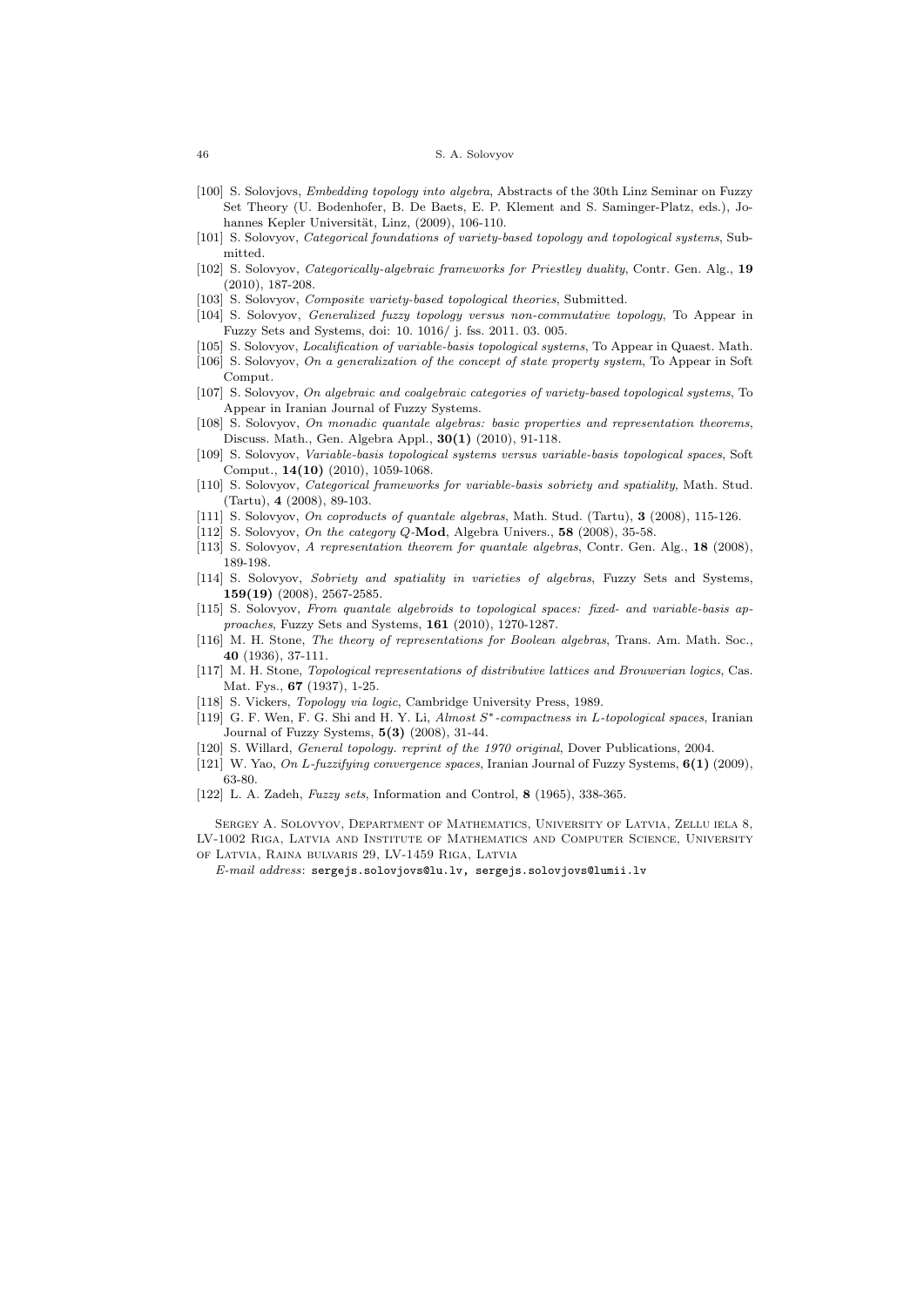[100] S. Solovjovs, *Embedding topology into algebra*, Abstracts of the 30th Linz Seminar on Fuzzy Set Theory (U. Bodenhofer, B. De Baets, E. P. Klement and S. Saminger-Platz, eds.), Johannes Kepler Universität, Linz, (2009), 106-110.

[101] S. Solovyov, *Categorical foundations of variety-based topology and topological systems*, Submitted.

[102] S. Solovyov, *Categorically-algebraic frameworks for Priestley duality*, Contr. Gen. Alg., **19** (2010), 187-208.

[103] S. Solovyov, *Composite variety-based topological theories*, Submitted.

[104] S. Solovyov, *Generalized fuzzy topology versus non-commutative topology*, To Appear in Fuzzy Sets and Systems, doi: 10. 1016/ j. fss. 2011. 03. 005.

[105] S. Solovyov, *Localification of variable-basis topological systems*, To Appear in Quaest. Math.

[106] S. Solovyov, *On a generalization of the concept of state property system*, To Appear in Soft Comput.

[107] S. Solovyov, *On algebraic and coalgebraic categories of variety-based topological systems*, To Appear in Iranian Journal of Fuzzy Systems.

[108] S. Solovyov, *On monadic quantale algebras: basic properties and representation theorems*, Discuss. Math., Gen. Algebra Appl., **30(1)** (2010), 91-118.

[109] S. Solovyov, *Variable-basis topological systems versus variable-basis topological spaces*, Soft Comput., **14(10)** (2010), 1059-1068.

[110] S. Solovyov, *Categorical frameworks for variable-basis sobriety and spatiality*, Math. Stud. (Tartu), **4** (2008), 89-103.

[111] S. Solovyov, *On coproducts of quantale algebras*, Math. Stud. (Tartu), **3** (2008), 115-126.

[112] S. Solovyov, *On the category $Q$-**Mod***, Algebra Univers., **58** (2008), 35-58.

[113] S. Solovyov, *A representation theorem for quantale algebras*, Contr. Gen. Alg., **18** (2008), 189-198.

[114] S. Solovyov, *Sobriety and spatiality in varieties of algebras*, Fuzzy Sets and Systems, **159(19)** (2008), 2567-2585.

[115] S. Solovyov, *From quantale algebroids to topological spaces: fixed- and variable-basis approaches*, Fuzzy Sets and Systems, **161** (2010), 1270-1287.

[116] M. H. Stone, *The theory of representations for Boolean algebras*, Trans. Am. Math. Soc., **40** (1936), 37-111.

[117] M. H. Stone, *Topological representations of distributive lattices and Brouwerian logics*, Cas. Mat. Fys., **67** (1937), 1-25.

[118] S. Vickers, *Topology via logic*, Cambridge University Press, 1989.

[119] G. F. Wen, F. G. Shi and H. Y. Li, *Almost $S^*$-compactness in $L$-topological spaces*, Iranian Journal of Fuzzy Systems, **5(3)** (2008), 31-44.

[120] S. Willard, *General topology. reprint of the 1970 original*, Dover Publications, 2004.

[121] W. Yao, *On $L$-fuzzifying convergence spaces*, Iranian Journal of Fuzzy Systems, **6(1)** (2009), 63-80.

[122] L. A. Zadeh, *Fuzzy sets*, Information and Control, **8** (1965), 338-365.

Sergey A. Solovyov, Department of Mathematics, University of Latvia, Zellu iela 8, LV-1002 Riga, Latvia and Institute of Mathematics and Computer Science, University of Latvia, Raina bulvaris 29, LV-1459 Riga, Latvia

*E-mail address*: sergejs.solovjovs@lu.lv, sergejs.solovjovs@lumii.lv